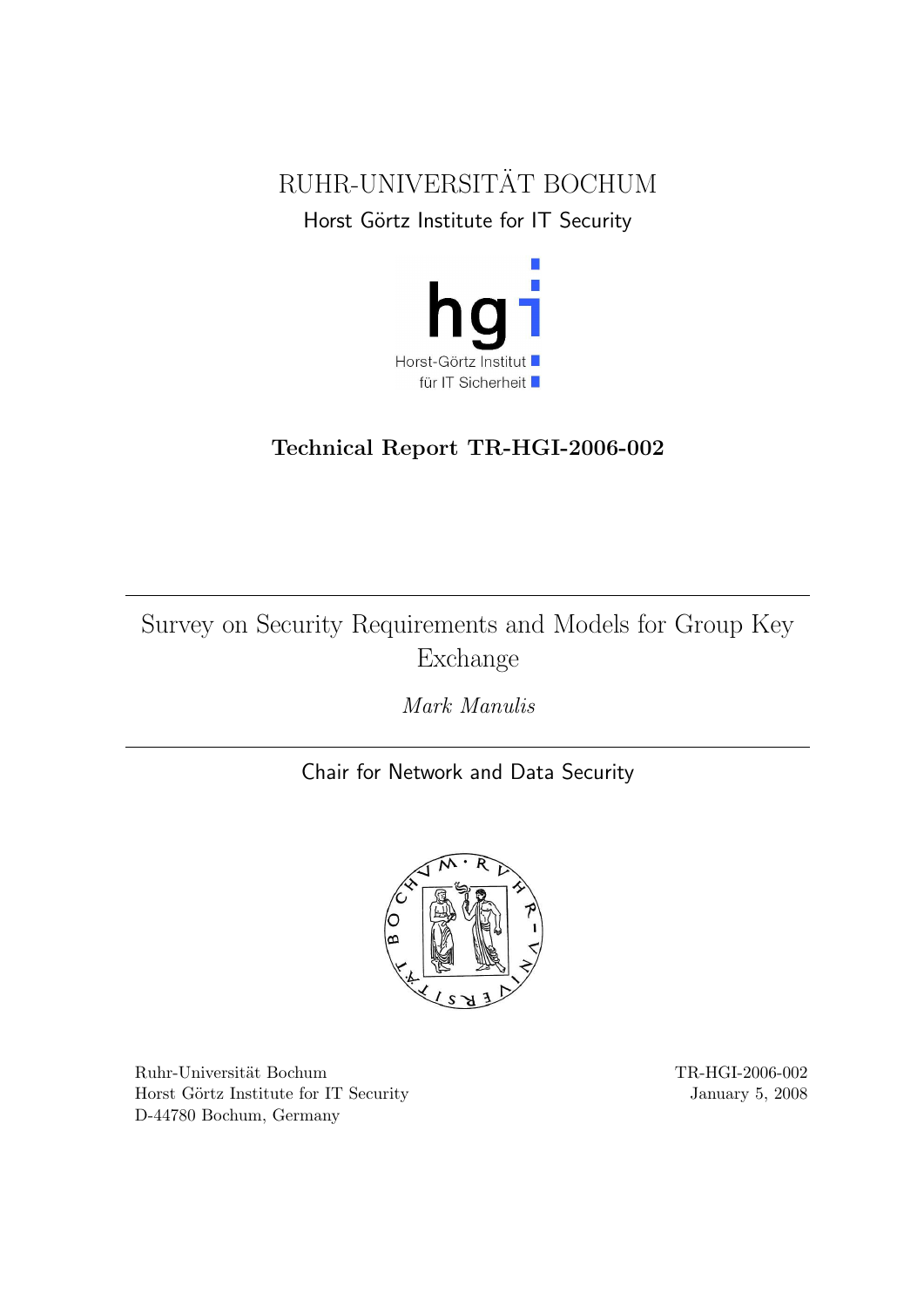RUHR-UNIVERSITÄT BOCHUM

Horst Görtz Institute for IT Security

**Technical Report TR-HGI-2006-002**

# Survey on Security Requirements and Models for Group Key Exchange

*Mark Manulis*

Chair for Network and Data Security

Ruhr-Universität Bochum
Horst Görtz Institute for IT Security
D-44780 Bochum, Germany

TR-HGI-2006-002
January 5, 2008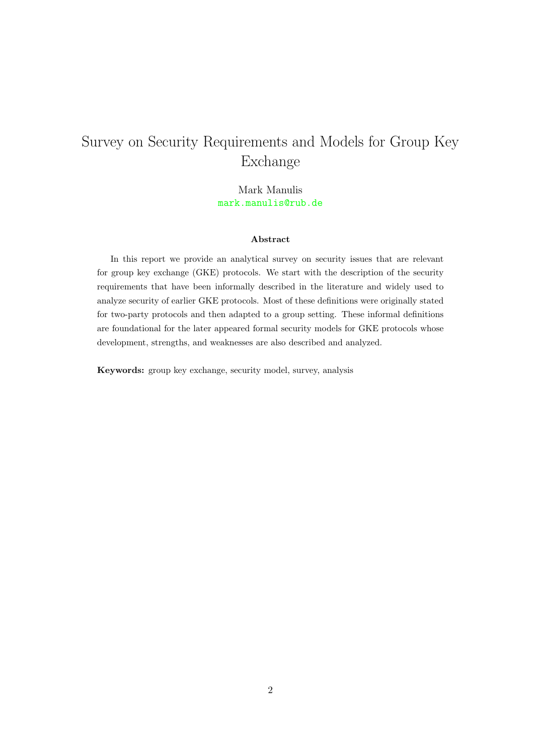# Survey on Security Requirements and Models for Group Key Exchange

Mark Manulis
mark.manulis@rub.de

**Abstract**

In this report we provide an analytical survey on security issues that are relevant for group key exchange (GKE) protocols. We start with the description of the security requirements that have been informally described in the literature and widely used to analyze security of earlier GKE protocols. Most of these definitions were originally stated for two-party protocols and then adapted to a group setting. These informal definitions are foundational for the later appeared formal security models for GKE protocols whose development, strengths, and weaknesses are also described and analyzed.

**Keywords:** group key exchange, security model, survey, analysis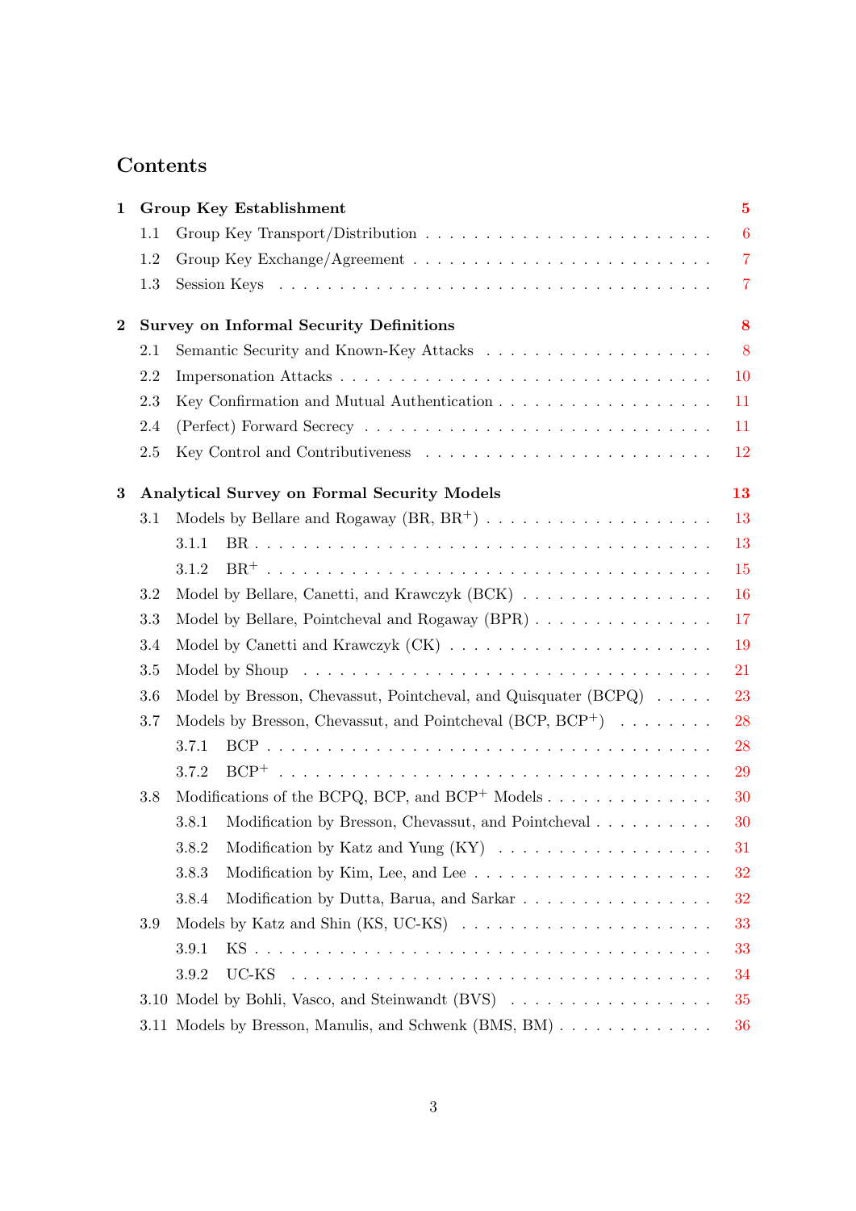# Contents

**1 Group Key Establishment** — **5**

- 1.1 Group Key Transport/Distribution — 6
- 1.2 Group Key Exchange/Agreement — 7
- 1.3 Session Keys — 7

**2 Survey on Informal Security Definitions** — **8**

- 2.1 Semantic Security and Known-Key Attacks — 8
- 2.2 Impersonation Attacks — 10
- 2.3 Key Confirmation and Mutual Authentication — 11
- 2.4 (Perfect) Forward Secrecy — 11
- 2.5 Key Control and Contributiveness — 12

**3 Analytical Survey on Formal Security Models** — **13**

- 3.1 Models by Bellare and Rogaway (BR, $BR^+$) — 13
  - 3.1.1 BR — 13
  - 3.1.2 $BR^+$ — 15
- 3.2 Model by Bellare, Canetti, and Krawczyk (BCK) — 16
- 3.3 Model by Bellare, Pointcheval and Rogaway (BPR) — 17
- 3.4 Model by Canetti and Krawczyk (CK) — 19
- 3.5 Model by Shoup — 21
- 3.6 Model by Bresson, Chevassut, Pointcheval, and Quisquater (BCPQ) — 23
- 3.7 Models by Bresson, Chevassut, and Pointcheval (BCP, $BCP^+$) — 28
  - 3.7.1 BCP — 28
  - 3.7.2 $BCP^+$ — 29
- 3.8 Modifications of the BCPQ, BCP, and $BCP^+$ Models — 30
  - 3.8.1 Modification by Bresson, Chevassut, and Pointcheval — 30
  - 3.8.2 Modification by Katz and Yung (KY) — 31
  - 3.8.3 Modification by Kim, Lee, and Lee — 32
  - 3.8.4 Modification by Dutta, Barua, and Sarkar — 32
- 3.9 Models by Katz and Shin (KS, UC-KS) — 33
  - 3.9.1 KS — 33
  - 3.9.2 UC-KS — 34
- 3.10 Model by Bohli, Vasco, and Steinwandt (BVS) — 35
- 3.11 Models by Bresson, Manulis, and Schwenk (BMS, BM) — 36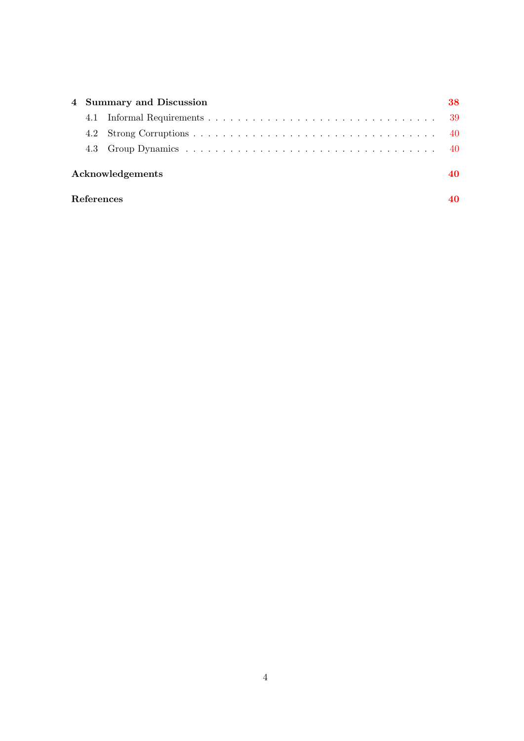4 **Summary and Discussion** 38

- 4.1 Informal Requirements . . . . . . . . . . . . . . . . . . . . . . . . . . . . . . 39
- 4.2 Strong Corruptions . . . . . . . . . . . . . . . . . . . . . . . . . . . . . . . 40
- 4.3 Group Dynamics . . . . . . . . . . . . . . . . . . . . . . . . . . . . . . . . 40

**Acknowledgements** 40

**References** 40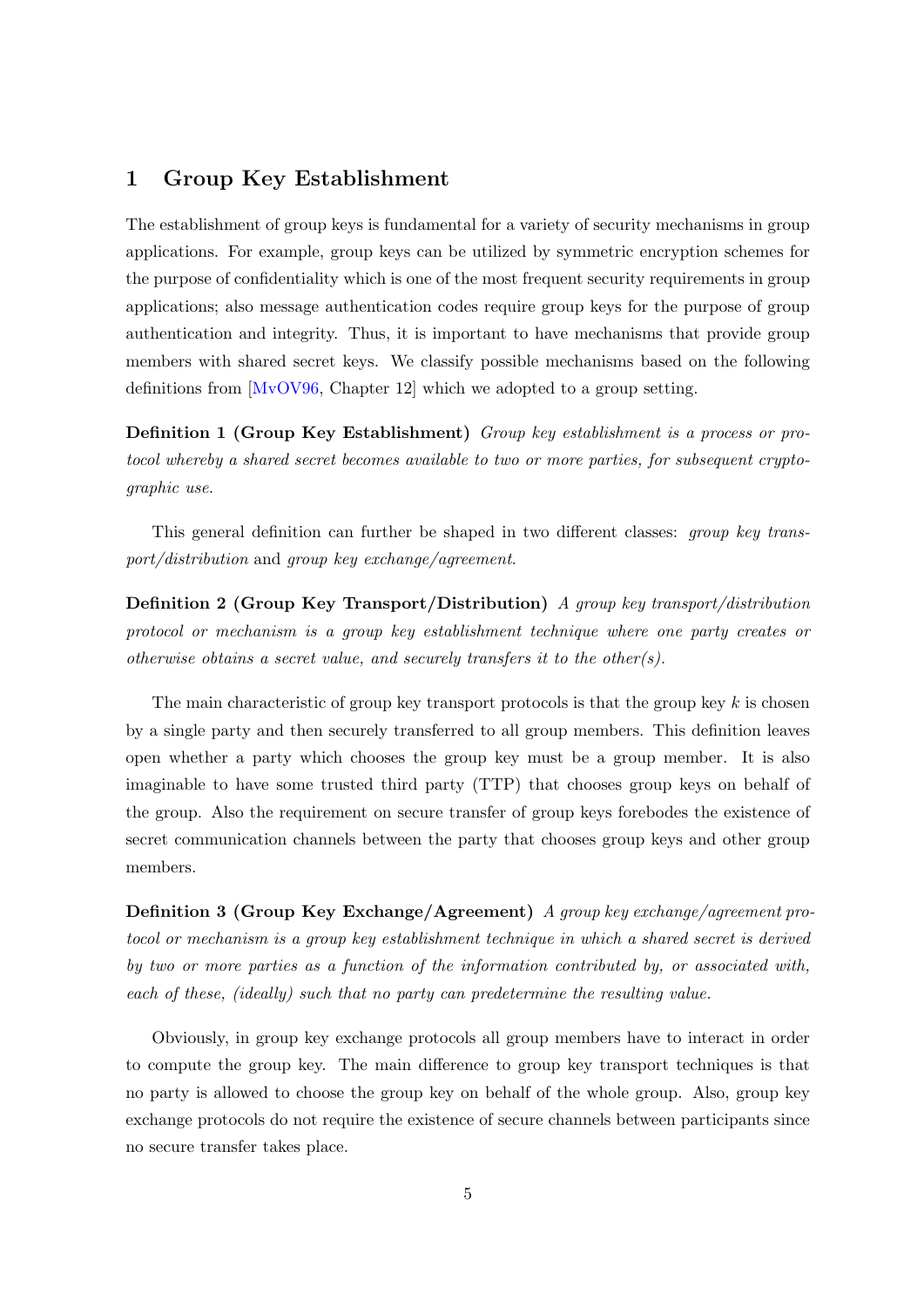# 1 Group Key Establishment

The establishment of group keys is fundamental for a variety of security mechanisms in group applications. For example, group keys can be utilized by symmetric encryption schemes for the purpose of confidentiality which is one of the most frequent security requirements in group applications; also message authentication codes require group keys for the purpose of group authentication and integrity. Thus, it is important to have mechanisms that provide group members with shared secret keys. We classify possible mechanisms based on the following definitions from [MvOV96, Chapter 12] which we adopted to a group setting.

**Definition 1 (Group Key Establishment)** *Group key establishment is a process or protocol whereby a shared secret becomes available to two or more parties, for subsequent cryptographic use.*

This general definition can further be shaped in two different classes: *group key transport/distribution* and *group key exchange/agreement*.

**Definition 2 (Group Key Transport/Distribution)** *A group key transport/distribution protocol or mechanism is a group key establishment technique where one party creates or otherwise obtains a secret value, and securely transfers it to the other(s).*

The main characteristic of group key transport protocols is that the group key $k$ is chosen by a single party and then securely transferred to all group members. This definition leaves open whether a party which chooses the group key must be a group member. It is also imaginable to have some trusted third party (TTP) that chooses group keys on behalf of the group. Also the requirement on secure transfer of group keys forebodes the existence of secret communication channels between the party that chooses group keys and other group members.

**Definition 3 (Group Key Exchange/Agreement)** *A group key exchange/agreement protocol or mechanism is a group key establishment technique in which a shared secret is derived by two or more parties as a function of the information contributed by, or associated with, each of these, (ideally) such that no party can predetermine the resulting value.*

Obviously, in group key exchange protocols all group members have to interact in order to compute the group key. The main difference to group key transport techniques is that no party is allowed to choose the group key on behalf of the whole group. Also, group key exchange protocols do not require the existence of secure channels between participants since no secure transfer takes place.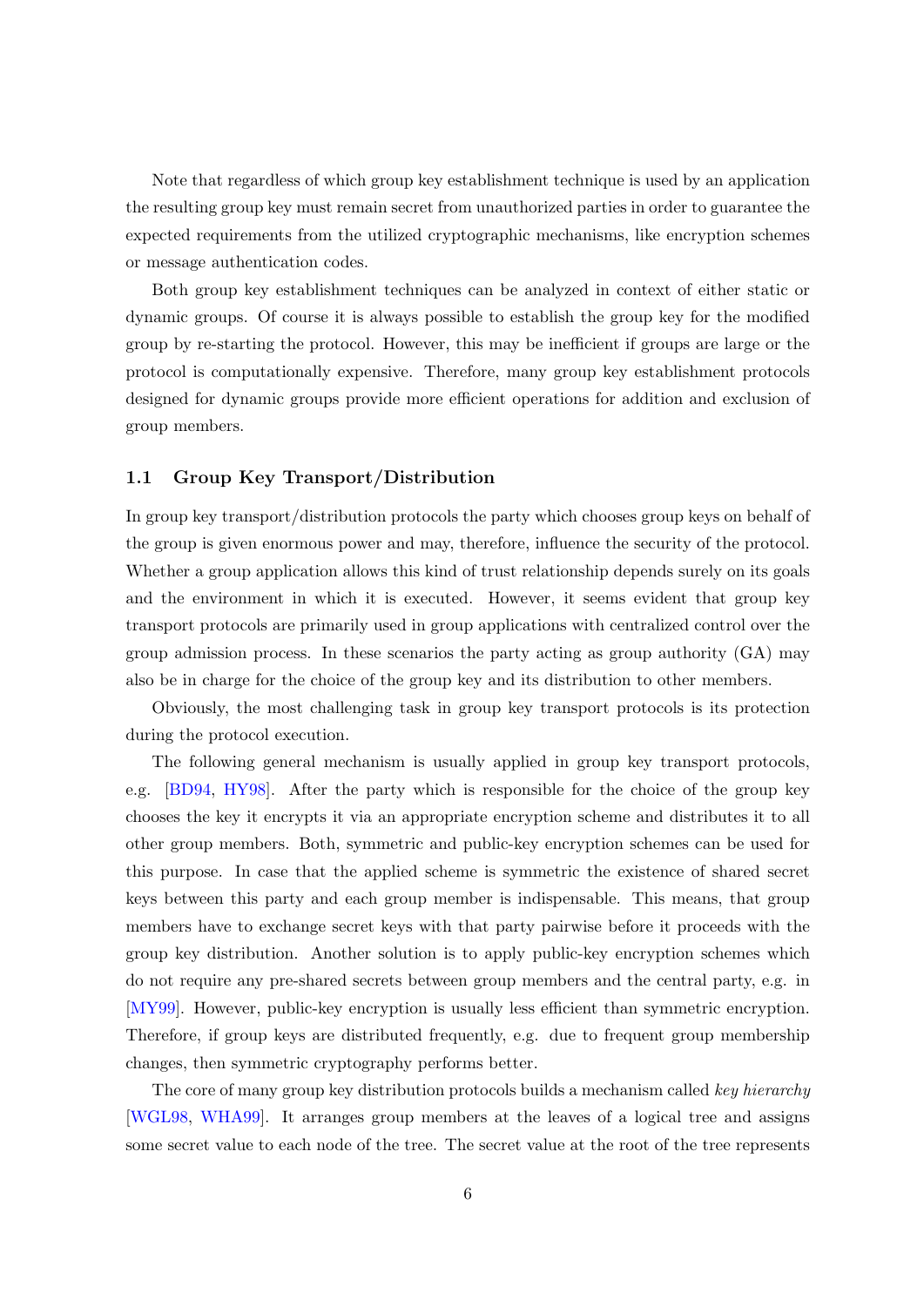Note that regardless of which group key establishment technique is used by an application the resulting group key must remain secret from unauthorized parties in order to guarantee the expected requirements from the utilized cryptographic mechanisms, like encryption schemes or message authentication codes.

Both group key establishment techniques can be analyzed in context of either static or dynamic groups. Of course it is always possible to establish the group key for the modified group by re-starting the protocol. However, this may be inefficient if groups are large or the protocol is computationally expensive. Therefore, many group key establishment protocols designed for dynamic groups provide more efficient operations for addition and exclusion of group members.

### 1.1 Group Key Transport/Distribution

In group key transport/distribution protocols the party which chooses group keys on behalf of the group is given enormous power and may, therefore, influence the security of the protocol. Whether a group application allows this kind of trust relationship depends surely on its goals and the environment in which it is executed. However, it seems evident that group key transport protocols are primarily used in group applications with centralized control over the group admission process. In these scenarios the party acting as group authority (GA) may also be in charge for the choice of the group key and its distribution to other members.

Obviously, the most challenging task in group key transport protocols is its protection during the protocol execution.

The following general mechanism is usually applied in group key transport protocols, e.g. [BD94, HY98]. After the party which is responsible for the choice of the group key chooses the key it encrypts it via an appropriate encryption scheme and distributes it to all other group members. Both, symmetric and public-key encryption schemes can be used for this purpose. In case that the applied scheme is symmetric the existence of shared secret keys between this party and each group member is indispensable. This means, that group members have to exchange secret keys with that party pairwise before it proceeds with the group key distribution. Another solution is to apply public-key encryption schemes which do not require any pre-shared secrets between group members and the central party, e.g. in [MY99]. However, public-key encryption is usually less efficient than symmetric encryption. Therefore, if group keys are distributed frequently, e.g. due to frequent group membership changes, then symmetric cryptography performs better.

The core of many group key distribution protocols builds a mechanism called *key hierarchy* [WGL98, WHA99]. It arranges group members at the leaves of a logical tree and assigns some secret value to each node of the tree. The secret value at the root of the tree represents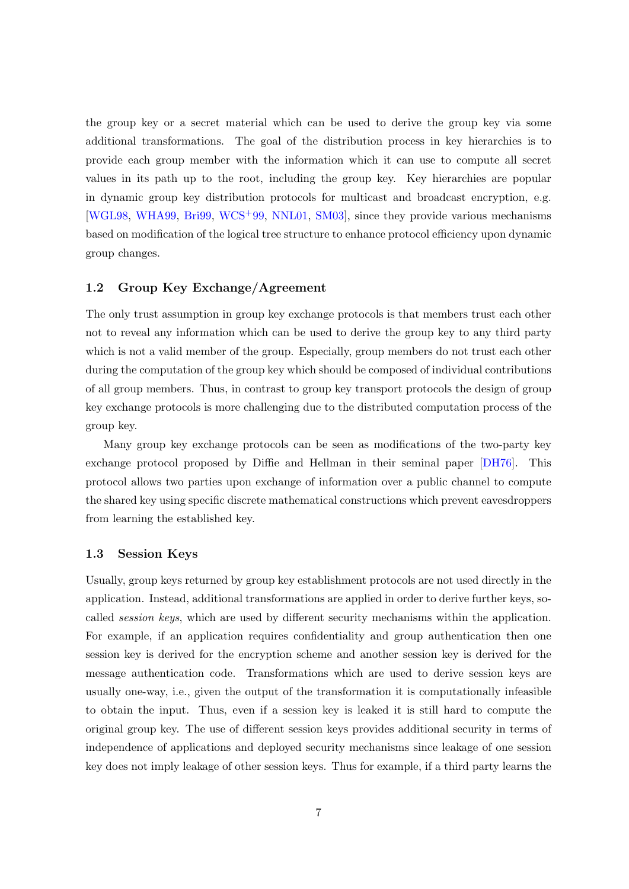the group key or a secret material which can be used to derive the group key via some additional transformations. The goal of the distribution process in key hierarchies is to provide each group member with the information which it can use to compute all secret values in its path up to the root, including the group key. Key hierarchies are popular in dynamic group key distribution protocols for multicast and broadcast encryption, e.g. [WGL98, WHA99, Bri99, WCS+99, NNL01, SM03], since they provide various mechanisms based on modification of the logical tree structure to enhance protocol efficiency upon dynamic group changes.

### 1.2 Group Key Exchange/Agreement

The only trust assumption in group key exchange protocols is that members trust each other not to reveal any information which can be used to derive the group key to any third party which is not a valid member of the group. Especially, group members do not trust each other during the computation of the group key which should be composed of individual contributions of all group members. Thus, in contrast to group key transport protocols the design of group key exchange protocols is more challenging due to the distributed computation process of the group key.

Many group key exchange protocols can be seen as modifications of the two-party key exchange protocol proposed by Diffie and Hellman in their seminal paper [DH76]. This protocol allows two parties upon exchange of information over a public channel to compute the shared key using specific discrete mathematical constructions which prevent eavesdroppers from learning the established key.

### 1.3 Session Keys

Usually, group keys returned by group key establishment protocols are not used directly in the application. Instead, additional transformations are applied in order to derive further keys, so-called *session keys*, which are used by different security mechanisms within the application. For example, if an application requires confidentiality and group authentication then one session key is derived for the encryption scheme and another session key is derived for the message authentication code. Transformations which are used to derive session keys are usually one-way, i.e., given the output of the transformation it is computationally infeasible to obtain the input. Thus, even if a session key is leaked it is still hard to compute the original group key. The use of different session keys provides additional security in terms of independence of applications and deployed security mechanisms since leakage of one session key does not imply leakage of other session keys. Thus for example, if a third party learns the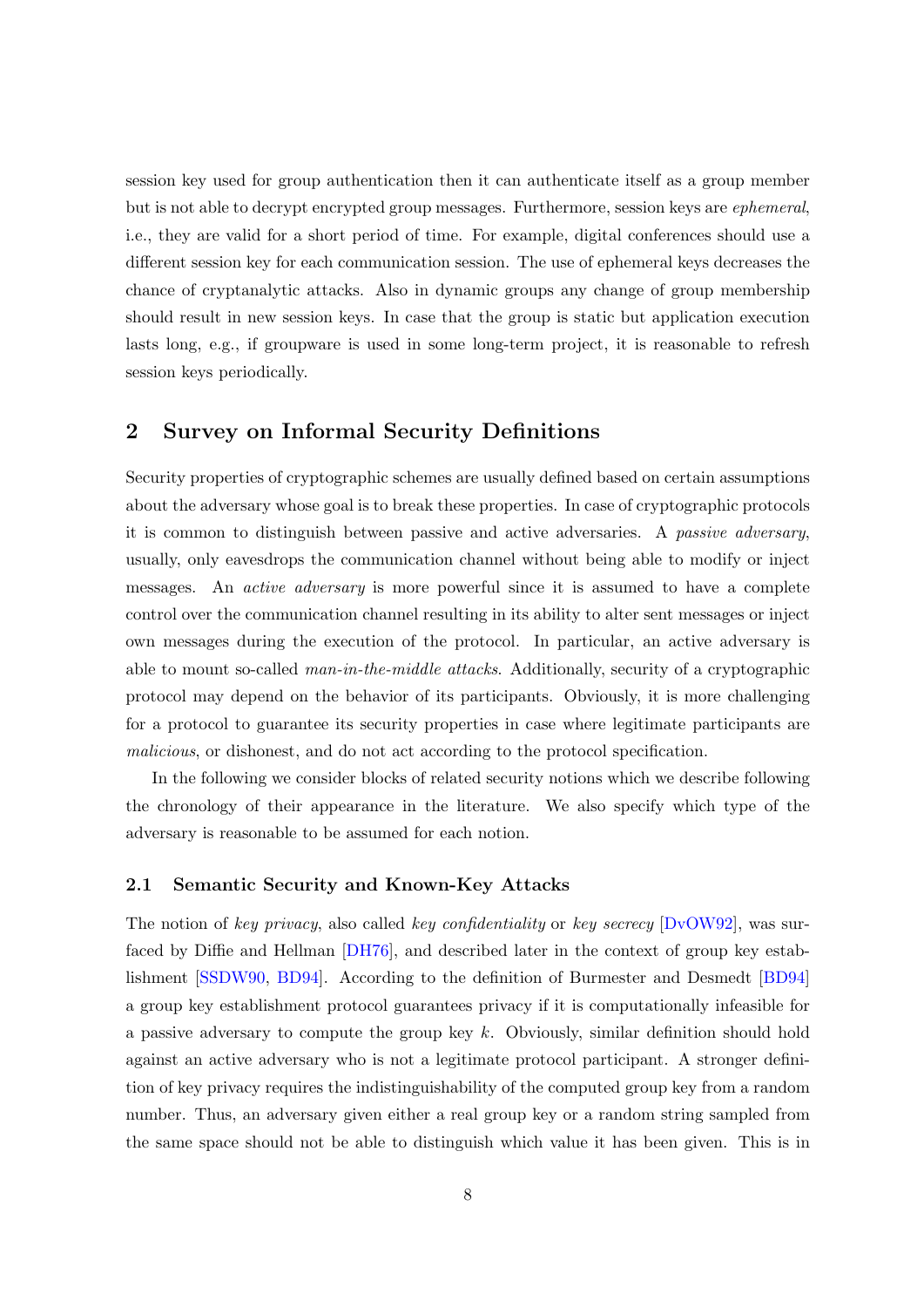session key used for group authentication then it can authenticate itself as a group member but is not able to decrypt encrypted group messages. Furthermore, session keys are *ephemeral*, i.e., they are valid for a short period of time. For example, digital conferences should use a different session key for each communication session. The use of ephemeral keys decreases the chance of cryptanalytic attacks. Also in dynamic groups any change of group membership should result in new session keys. In case that the group is static but application execution lasts long, e.g., if groupware is used in some long-term project, it is reasonable to refresh session keys periodically.

## 2 Survey on Informal Security Definitions

Security properties of cryptographic schemes are usually defined based on certain assumptions about the adversary whose goal is to break these properties. In case of cryptographic protocols it is common to distinguish between passive and active adversaries. A *passive adversary*, usually, only eavesdrops the communication channel without being able to modify or inject messages. An *active adversary* is more powerful since it is assumed to have a complete control over the communication channel resulting in its ability to alter sent messages or inject own messages during the execution of the protocol. In particular, an active adversary is able to mount so-called *man-in-the-middle attacks*. Additionally, security of a cryptographic protocol may depend on the behavior of its participants. Obviously, it is more challenging for a protocol to guarantee its security properties in case where legitimate participants are *malicious*, or dishonest, and do not act according to the protocol specification.

In the following we consider blocks of related security notions which we describe following the chronology of their appearance in the literature. We also specify which type of the adversary is reasonable to be assumed for each notion.

### 2.1 Semantic Security and Known-Key Attacks

The notion of *key privacy*, also called *key confidentiality* or *key secrecy* [DvOW92], was surfaced by Diffie and Hellman [DH76], and described later in the context of group key establishment [SSDW90, BD94]. According to the definition of Burmester and Desmedt [BD94] a group key establishment protocol guarantees privacy if it is computationally infeasible for a passive adversary to compute the group key $k$. Obviously, similar definition should hold against an active adversary who is not a legitimate protocol participant. A stronger definition of key privacy requires the indistinguishability of the computed group key from a random number. Thus, an adversary given either a real group key or a random string sampled from the same space should not be able to distinguish which value it has been given. This is in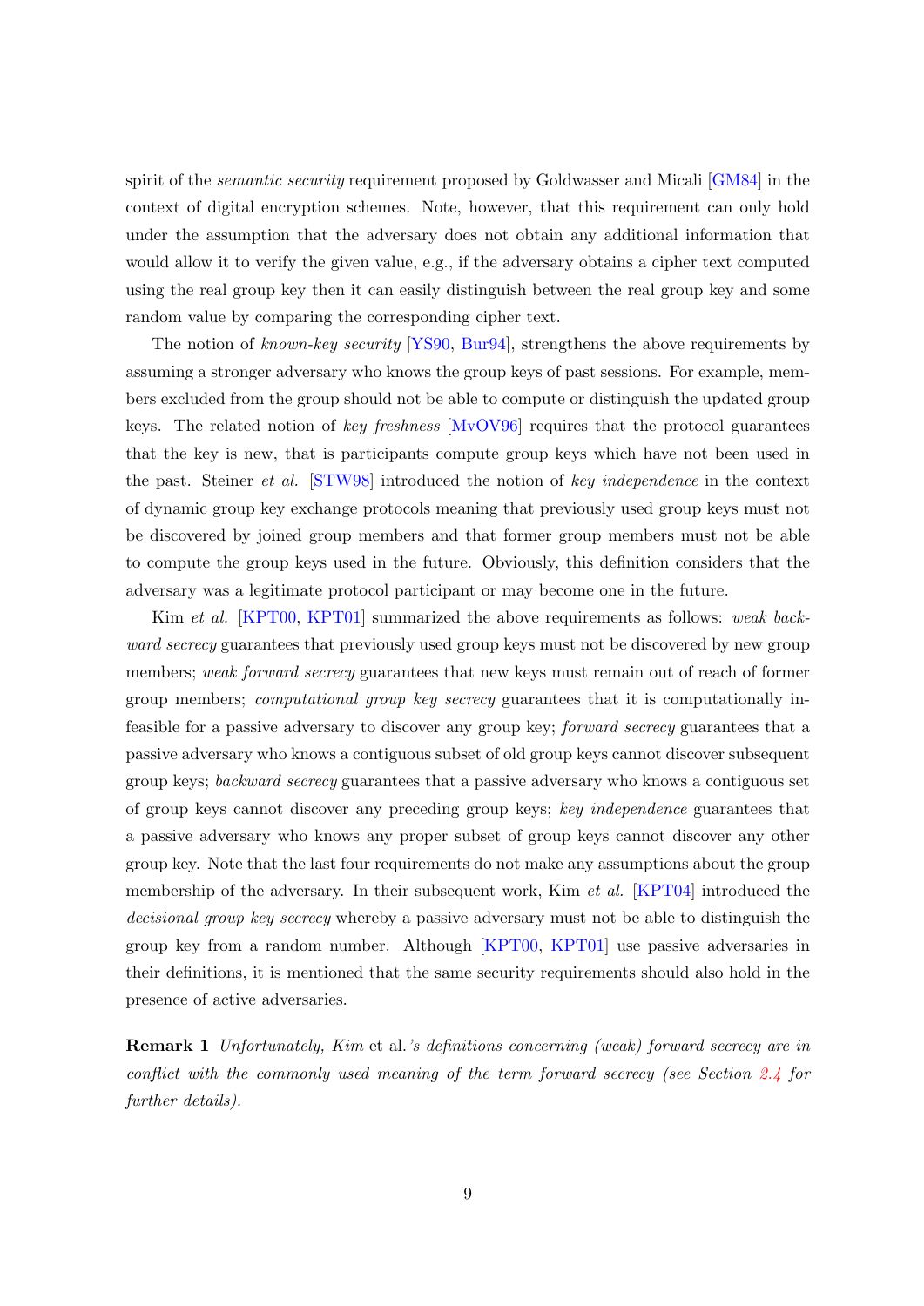spirit of the *semantic security* requirement proposed by Goldwasser and Micali [GM84] in the context of digital encryption schemes. Note, however, that this requirement can only hold under the assumption that the adversary does not obtain any additional information that would allow it to verify the given value, e.g., if the adversary obtains a cipher text computed using the real group key then it can easily distinguish between the real group key and some random value by comparing the corresponding cipher text.

The notion of *known-key security* [YS90, Bur94], strengthens the above requirements by assuming a stronger adversary who knows the group keys of past sessions. For example, members excluded from the group should not be able to compute or distinguish the updated group keys. The related notion of *key freshness* [MvOV96] requires that the protocol guarantees that the key is new, that is participants compute group keys which have not been used in the past. Steiner *et al.* [STW98] introduced the notion of *key independence* in the context of dynamic group key exchange protocols meaning that previously used group keys must not be discovered by joined group members and that former group members must not be able to compute the group keys used in the future. Obviously, this definition considers that the adversary was a legitimate protocol participant or may become one in the future.

Kim *et al.* [KPT00, KPT01] summarized the above requirements as follows: *weak backward secrecy* guarantees that previously used group keys must not be discovered by new group members; *weak forward secrecy* guarantees that new keys must remain out of reach of former group members; *computational group key secrecy* guarantees that it is computationally infeasible for a passive adversary to discover any group key; *forward secrecy* guarantees that a passive adversary who knows a contiguous subset of old group keys cannot discover subsequent group keys; *backward secrecy* guarantees that a passive adversary who knows a contiguous set of group keys cannot discover any preceding group keys; *key independence* guarantees that a passive adversary who knows any proper subset of group keys cannot discover any other group key. Note that the last four requirements do not make any assumptions about the group membership of the adversary. In their subsequent work, Kim *et al.* [KPT04] introduced the *decisional group key secrecy* whereby a passive adversary must not be able to distinguish the group key from a random number. Although [KPT00, KPT01] use passive adversaries in their definitions, it is mentioned that the same security requirements should also hold in the presence of active adversaries.

**Remark 1** *Unfortunately, Kim* et al.*'s definitions concerning (weak) forward secrecy are in conflict with the commonly used meaning of the term forward secrecy (see Section 2.4 for further details).*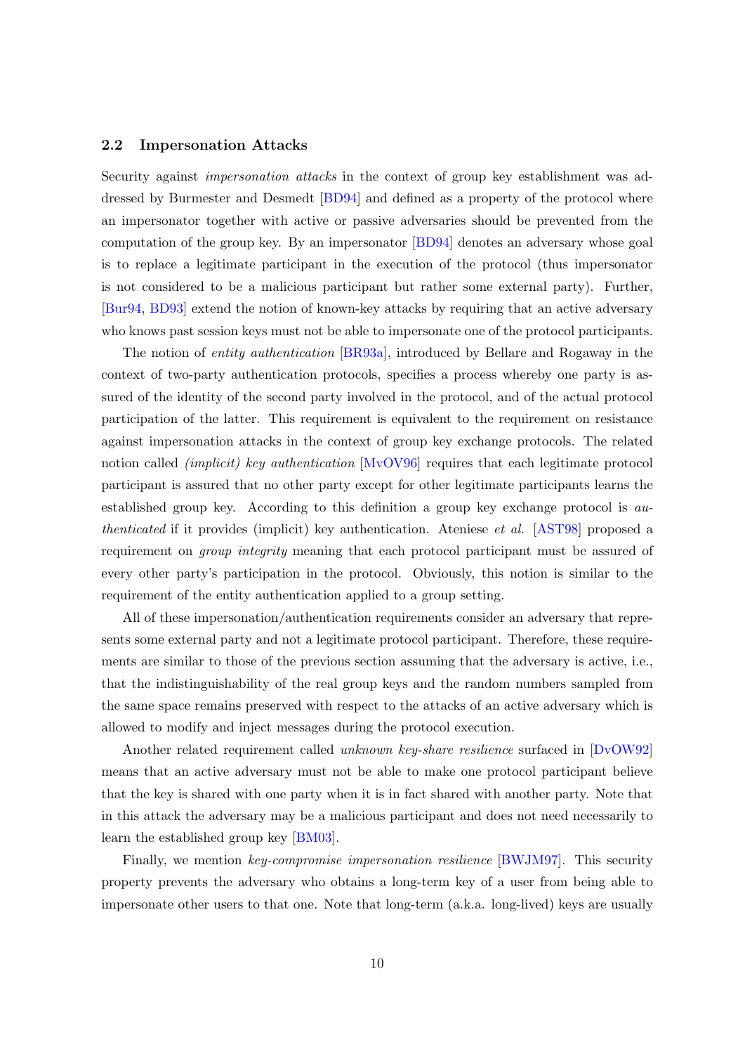## 2.2 Impersonation Attacks

Security against *impersonation attacks* in the context of group key establishment was addressed by Burmester and Desmedt [BD94] and defined as a property of the protocol where an impersonator together with active or passive adversaries should be prevented from the computation of the group key. By an impersonator [BD94] denotes an adversary whose goal is to replace a legitimate participant in the execution of the protocol (thus impersonator is not considered to be a malicious participant but rather some external party). Further, [Bur94, BD93] extend the notion of known-key attacks by requiring that an active adversary who knows past session keys must not be able to impersonate one of the protocol participants.

The notion of *entity authentication* [BR93a], introduced by Bellare and Rogaway in the context of two-party authentication protocols, specifies a process whereby one party is assured of the identity of the second party involved in the protocol, and of the actual protocol participation of the latter. This requirement is equivalent to the requirement on resistance against impersonation attacks in the context of group key exchange protocols. The related notion called *(implicit) key authentication* [MvOV96] requires that each legitimate protocol participant is assured that no other party except for other legitimate participants learns the established group key. According to this definition a group key exchange protocol is *authenticated* if it provides (implicit) key authentication. Ateniese *et al.* [AST98] proposed a requirement on *group integrity* meaning that each protocol participant must be assured of every other party's participation in the protocol. Obviously, this notion is similar to the requirement of the entity authentication applied to a group setting.

All of these impersonation/authentication requirements consider an adversary that represents some external party and not a legitimate protocol participant. Therefore, these requirements are similar to those of the previous section assuming that the adversary is active, i.e., that the indistinguishability of the real group keys and the random numbers sampled from the same space remains preserved with respect to the attacks of an active adversary which is allowed to modify and inject messages during the protocol execution.

Another related requirement called *unknown key-share resilience* surfaced in [DvOW92] means that an active adversary must not be able to make one protocol participant believe that the key is shared with one party when it is in fact shared with another party. Note that in this attack the adversary may be a malicious participant and does not need necessarily to learn the established group key [BM03].

Finally, we mention *key-compromise impersonation resilience* [BWJM97]. This security property prevents the adversary who obtains a long-term key of a user from being able to impersonate other users to that one. Note that long-term (a.k.a. long-lived) keys are usually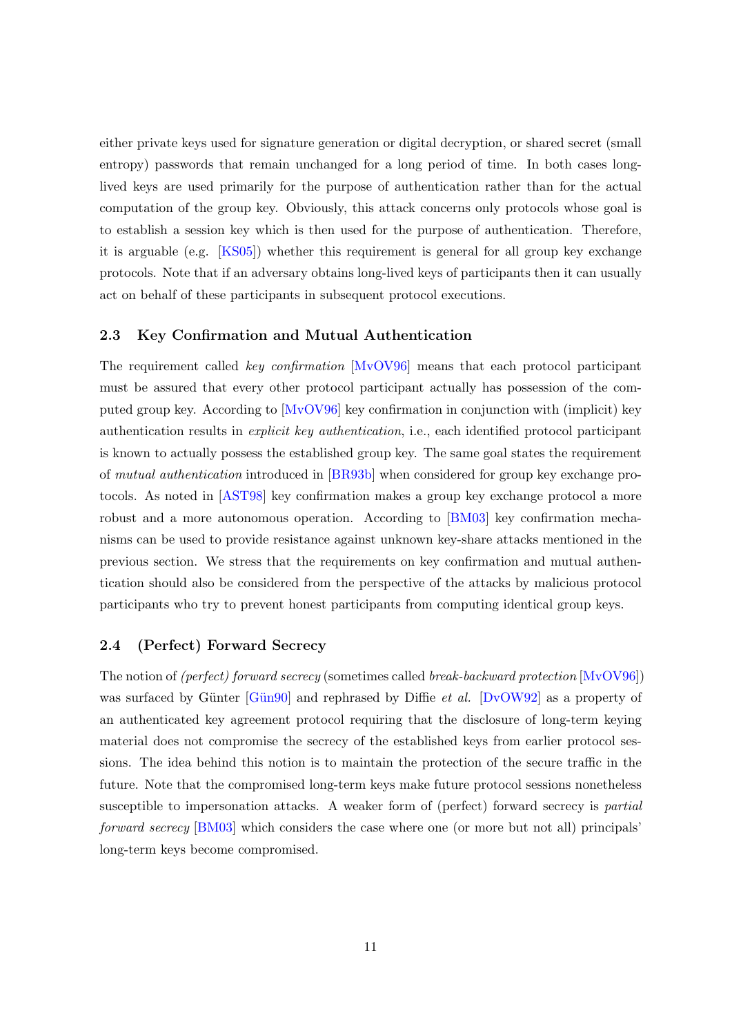either private keys used for signature generation or digital decryption, or shared secret (small entropy) passwords that remain unchanged for a long period of time. In both cases long-lived keys are used primarily for the purpose of authentication rather than for the actual computation of the group key. Obviously, this attack concerns only protocols whose goal is to establish a session key which is then used for the purpose of authentication. Therefore, it is arguable (e.g. [KS05]) whether this requirement is general for all group key exchange protocols. Note that if an adversary obtains long-lived keys of participants then it can usually act on behalf of these participants in subsequent protocol executions.

## 2.3 Key Confirmation and Mutual Authentication

The requirement called *key confirmation* [MvOV96] means that each protocol participant must be assured that every other protocol participant actually has possession of the computed group key. According to [MvOV96] key confirmation in conjunction with (implicit) key authentication results in *explicit key authentication*, i.e., each identified protocol participant is known to actually possess the established group key. The same goal states the requirement of *mutual authentication* introduced in [BR93b] when considered for group key exchange protocols. As noted in [AST98] key confirmation makes a group key exchange protocol a more robust and a more autonomous operation. According to [BM03] key confirmation mechanisms can be used to provide resistance against unknown key-share attacks mentioned in the previous section. We stress that the requirements on key confirmation and mutual authentication should also be considered from the perspective of the attacks by malicious protocol participants who try to prevent honest participants from computing identical group keys.

## 2.4 (Perfect) Forward Secrecy

The notion of *(perfect) forward secrecy* (sometimes called *break-backward protection* [MvOV96]) was surfaced by Günter [Gün90] and rephrased by Diffie *et al.* [DvOW92] as a property of an authenticated key agreement protocol requiring that the disclosure of long-term keying material does not compromise the secrecy of the established keys from earlier protocol sessions. The idea behind this notion is to maintain the protection of the secure traffic in the future. Note that the compromised long-term keys make future protocol sessions nonetheless susceptible to impersonation attacks. A weaker form of (perfect) forward secrecy is *partial forward secrecy* [BM03] which considers the case where one (or more but not all) principals' long-term keys become compromised.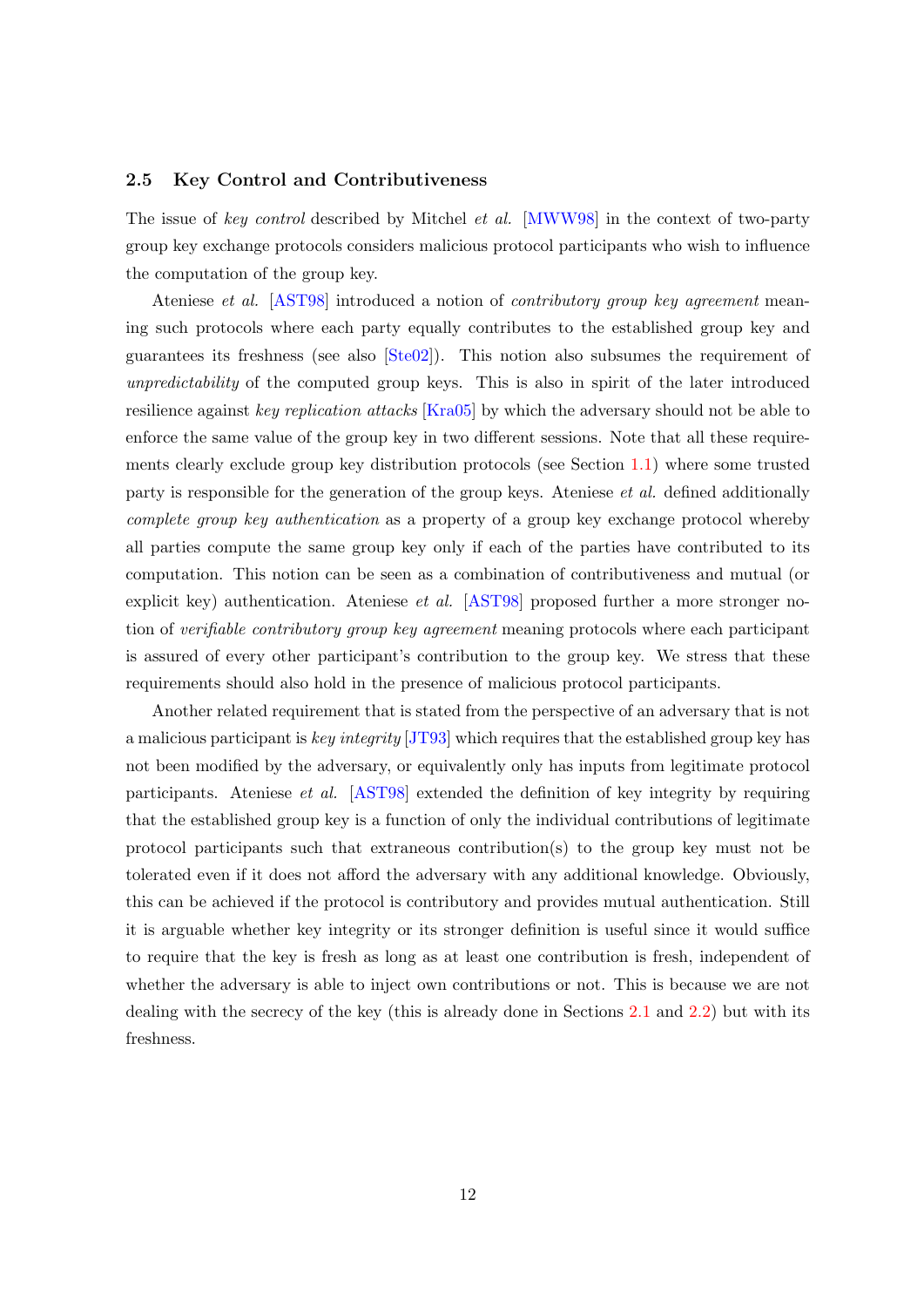### 2.5 Key Control and Contributiveness

The issue of *key control* described by Mitchel *et al.* [MWW98] in the context of two-party group key exchange protocols considers malicious protocol participants who wish to influence the computation of the group key.

Ateniese *et al.* [AST98] introduced a notion of *contributory group key agreement* meaning such protocols where each party equally contributes to the established group key and guarantees its freshness (see also [Ste02]). This notion also subsumes the requirement of *unpredictability* of the computed group keys. This is also in spirit of the later introduced resilience against *key replication attacks* [Kra05] by which the adversary should not be able to enforce the same value of the group key in two different sessions. Note that all these requirements clearly exclude group key distribution protocols (see Section 1.1) where some trusted party is responsible for the generation of the group keys. Ateniese *et al.* defined additionally *complete group key authentication* as a property of a group key exchange protocol whereby all parties compute the same group key only if each of the parties have contributed to its computation. This notion can be seen as a combination of contributiveness and mutual (or explicit key) authentication. Ateniese *et al.* [AST98] proposed further a more stronger notion of *verifiable contributory group key agreement* meaning protocols where each participant is assured of every other participant's contribution to the group key. We stress that these requirements should also hold in the presence of malicious protocol participants.

Another related requirement that is stated from the perspective of an adversary that is not a malicious participant is *key integrity* [JT93] which requires that the established group key has not been modified by the adversary, or equivalently only has inputs from legitimate protocol participants. Ateniese *et al.* [AST98] extended the definition of key integrity by requiring that the established group key is a function of only the individual contributions of legitimate protocol participants such that extraneous contribution(s) to the group key must not be tolerated even if it does not afford the adversary with any additional knowledge. Obviously, this can be achieved if the protocol is contributory and provides mutual authentication. Still it is arguable whether key integrity or its stronger definition is useful since it would suffice to require that the key is fresh as long as at least one contribution is fresh, independent of whether the adversary is able to inject own contributions or not. This is because we are not dealing with the secrecy of the key (this is already done in Sections 2.1 and 2.2) but with its freshness.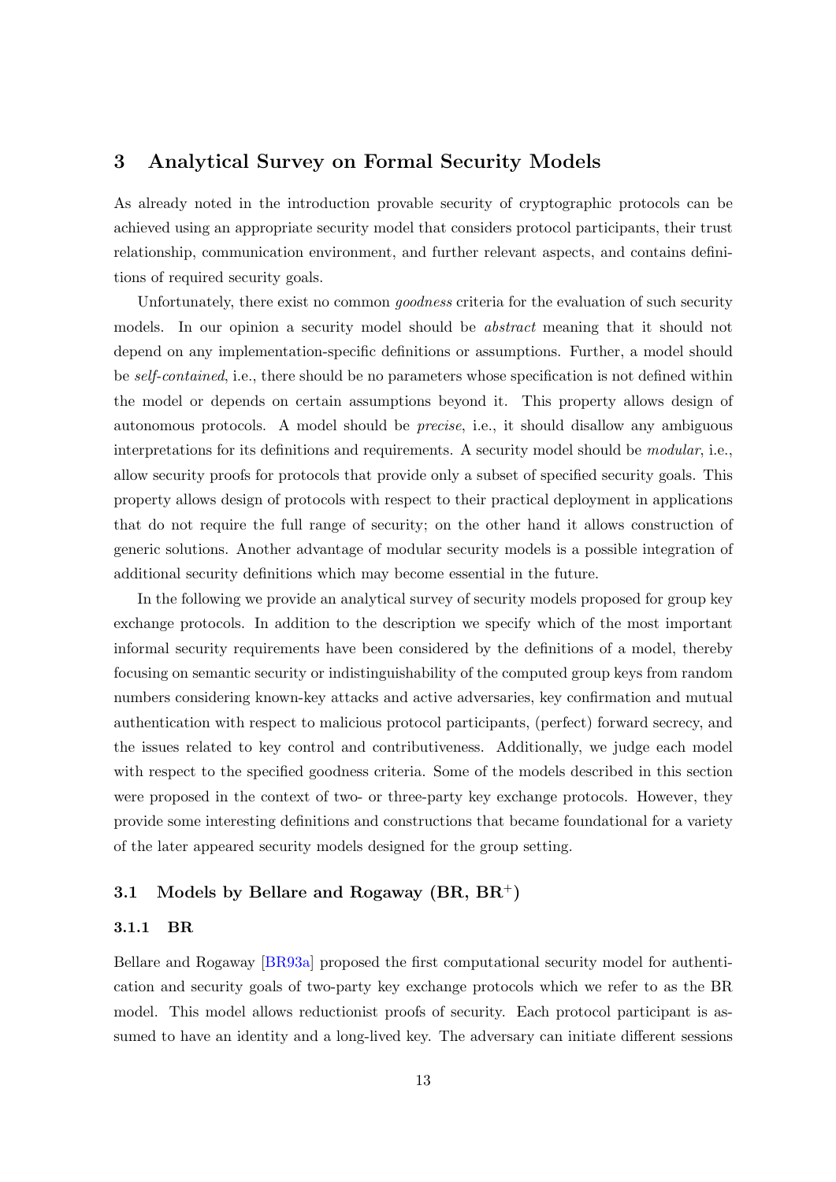# 3 Analytical Survey on Formal Security Models

As already noted in the introduction provable security of cryptographic protocols can be achieved using an appropriate security model that considers protocol participants, their trust relationship, communication environment, and further relevant aspects, and contains definitions of required security goals.

Unfortunately, there exist no common *goodness* criteria for the evaluation of such security models. In our opinion a security model should be *abstract* meaning that it should not depend on any implementation-specific definitions or assumptions. Further, a model should be *self-contained*, i.e., there should be no parameters whose specification is not defined within the model or depends on certain assumptions beyond it. This property allows design of autonomous protocols. A model should be *precise*, i.e., it should disallow any ambiguous interpretations for its definitions and requirements. A security model should be *modular*, i.e., allow security proofs for protocols that provide only a subset of specified security goals. This property allows design of protocols with respect to their practical deployment in applications that do not require the full range of security; on the other hand it allows construction of generic solutions. Another advantage of modular security models is a possible integration of additional security definitions which may become essential in the future.

In the following we provide an analytical survey of security models proposed for group key exchange protocols. In addition to the description we specify which of the most important informal security requirements have been considered by the definitions of a model, thereby focusing on semantic security or indistinguishability of the computed group keys from random numbers considering known-key attacks and active adversaries, key confirmation and mutual authentication with respect to malicious protocol participants, (perfect) forward secrecy, and the issues related to key control and contributiveness. Additionally, we judge each model with respect to the specified goodness criteria. Some of the models described in this section were proposed in the context of two- or three-party key exchange protocols. However, they provide some interesting definitions and constructions that became foundational for a variety of the later appeared security models designed for the group setting.

## 3.1 Models by Bellare and Rogaway (BR, BR$^+$)

### 3.1.1 BR

Bellare and Rogaway [BR93a] proposed the first computational security model for authentication and security goals of two-party key exchange protocols which we refer to as the BR model. This model allows reductionist proofs of security. Each protocol participant is assumed to have an identity and a long-lived key. The adversary can initiate different sessions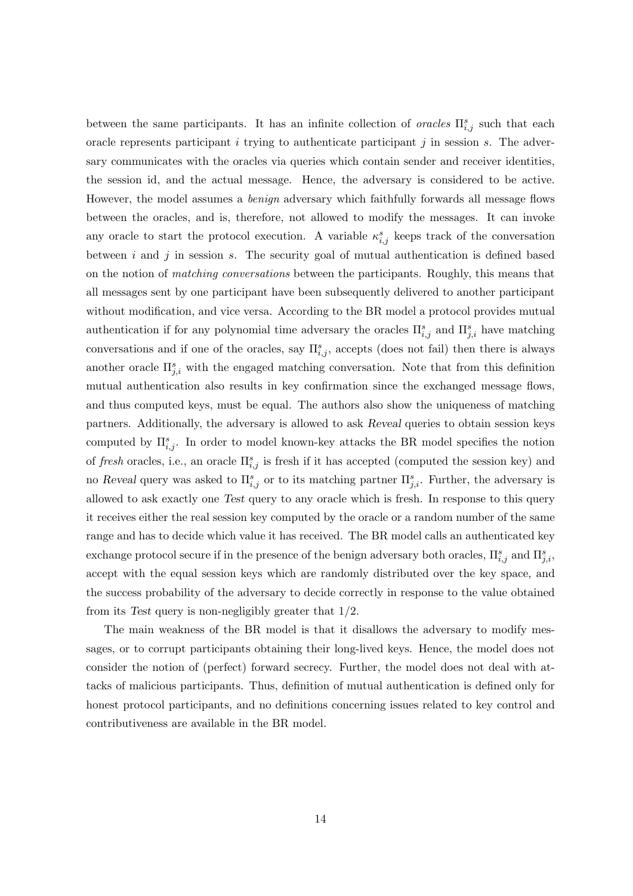between the same participants. It has an infinite collection of *oracles* $\Pi^s_{i,j}$ such that each oracle represents participant $i$ trying to authenticate participant $j$ in session $s$. The adversary communicates with the oracles via queries which contain sender and receiver identities, the session id, and the actual message. Hence, the adversary is considered to be active. However, the model assumes a *benign* adversary which faithfully forwards all message flows between the oracles, and is, therefore, not allowed to modify the messages. It can invoke any oracle to start the protocol execution. A variable $\kappa^s_{i,j}$ keeps track of the conversation between $i$ and $j$ in session $s$. The security goal of mutual authentication is defined based on the notion of *matching conversations* between the participants. Roughly, this means that all messages sent by one participant have been subsequently delivered to another participant without modification, and vice versa. According to the BR model a protocol provides mutual authentication if for any polynomial time adversary the oracles $\Pi^s_{i,j}$ and $\Pi^s_{j,i}$ have matching conversations and if one of the oracles, say $\Pi^s_{i,j}$, accepts (does not fail) then there is always another oracle $\Pi^s_{j,i}$ with the engaged matching conversation. Note that from this definition mutual authentication also results in key confirmation since the exchanged message flows, and thus computed keys, must be equal. The authors also show the uniqueness of matching partners. Additionally, the adversary is allowed to ask *Reveal* queries to obtain session keys computed by $\Pi^s_{i,j}$. In order to model known-key attacks the BR model specifies the notion of *fresh* oracles, i.e., an oracle $\Pi^s_{i,j}$ is fresh if it has accepted (computed the session key) and no *Reveal* query was asked to $\Pi^s_{i,j}$ or to its matching partner $\Pi^s_{j,i}$. Further, the adversary is allowed to ask exactly one *Test* query to any oracle which is fresh. In response to this query it receives either the real session key computed by the oracle or a random number of the same range and has to decide which value it has received. The BR model calls an authenticated key exchange protocol secure if in the presence of the benign adversary both oracles, $\Pi^s_{i,j}$ and $\Pi^s_{j,i}$, accept with the equal session keys which are randomly distributed over the key space, and the success probability of the adversary to decide correctly in response to the value obtained from its *Test* query is non-negligibly greater that $1/2$.

The main weakness of the BR model is that it disallows the adversary to modify messages, or to corrupt participants obtaining their long-lived keys. Hence, the model does not consider the notion of (perfect) forward secrecy. Further, the model does not deal with attacks of malicious participants. Thus, definition of mutual authentication is defined only for honest protocol participants, and no definitions concerning issues related to key control and contributiveness are available in the BR model.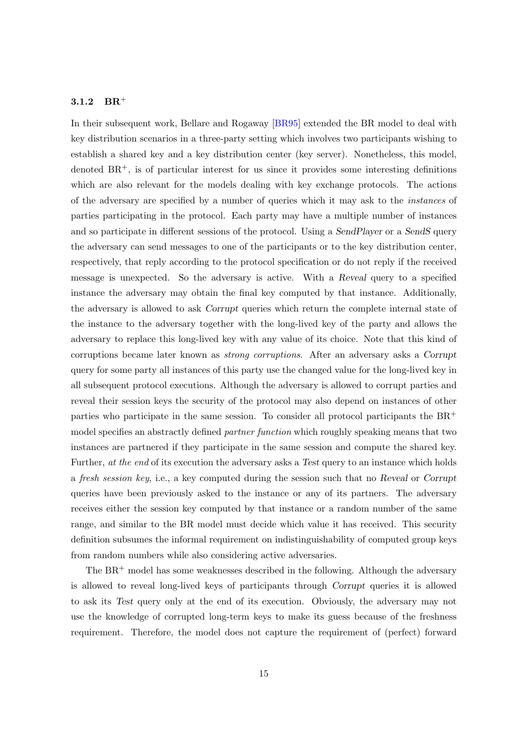### 3.1.2 BR$^+$

In their subsequent work, Bellare and Rogaway [BR95] extended the BR model to deal with key distribution scenarios in a three-party setting which involves two participants wishing to establish a shared key and a key distribution center (key server). Nonetheless, this model, denoted BR$^+$, is of particular interest for us since it provides some interesting definitions which are also relevant for the models dealing with key exchange protocols. The actions of the adversary are specified by a number of queries which it may ask to the *instances* of parties participating in the protocol. Each party may have a multiple number of instances and so participate in different sessions of the protocol. Using a *SendPlayer* or a *SendS* query the adversary can send messages to one of the participants or to the key distribution center, respectively, that reply according to the protocol specification or do not reply if the received message is unexpected. So the adversary is active. With a *Reveal* query to a specified instance the adversary may obtain the final key computed by that instance. Additionally, the adversary is allowed to ask *Corrupt* queries which return the complete internal state of the instance to the adversary together with the long-lived key of the party and allows the adversary to replace this long-lived key with any value of its choice. Note that this kind of corruptions became later known as *strong corruptions*. After an adversary asks a *Corrupt* query for some party all instances of this party use the changed value for the long-lived key in all subsequent protocol executions. Although the adversary is allowed to corrupt parties and reveal their session keys the security of the protocol may also depend on instances of other parties who participate in the same session. To consider all protocol participants the BR$^+$ model specifies an abstractly defined *partner function* which roughly speaking means that two instances are partnered if they participate in the same session and compute the shared key. Further, *at the end* of its execution the adversary asks a *Test* query to an instance which holds a *fresh session key*, i.e., a key computed during the session such that no *Reveal* or *Corrupt* queries have been previously asked to the instance or any of its partners. The adversary receives either the session key computed by that instance or a random number of the same range, and similar to the BR model must decide which value it has received. This security definition subsumes the informal requirement on indistinguishability of computed group keys from random numbers while also considering active adversaries.

The BR$^+$ model has some weaknesses described in the following. Although the adversary is allowed to reveal long-lived keys of participants through *Corrupt* queries it is allowed to ask its *Test* query only at the end of its execution. Obviously, the adversary may not use the knowledge of corrupted long-term keys to make its guess because of the freshness requirement. Therefore, the model does not capture the requirement of (perfect) forward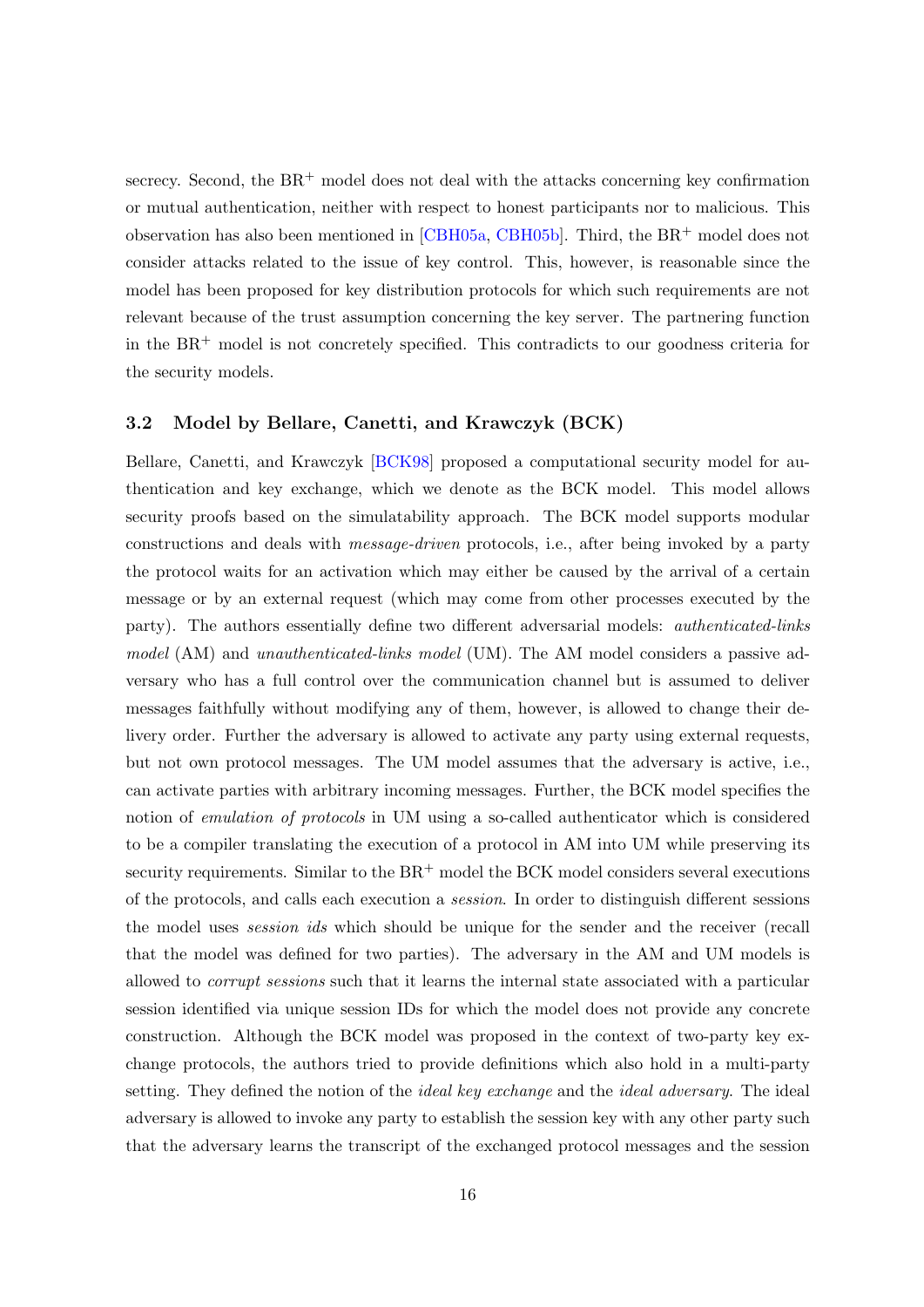secrecy. Second, the $\mathrm{BR}^+$ model does not deal with the attacks concerning key confirmation or mutual authentication, neither with respect to honest participants nor to malicious. This observation has also been mentioned in [CBH05a, CBH05b]. Third, the $\mathrm{BR}^+$ model does not consider attacks related to the issue of key control. This, however, is reasonable since the model has been proposed for key distribution protocols for which such requirements are not relevant because of the trust assumption concerning the key server. The partnering function in the $\mathrm{BR}^+$ model is not concretely specified. This contradicts to our goodness criteria for the security models.

### 3.2 Model by Bellare, Canetti, and Krawczyk (BCK)

Bellare, Canetti, and Krawczyk [BCK98] proposed a computational security model for authentication and key exchange, which we denote as the BCK model. This model allows security proofs based on the simulatability approach. The BCK model supports modular constructions and deals with *message-driven* protocols, i.e., after being invoked by a party the protocol waits for an activation which may either be caused by the arrival of a certain message or by an external request (which may come from other processes executed by the party). The authors essentially define two different adversarial models: *authenticated-links model* (AM) and *unauthenticated-links model* (UM). The AM model considers a passive adversary who has a full control over the communication channel but is assumed to deliver messages faithfully without modifying any of them, however, is allowed to change their delivery order. Further the adversary is allowed to activate any party using external requests, but not own protocol messages. The UM model assumes that the adversary is active, i.e., can activate parties with arbitrary incoming messages. Further, the BCK model specifies the notion of *emulation of protocols* in UM using a so-called authenticator which is considered to be a compiler translating the execution of a protocol in AM into UM while preserving its security requirements. Similar to the $\mathrm{BR}^+$ model the BCK model considers several executions of the protocols, and calls each execution a *session*. In order to distinguish different sessions the model uses *session ids* which should be unique for the sender and the receiver (recall that the model was defined for two parties). The adversary in the AM and UM models is allowed to *corrupt sessions* such that it learns the internal state associated with a particular session identified via unique session IDs for which the model does not provide any concrete construction. Although the BCK model was proposed in the context of two-party key exchange protocols, the authors tried to provide definitions which also hold in a multi-party setting. They defined the notion of the *ideal key exchange* and the *ideal adversary*. The ideal adversary is allowed to invoke any party to establish the session key with any other party such that the adversary learns the transcript of the exchanged protocol messages and the session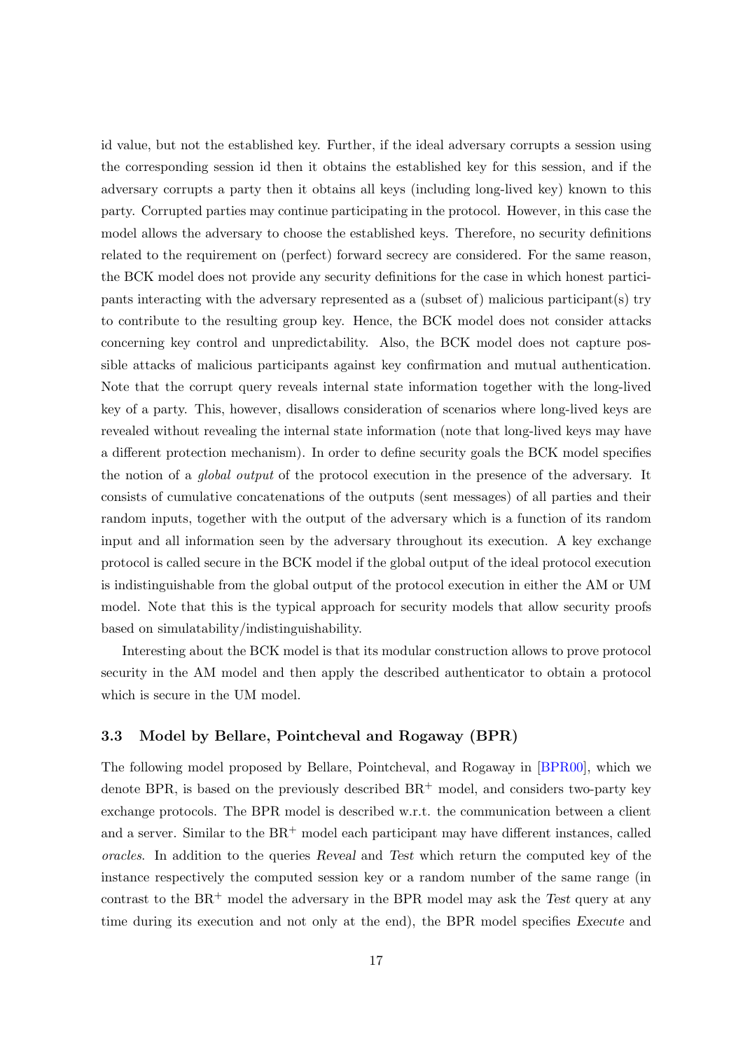id value, but not the established key. Further, if the ideal adversary corrupts a session using the corresponding session id then it obtains the established key for this session, and if the adversary corrupts a party then it obtains all keys (including long-lived key) known to this party. Corrupted parties may continue participating in the protocol. However, in this case the model allows the adversary to choose the established keys. Therefore, no security definitions related to the requirement on (perfect) forward secrecy are considered. For the same reason, the BCK model does not provide any security definitions for the case in which honest participants interacting with the adversary represented as a (subset of) malicious participant(s) try to contribute to the resulting group key. Hence, the BCK model does not consider attacks concerning key control and unpredictability. Also, the BCK model does not capture possible attacks of malicious participants against key confirmation and mutual authentication. Note that the corrupt query reveals internal state information together with the long-lived key of a party. This, however, disallows consideration of scenarios where long-lived keys are revealed without revealing the internal state information (note that long-lived keys may have a different protection mechanism). In order to define security goals the BCK model specifies the notion of a *global output* of the protocol execution in the presence of the adversary. It consists of cumulative concatenations of the outputs (sent messages) of all parties and their random inputs, together with the output of the adversary which is a function of its random input and all information seen by the adversary throughout its execution. A key exchange protocol is called secure in the BCK model if the global output of the ideal protocol execution is indistinguishable from the global output of the protocol execution in either the AM or UM model. Note that this is the typical approach for security models that allow security proofs based on simulatability/indistinguishability.

Interesting about the BCK model is that its modular construction allows to prove protocol security in the AM model and then apply the described authenticator to obtain a protocol which is secure in the UM model.

### 3.3 Model by Bellare, Pointcheval and Rogaway (BPR)

The following model proposed by Bellare, Pointcheval, and Rogaway in [BPR00], which we denote BPR, is based on the previously described $BR^+$ model, and considers two-party key exchange protocols. The BPR model is described w.r.t. the communication between a client and a server. Similar to the $BR^+$ model each participant may have different instances, called *oracles*. In addition to the queries *Reveal* and *Test* which return the computed key of the instance respectively the computed session key or a random number of the same range (in contrast to the $BR^+$ model the adversary in the BPR model may ask the *Test* query at any time during its execution and not only at the end), the BPR model specifies *Execute* and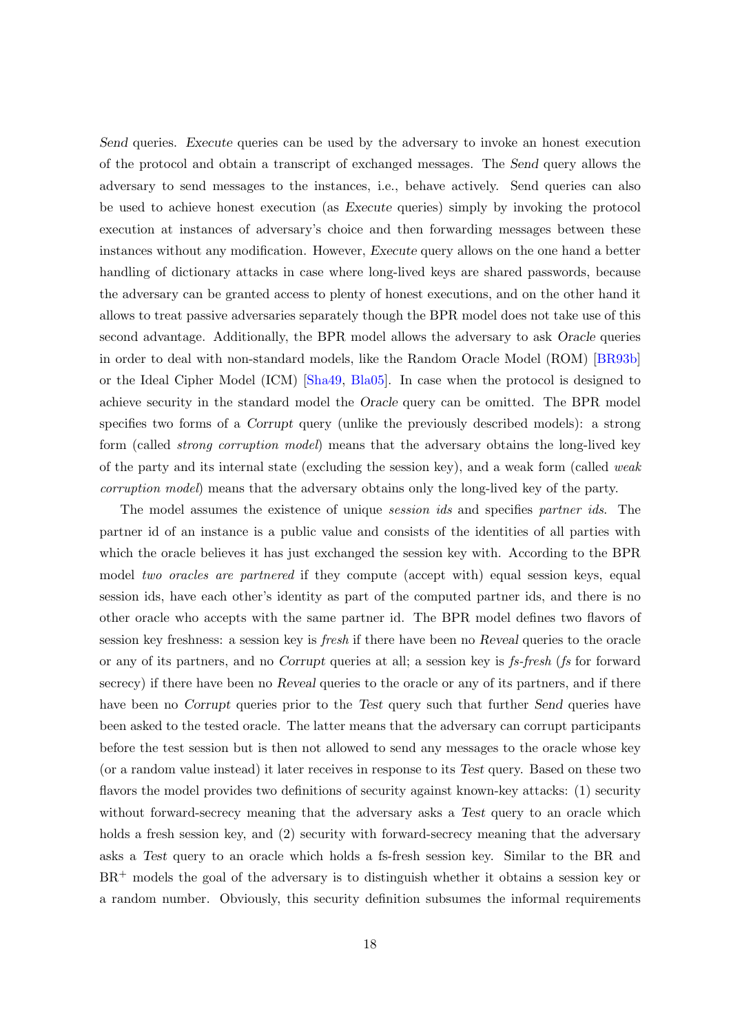*Send* queries. *Execute* queries can be used by the adversary to invoke an honest execution of the protocol and obtain a transcript of exchanged messages. The *Send* query allows the adversary to send messages to the instances, i.e., behave actively. Send queries can also be used to achieve honest execution (as *Execute* queries) simply by invoking the protocol execution at instances of adversary's choice and then forwarding messages between these instances without any modification. However, *Execute* query allows on the one hand a better handling of dictionary attacks in case where long-lived keys are shared passwords, because the adversary can be granted access to plenty of honest executions, and on the other hand it allows to treat passive adversaries separately though the BPR model does not take use of this second advantage. Additionally, the BPR model allows the adversary to ask *Oracle* queries in order to deal with non-standard models, like the Random Oracle Model (ROM) [BR93b] or the Ideal Cipher Model (ICM) [Sha49, Bla05]. In case when the protocol is designed to achieve security in the standard model the *Oracle* query can be omitted. The BPR model specifies two forms of a *Corrupt* query (unlike the previously described models): a strong form (called *strong corruption model*) means that the adversary obtains the long-lived key of the party and its internal state (excluding the session key), and a weak form (called *weak corruption model*) means that the adversary obtains only the long-lived key of the party.

The model assumes the existence of unique *session ids* and specifies *partner ids*. The partner id of an instance is a public value and consists of the identities of all parties with which the oracle believes it has just exchanged the session key with. According to the BPR model *two oracles are partnered* if they compute (accept with) equal session keys, equal session ids, have each other's identity as part of the computed partner ids, and there is no other oracle who accepts with the same partner id. The BPR model defines two flavors of session key freshness: a session key is *fresh* if there have been no *Reveal* queries to the oracle or any of its partners, and no *Corrupt* queries at all; a session key is *fs-fresh* (*fs* for forward secrecy) if there have been no *Reveal* queries to the oracle or any of its partners, and if there have been no *Corrupt* queries prior to the *Test* query such that further *Send* queries have been asked to the tested oracle. The latter means that the adversary can corrupt participants before the test session but is then not allowed to send any messages to the oracle whose key (or a random value instead) it later receives in response to its *Test* query. Based on these two flavors the model provides two definitions of security against known-key attacks: (1) security without forward-secrecy meaning that the adversary asks a *Test* query to an oracle which holds a fresh session key, and (2) security with forward-secrecy meaning that the adversary asks a *Test* query to an oracle which holds a fs-fresh session key. Similar to the BR and $\text{BR}^+$ models the goal of the adversary is to distinguish whether it obtains a session key or a random number. Obviously, this security definition subsumes the informal requirements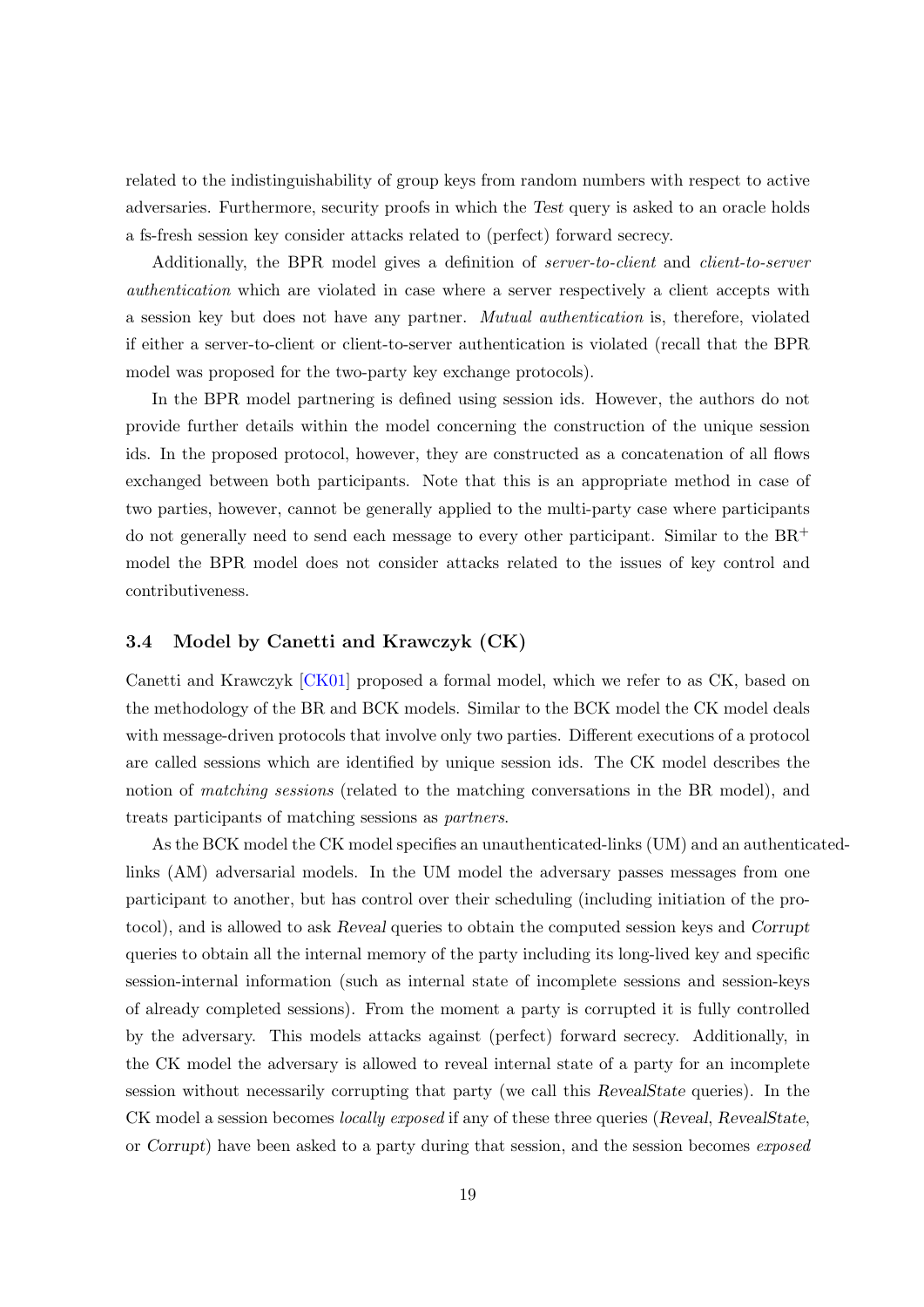related to the indistinguishability of group keys from random numbers with respect to active adversaries. Furthermore, security proofs in which the *Test* query is asked to an oracle holds a fs-fresh session key consider attacks related to (perfect) forward secrecy.

Additionally, the BPR model gives a definition of *server-to-client* and *client-to-server authentication* which are violated in case where a server respectively a client accepts with a session key but does not have any partner. *Mutual authentication* is, therefore, violated if either a server-to-client or client-to-server authentication is violated (recall that the BPR model was proposed for the two-party key exchange protocols).

In the BPR model partnering is defined using session ids. However, the authors do not provide further details within the model concerning the construction of the unique session ids. In the proposed protocol, however, they are constructed as a concatenation of all flows exchanged between both participants. Note that this is an appropriate method in case of two parties, however, cannot be generally applied to the multi-party case where participants do not generally need to send each message to every other participant. Similar to the $\text{BR}^+$ model the BPR model does not consider attacks related to the issues of key control and contributiveness.

### 3.4 Model by Canetti and Krawczyk (CK)

Canetti and Krawczyk [CK01] proposed a formal model, which we refer to as CK, based on the methodology of the BR and BCK models. Similar to the BCK model the CK model deals with message-driven protocols that involve only two parties. Different executions of a protocol are called sessions which are identified by unique session ids. The CK model describes the notion of *matching sessions* (related to the matching conversations in the BR model), and treats participants of matching sessions as *partners*.

As the BCK model the CK model specifies an unauthenticated-links (UM) and an authenticated-links (AM) adversarial models. In the UM model the adversary passes messages from one participant to another, but has control over their scheduling (including initiation of the protocol), and is allowed to ask *Reveal* queries to obtain the computed session keys and *Corrupt* queries to obtain all the internal memory of the party including its long-lived key and specific session-internal information (such as internal state of incomplete sessions and session-keys of already completed sessions). From the moment a party is corrupted it is fully controlled by the adversary. This models attacks against (perfect) forward secrecy. Additionally, in the CK model the adversary is allowed to reveal internal state of a party for an incomplete session without necessarily corrupting that party (we call this *RevealState* queries). In the CK model a session becomes *locally exposed* if any of these three queries (*Reveal*, *RevealState*, or *Corrupt*) have been asked to a party during that session, and the session becomes *exposed*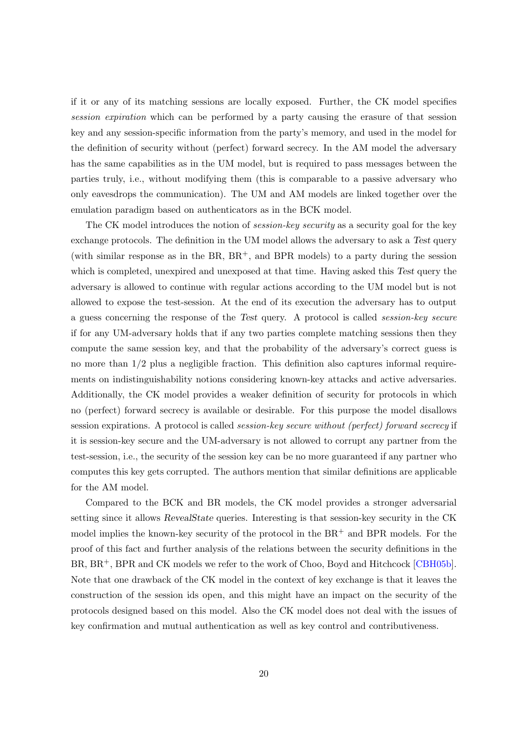if it or any of its matching sessions are locally exposed. Further, the CK model specifies *session expiration* which can be performed by a party causing the erasure of that session key and any session-specific information from the party's memory, and used in the model for the definition of security without (perfect) forward secrecy. In the AM model the adversary has the same capabilities as in the UM model, but is required to pass messages between the parties truly, i.e., without modifying them (this is comparable to a passive adversary who only eavesdrops the communication). The UM and AM models are linked together over the emulation paradigm based on authenticators as in the BCK model.

The CK model introduces the notion of *session-key security* as a security goal for the key exchange protocols. The definition in the UM model allows the adversary to ask a *Test* query (with similar response as in the BR, $BR^+$, and BPR models) to a party during the session which is completed, unexpired and unexposed at that time. Having asked this *Test* query the adversary is allowed to continue with regular actions according to the UM model but is not allowed to expose the test-session. At the end of its execution the adversary has to output a guess concerning the response of the *Test* query. A protocol is called *session-key secure* if for any UM-adversary holds that if any two parties complete matching sessions then they compute the same session key, and that the probability of the adversary's correct guess is no more than $1/2$ plus a negligible fraction. This definition also captures informal requirements on indistinguishability notions considering known-key attacks and active adversaries. Additionally, the CK model provides a weaker definition of security for protocols in which no (perfect) forward secrecy is available or desirable. For this purpose the model disallows session expirations. A protocol is called *session-key secure without (perfect) forward secrecy* if it is session-key secure and the UM-adversary is not allowed to corrupt any partner from the test-session, i.e., the security of the session key can be no more guaranteed if any partner who computes this key gets corrupted. The authors mention that similar definitions are applicable for the AM model.

Compared to the BCK and BR models, the CK model provides a stronger adversarial setting since it allows *RevealState* queries. Interesting is that session-key security in the CK model implies the known-key security of the protocol in the $BR^+$ and BPR models. For the proof of this fact and further analysis of the relations between the security definitions in the BR, $BR^+$, BPR and CK models we refer to the work of Choo, Boyd and Hitchcock [CBH05b]. Note that one drawback of the CK model in the context of key exchange is that it leaves the construction of the session ids open, and this might have an impact on the security of the protocols designed based on this model. Also the CK model does not deal with the issues of key confirmation and mutual authentication as well as key control and contributiveness.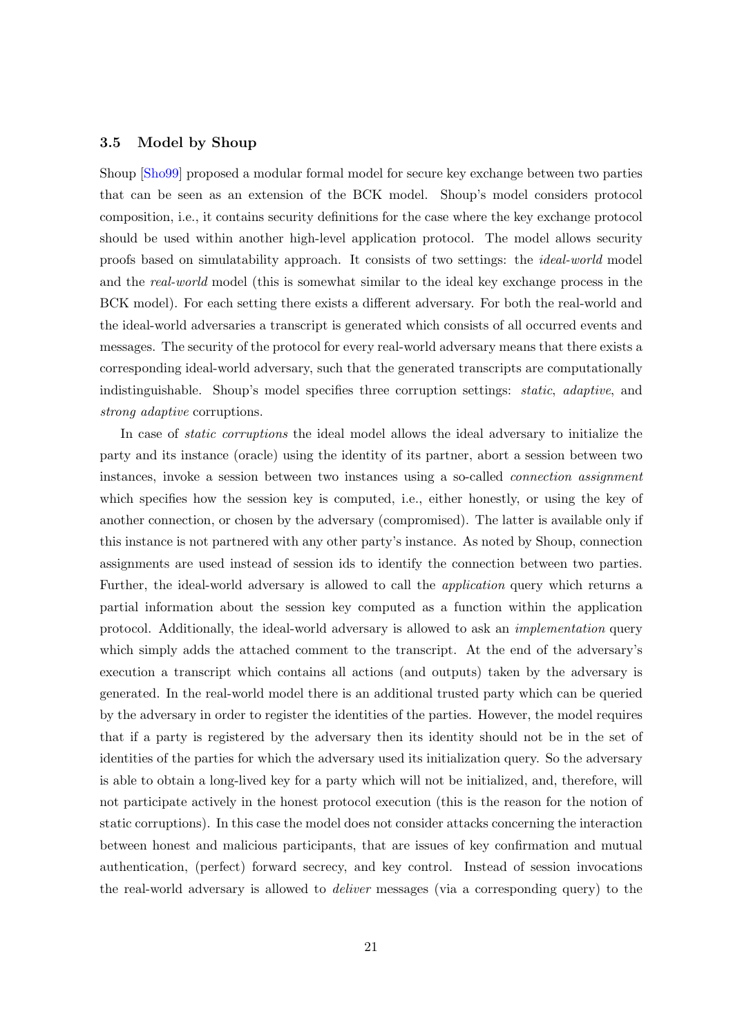### 3.5 Model by Shoup

Shoup [Sho99] proposed a modular formal model for secure key exchange between two parties that can be seen as an extension of the BCK model. Shoup's model considers protocol composition, i.e., it contains security definitions for the case where the key exchange protocol should be used within another high-level application protocol. The model allows security proofs based on simulatability approach. It consists of two settings: the *ideal-world* model and the *real-world* model (this is somewhat similar to the ideal key exchange process in the BCK model). For each setting there exists a different adversary. For both the real-world and the ideal-world adversaries a transcript is generated which consists of all occurred events and messages. The security of the protocol for every real-world adversary means that there exists a corresponding ideal-world adversary, such that the generated transcripts are computationally indistinguishable. Shoup's model specifies three corruption settings: *static*, *adaptive*, and *strong adaptive* corruptions.

In case of *static corruptions* the ideal model allows the ideal adversary to initialize the party and its instance (oracle) using the identity of its partner, abort a session between two instances, invoke a session between two instances using a so-called *connection assignment* which specifies how the session key is computed, i.e., either honestly, or using the key of another connection, or chosen by the adversary (compromised). The latter is available only if this instance is not partnered with any other party's instance. As noted by Shoup, connection assignments are used instead of session ids to identify the connection between two parties. Further, the ideal-world adversary is allowed to call the *application* query which returns a partial information about the session key computed as a function within the application protocol. Additionally, the ideal-world adversary is allowed to ask an *implementation* query which simply adds the attached comment to the transcript. At the end of the adversary's execution a transcript which contains all actions (and outputs) taken by the adversary is generated. In the real-world model there is an additional trusted party which can be queried by the adversary in order to register the identities of the parties. However, the model requires that if a party is registered by the adversary then its identity should not be in the set of identities of the parties for which the adversary used its initialization query. So the adversary is able to obtain a long-lived key for a party which will not be initialized, and, therefore, will not participate actively in the honest protocol execution (this is the reason for the notion of static corruptions). In this case the model does not consider attacks concerning the interaction between honest and malicious participants, that are issues of key confirmation and mutual authentication, (perfect) forward secrecy, and key control. Instead of session invocations the real-world adversary is allowed to *deliver* messages (via a corresponding query) to the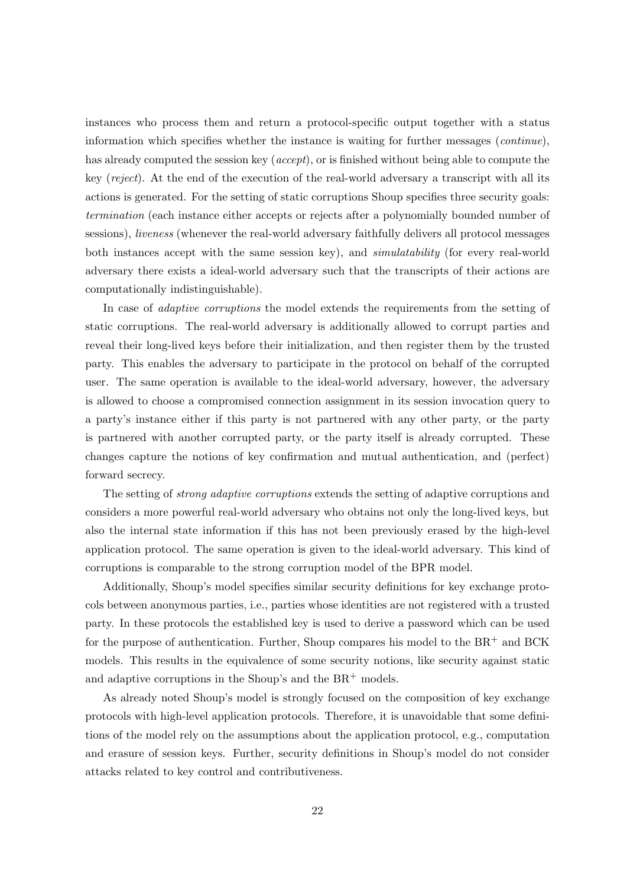instances who process them and return a protocol-specific output together with a status information which specifies whether the instance is waiting for further messages (*continue*), has already computed the session key (*accept*), or is finished without being able to compute the key (*reject*). At the end of the execution of the real-world adversary a transcript with all its actions is generated. For the setting of static corruptions Shoup specifies three security goals: *termination* (each instance either accepts or rejects after a polynomially bounded number of sessions), *liveness* (whenever the real-world adversary faithfully delivers all protocol messages both instances accept with the same session key), and *simulatability* (for every real-world adversary there exists a ideal-world adversary such that the transcripts of their actions are computationally indistinguishable).

In case of *adaptive corruptions* the model extends the requirements from the setting of static corruptions. The real-world adversary is additionally allowed to corrupt parties and reveal their long-lived keys before their initialization, and then register them by the trusted party. This enables the adversary to participate in the protocol on behalf of the corrupted user. The same operation is available to the ideal-world adversary, however, the adversary is allowed to choose a compromised connection assignment in its session invocation query to a party's instance either if this party is not partnered with any other party, or the party is partnered with another corrupted party, or the party itself is already corrupted. These changes capture the notions of key confirmation and mutual authentication, and (perfect) forward secrecy.

The setting of *strong adaptive corruptions* extends the setting of adaptive corruptions and considers a more powerful real-world adversary who obtains not only the long-lived keys, but also the internal state information if this has not been previously erased by the high-level application protocol. The same operation is given to the ideal-world adversary. This kind of corruptions is comparable to the strong corruption model of the BPR model.

Additionally, Shoup's model specifies similar security definitions for key exchange protocols between anonymous parties, i.e., parties whose identities are not registered with a trusted party. In these protocols the established key is used to derive a password which can be used for the purpose of authentication. Further, Shoup compares his model to the $\text{BR}^+$ and BCK models. This results in the equivalence of some security notions, like security against static and adaptive corruptions in the Shoup's and the $\text{BR}^+$ models.

As already noted Shoup's model is strongly focused on the composition of key exchange protocols with high-level application protocols. Therefore, it is unavoidable that some definitions of the model rely on the assumptions about the application protocol, e.g., computation and erasure of session keys. Further, security definitions in Shoup's model do not consider attacks related to key control and contributiveness.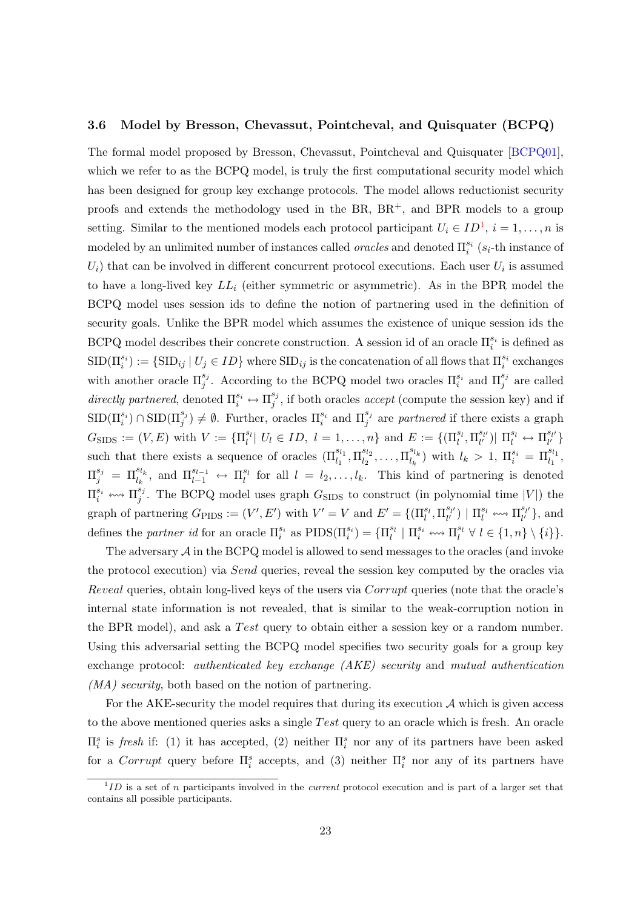### 3.6 Model by Bresson, Chevassut, Pointcheval, and Quisquater (BCPQ)

The formal model proposed by Bresson, Chevassut, Pointcheval and Quisquater [BCPQ01], which we refer to as the BCPQ model, is truly the first computational security model which has been designed for group key exchange protocols. The model allows reductionist security proofs and extends the methodology used in the BR, BR$^+$, and BPR models to a group setting. Similar to the mentioned models each protocol participant $U_i \in ID$[1], $i = 1, \dots, n$ is modeled by an unlimited number of instances called *oracles* and denoted $\Pi_i^{s_i}$ ($s_i$-th instance of $U_i$) that can be involved in different concurrent protocol executions. Each user $U_i$ is assumed to have a long-lived key $LL_i$ (either symmetric or asymmetric). As in the BPR model the BCPQ model uses session ids to define the notion of partnering used in the definition of security goals. Unlike the BPR model which assumes the existence of unique session ids the BCPQ model describes their concrete construction. A session id of an oracle $\Pi_i^{s_i}$ is defined as $\mathrm{SID}(\Pi_i^{s_i}) := \{\mathrm{SID}_{ij} \mid U_j \in ID\}$ where $\mathrm{SID}_{ij}$ is the concatenation of all flows that $\Pi_i^{s_i}$ exchanges with another oracle $\Pi_j^{s_j}$. According to the BCPQ model two oracles $\Pi_i^{s_i}$ and $\Pi_j^{s_j}$ are called *directly partnered*, denoted $\Pi_i^{s_i} \leftrightarrow \Pi_j^{s_j}$, if both oracles *accept* (compute the session key) and if $\mathrm{SID}(\Pi_i^{s_i}) \cap \mathrm{SID}(\Pi_j^{s_j}) \neq \emptyset$. Further, oracles $\Pi_i^{s_i}$ and $\Pi_j^{s_j}$ are *partnered* if there exists a graph $G_{\mathrm{SIDS}} := (V, E)$ with $V := \{\Pi_l^{s_l} \mid U_l \in ID,\ l = 1, \dots, n\}$ and $E := \{(\Pi_l^{s_l}, \Pi_{l'}^{s_{l'}}) \mid \Pi_l^{s_l} \leftrightarrow \Pi_{l'}^{s_{l'}}\}$ such that there exists a sequence of oracles $(\Pi_{l_1}^{s_{l_1}}, \Pi_{l_2}^{s_{l_2}}, \dots, \Pi_{l_k}^{s_{l_k}})$ with $l_k > 1$, $\Pi_i^{s_i} = \Pi_{l_1}^{s_{l_1}}$, $\Pi_j^{s_j} = \Pi_{l_k}^{s_{l_k}}$, and $\Pi_{l-1}^{s_{l-1}} \leftrightarrow \Pi_l^{s_l}$ for all $l = l_2, \dots, l_k$. This kind of partnering is denoted $\Pi_i^{s_i} \leftrightsquigarrow \Pi_j^{s_j}$. The BCPQ model uses graph $G_{\mathrm{SIDS}}$ to construct (in polynomial time $|V|$) the graph of partnering $G_{\mathrm{PIDS}} := (V', E')$ with $V' = V$ and $E' = \{(\Pi_l^{s_l}, \Pi_{l'}^{s_{l'}}) \mid \Pi_l^{s_l} \leftrightsquigarrow \Pi_{l'}^{s_{l'}}\}$, and defines the *partner id* for an oracle $\Pi_i^{s_i}$ as $\mathrm{PIDS}(\Pi_i^{s_i}) = \{\Pi_l^{s_l} \mid \Pi_i^{s_i} \leftrightsquigarrow \Pi_l^{s_l}\ \forall\, l \in \{1, n\} \setminus \{i\}\}$.

The adversary $\mathcal{A}$ in the BCPQ model is allowed to send messages to the oracles (and invoke the protocol execution) via *Send* queries, reveal the session key computed by the oracles via *Reveal* queries, obtain long-lived keys of the users via *Corrupt* queries (note that the oracle's internal state information is not revealed, that is similar to the weak-corruption notion in the BPR model), and ask a *Test* query to obtain either a session key or a random number. Using this adversarial setting the BCPQ model specifies two security goals for a group key exchange protocol: *authenticated key exchange (AKE) security* and *mutual authentication (MA) security*, both based on the notion of partnering.

For the AKE-security the model requires that during its execution $\mathcal{A}$ which is given access to the above mentioned queries asks a single *Test* query to an oracle which is fresh. An oracle $\Pi_i^s$ is *fresh* if: (1) it has accepted, (2) neither $\Pi_i^s$ nor any of its partners have been asked for a *Corrupt* query before $\Pi_i^s$ accepts, and (3) neither $\Pi_i^s$ nor any of its partners have

[1] $ID$ is a set of $n$ participants involved in the *current* protocol execution and is part of a larger set that contains all possible participants.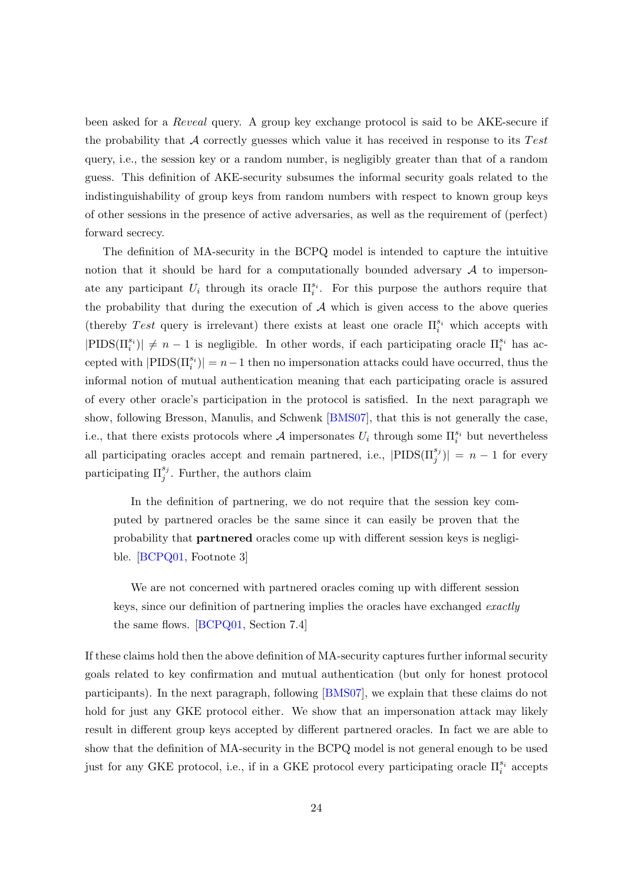been asked for a *Reveal* query. A group key exchange protocol is said to be AKE-secure if the probability that $\mathcal{A}$ correctly guesses which value it has received in response to its *Test* query, i.e., the session key or a random number, is negligibly greater than that of a random guess. This definition of AKE-security subsumes the informal security goals related to the indistinguishability of group keys from random numbers with respect to known group keys of other sessions in the presence of active adversaries, as well as the requirement of (perfect) forward secrecy.

The definition of MA-security in the BCPQ model is intended to capture the intuitive notion that it should be hard for a computationally bounded adversary $\mathcal{A}$ to impersonate any participant $U_i$ through its oracle $\Pi_i^{s_i}$. For this purpose the authors require that the probability that during the execution of $\mathcal{A}$ which is given access to the above queries (thereby *Test* query is irrelevant) there exists at least one oracle $\Pi_i^{s_i}$ which accepts with $|\mathrm{PIDS}(\Pi_i^{s_i})| \neq n-1$ is negligible. In other words, if each participating oracle $\Pi_i^{s_i}$ has accepted with $|\mathrm{PIDS}(\Pi_i^{s_i})| = n-1$ then no impersonation attacks could have occurred, thus the informal notion of mutual authentication meaning that each participating oracle is assured of every other oracle's participation in the protocol is satisfied. In the next paragraph we show, following Bresson, Manulis, and Schwenk [BMS07], that this is not generally the case, i.e., that there exists protocols where $\mathcal{A}$ impersonates $U_i$ through some $\Pi_i^{s_i}$ but nevertheless all participating oracles accept and remain partnered, i.e., $|\mathrm{PIDS}(\Pi_j^{s_j})| = n-1$ for every participating $\Pi_j^{s_j}$. Further, the authors claim

> In the definition of partnering, we do not require that the session key computed by partnered oracles be the same since it can easily be proven that the probability that **partnered** oracles come up with different session keys is negligible. [BCPQ01, Footnote 3]

> We are not concerned with partnered oracles coming up with different session keys, since our definition of partnering implies the oracles have exchanged *exactly* the same flows. [BCPQ01, Section 7.4]

If these claims hold then the above definition of MA-security captures further informal security goals related to key confirmation and mutual authentication (but only for honest protocol participants). In the next paragraph, following [BMS07], we explain that these claims do not hold for just any GKE protocol either. We show that an impersonation attack may likely result in different group keys accepted by different partnered oracles. In fact we are able to show that the definition of MA-security in the BCPQ model is not general enough to be used just for any GKE protocol, i.e., if in a GKE protocol every participating oracle $\Pi_i^{s_i}$ accepts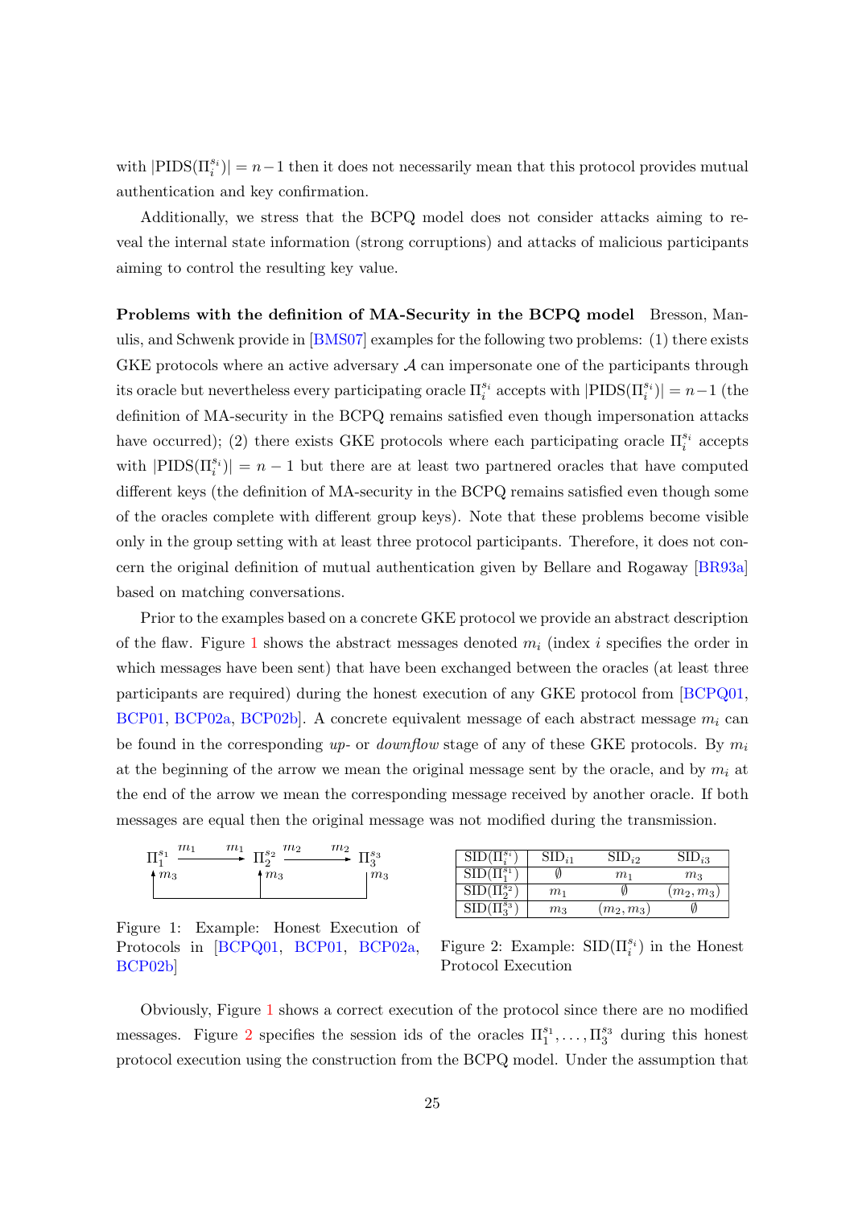with $|\text{PIDS}(\Pi_i^{s_i})| = n-1$ then it does not necessarily mean that this protocol provides mutual authentication and key confirmation.

Additionally, we stress that the BCPQ model does not consider attacks aiming to reveal the internal state information (strong corruptions) and attacks of malicious participants aiming to control the resulting key value.

**Problems with the definition of MA-Security in the BCPQ model** Bresson, Manulis, and Schwenk provide in [BMS07] examples for the following two problems: (1) there exists GKE protocols where an active adversary $\mathcal{A}$ can impersonate one of the participants through its oracle but nevertheless every participating oracle $\Pi_i^{s_i}$ accepts with $|\text{PIDS}(\Pi_i^{s_i})| = n-1$ (the definition of MA-security in the BCPQ remains satisfied even though impersonation attacks have occurred); (2) there exists GKE protocols where each participating oracle $\Pi_i^{s_i}$ accepts with $|\text{PIDS}(\Pi_i^{s_i})| = n-1$ but there are at least two partnered oracles that have computed different keys (the definition of MA-security in the BCPQ remains satisfied even though some of the oracles complete with different group keys). Note that these problems become visible only in the group setting with at least three protocol participants. Therefore, it does not concern the original definition of mutual authentication given by Bellare and Rogaway [BR93a] based on matching conversations.

Prior to the examples based on a concrete GKE protocol we provide an abstract description of the flaw. Figure 1 shows the abstract messages denoted $m_i$ (index $i$ specifies the order in which messages have been sent) that have been exchanged between the oracles (at least three participants are required) during the honest execution of any GKE protocol from [BCPQ01, BCP01, BCP02a, BCP02b]. A concrete equivalent message of each abstract message $m_i$ can be found in the corresponding *up-* or *downflow* stage of any of these GKE protocols. By $m_i$ at the beginning of the arrow we mean the original message sent by the oracle, and by $m_i$ at the end of the arrow we mean the corresponding message received by another oracle. If both messages are equal then the original message was not modified during the transmission.

$$\Pi_1^{s_1} \xrightarrow{m_1 \qquad m_1} \Pi_2^{s_2} \xrightarrow{m_2 \qquad m_2} \Pi_3^{s_3}$$

($m_3$ is sent from $\Pi_3^{s_3}$ to both $\Pi_1^{s_1}$ and $\Pi_2^{s_2}$.)

Figure 1: Example: Honest Execution of Protocols in [BCPQ01, BCP01, BCP02a, BCP02b]

| $\text{SID}(\Pi_i^{s_i})$ | $\text{SID}_{i1}$ | $\text{SID}_{i2}$ | $\text{SID}_{i3}$ |
|---|---|---|---|
| $\text{SID}(\Pi_1^{s_1})$ | $\emptyset$ | $m_1$ | $m_3$ |
| $\text{SID}(\Pi_2^{s_2})$ | $m_1$ | $\emptyset$ | $(m_2, m_3)$ |
| $\text{SID}(\Pi_3^{s_3})$ | $m_3$ | $(m_2, m_3)$ | $\emptyset$ |

Figure 2: Example: $\text{SID}(\Pi_i^{s_i})$ in the Honest Protocol Execution

Obviously, Figure 1 shows a correct execution of the protocol since there are no modified messages. Figure 2 specifies the session ids of the oracles $\Pi_1^{s_1}, \ldots, \Pi_3^{s_3}$ during this honest protocol execution using the construction from the BCPQ model. Under the assumption that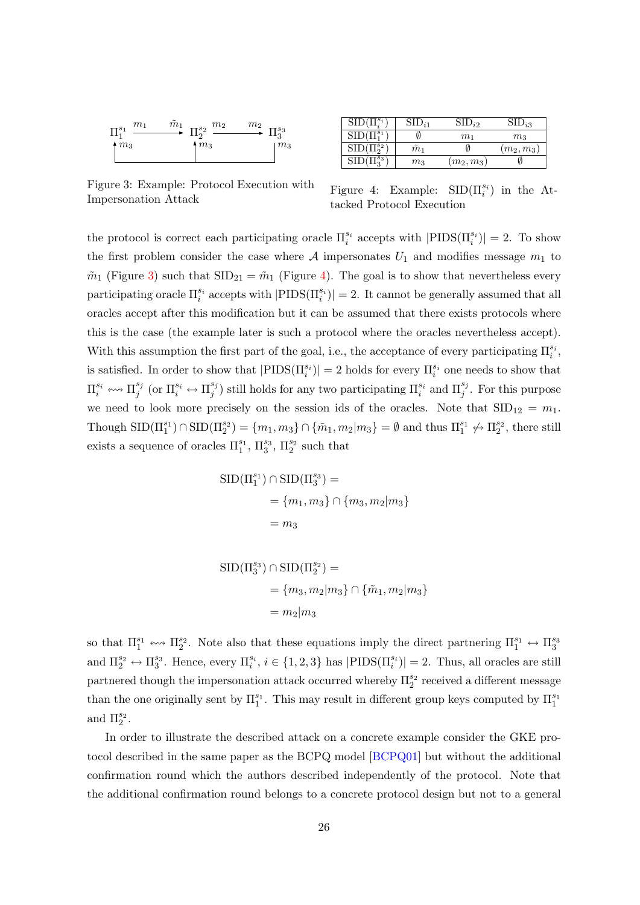$$\Pi_1^{s_1} \xrightarrow{\;m_1 \qquad \tilde{m}_1\;} \Pi_2^{s_2} \xrightarrow{\;m_2 \qquad m_2\;} \Pi_3^{s_3}$$

($m_3$ is sent from $\Pi_3^{s_3}$ to $\Pi_1^{s_1}$ and $\Pi_2^{s_2}$)

Figure 3: Example: Protocol Execution with Impersonation Attack

| $\mathrm{SID}(\Pi_i^{s_i})$ | $\mathrm{SID}_{i1}$ | $\mathrm{SID}_{i2}$ | $\mathrm{SID}_{i3}$ |
|---|---|---|---|
| $\mathrm{SID}(\Pi_1^{s_1})$ | $\emptyset$ | $m_1$ | $m_3$ |
| $\mathrm{SID}(\Pi_2^{s_2})$ | $\tilde{m}_1$ | $\emptyset$ | $(m_2, m_3)$ |
| $\mathrm{SID}(\Pi_3^{s_3})$ | $m_3$ | $(m_2, m_3)$ | $\emptyset$ |

Figure 4: Example: $\mathrm{SID}(\Pi_i^{s_i})$ in the Attacked Protocol Execution

the protocol is correct each participating oracle $\Pi_i^{s_i}$ accepts with $|\mathrm{PIDS}(\Pi_i^{s_i})| = 2$. To show the first problem consider the case where $\mathcal{A}$ impersonates $U_1$ and modifies message $m_1$ to $\tilde{m}_1$ (Figure 3) such that $\mathrm{SID}_{21} = \tilde{m}_1$ (Figure 4). The goal is to show that nevertheless every participating oracle $\Pi_i^{s_i}$ accepts with $|\mathrm{PIDS}(\Pi_i^{s_i})| = 2$. It cannot be generally assumed that all oracles accept after this modification but it can be assumed that there exists protocols where this is the case (the example later is such a protocol where the oracles nevertheless accept). With this assumption the first part of the goal, i.e., the acceptance of every participating $\Pi_i^{s_i}$, is satisfied. In order to show that $|\mathrm{PIDS}(\Pi_i^{s_i})| = 2$ holds for every $\Pi_i^{s_i}$ one needs to show that $\Pi_i^{s_i} \leftrightsquigarrow \Pi_j^{s_j}$ (or $\Pi_i^{s_i} \leftrightarrow \Pi_j^{s_j}$) still holds for any two participating $\Pi_i^{s_i}$ and $\Pi_j^{s_j}$. For this purpose we need to look more precisely on the session ids of the oracles. Note that $\mathrm{SID}_{12} = m_1$. Though $\mathrm{SID}(\Pi_1^{s_1}) \cap \mathrm{SID}(\Pi_2^{s_2}) = \{m_1, m_3\} \cap \{\tilde{m}_1, m_2|m_3\} = \emptyset$ and thus $\Pi_1^{s_1} \not\leftrightarrow \Pi_2^{s_2}$, there still exists a sequence of oracles $\Pi_1^{s_1}$, $\Pi_3^{s_3}$, $\Pi_2^{s_2}$ such that

$$\begin{aligned}
\mathrm{SID}(\Pi_1^{s_1}) \cap \mathrm{SID}(\Pi_3^{s_3}) &= \\
&= \{m_1, m_3\} \cap \{m_3, m_2|m_3\} \\
&= m_3
\end{aligned}$$

$$\begin{aligned}
\mathrm{SID}(\Pi_3^{s_3}) \cap \mathrm{SID}(\Pi_2^{s_2}) &= \\
&= \{m_3, m_2|m_3\} \cap \{\tilde{m}_1, m_2|m_3\} \\
&= m_2|m_3
\end{aligned}$$

so that $\Pi_1^{s_1} \leftrightsquigarrow \Pi_2^{s_2}$. Note also that these equations imply the direct partnering $\Pi_1^{s_1} \leftrightarrow \Pi_3^{s_3}$ and $\Pi_2^{s_2} \leftrightarrow \Pi_3^{s_3}$. Hence, every $\Pi_i^{s_i}$, $i \in \{1, 2, 3\}$ has $|\mathrm{PIDS}(\Pi_i^{s_i})| = 2$. Thus, all oracles are still partnered though the impersonation attack occurred whereby $\Pi_2^{s_2}$ received a different message than the one originally sent by $\Pi_1^{s_1}$. This may result in different group keys computed by $\Pi_1^{s_1}$ and $\Pi_2^{s_2}$.

In order to illustrate the described attack on a concrete example consider the GKE protocol described in the same paper as the BCPQ model [BCPQ01] but without the additional confirmation round which the authors described independently of the protocol. Note that the additional confirmation round belongs to a concrete protocol design but not to a general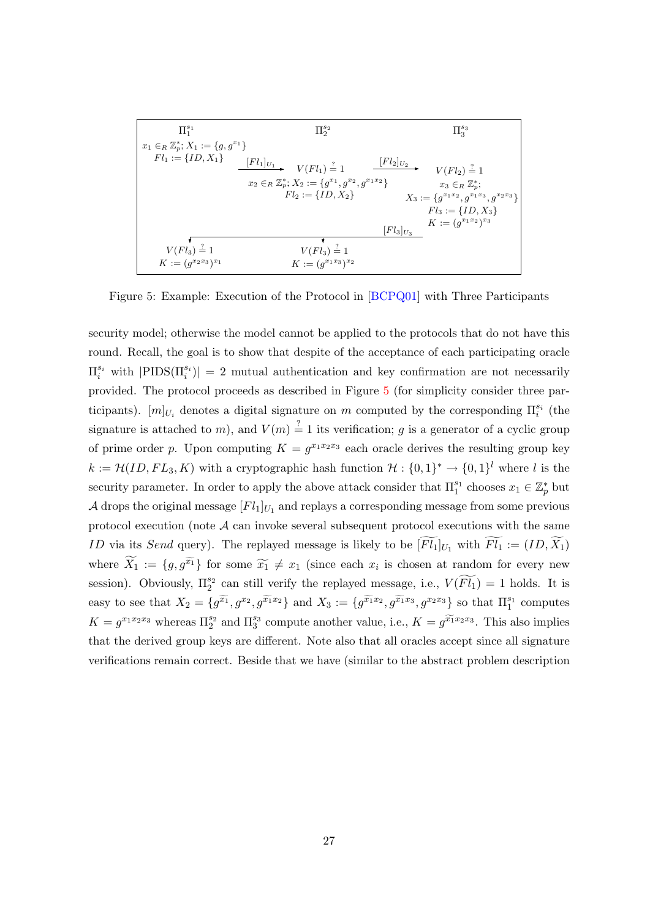| $\Pi_1^{s_1}$ | | $\Pi_2^{s_2}$ | | $\Pi_3^{s_3}$ |
|---|---|---|---|---|
| $x_1 \in_R \mathbb{Z}_p^*; X_1 := \{g, g^{x_1}\}$ <br> $Fl_1 := \{ID, X_1\}$ | $\xrightarrow{[Fl_1]_{U_1}}$ | $V(Fl_1) \stackrel{?}{=} 1$ <br> $x_2 \in_R \mathbb{Z}_p^*; X_2 := \{g^{x_1}, g^{x_2}, g^{x_1 x_2}\}$ <br> $Fl_2 := \{ID, X_2\}$ | $\xrightarrow{[Fl_2]_{U_2}}$ | $V(Fl_2) \stackrel{?}{=} 1$ <br> $x_3 \in_R \mathbb{Z}_p^*;$ <br> $X_3 := \{g^{x_1 x_2}, g^{x_1 x_3}, g^{x_2 x_3}\}$ <br> $Fl_3 := \{ID, X_3\}$ <br> $K := (g^{x_1 x_2})^{x_3}$ |
| | | | $[Fl_3]_{U_3}$ (to $\Pi_1^{s_1}$ and $\Pi_2^{s_2}$) | |
| $V(Fl_3) \stackrel{?}{=} 1$ <br> $K := (g^{x_2 x_3})^{x_1}$ | | $V(Fl_3) \stackrel{?}{=} 1$ <br> $K := (g^{x_1 x_3})^{x_2}$ | | |

Figure 5: Example: Execution of the Protocol in [BCPQ01] with Three Participants

security model; otherwise the model cannot be applied to the protocols that do not have this round. Recall, the goal is to show that despite of the acceptance of each participating oracle $\Pi_i^{s_i}$ with $|\mathrm{PIDS}(\Pi_i^{s_i})| = 2$ mutual authentication and key confirmation are not necessarily provided. The protocol proceeds as described in Figure 5 (for simplicity consider three participants). $[m]_{U_i}$ denotes a digital signature on $m$ computed by the corresponding $\Pi_i^{s_i}$ (the signature is attached to $m$), and $V(m) \stackrel{?}{=} 1$ its verification; $g$ is a generator of a cyclic group of prime order $p$. Upon computing $K = g^{x_1 x_2 x_3}$ each oracle derives the resulting group key $k := \mathcal{H}(ID, FL_3, K)$ with a cryptographic hash function $\mathcal{H} : \{0,1\}^* \rightarrow \{0,1\}^l$ where $l$ is the security parameter. In order to apply the above attack consider that $\Pi_1^{s_1}$ chooses $x_1 \in \mathbb{Z}_p^*$ but $\mathcal{A}$ drops the original message $[Fl_1]_{U_1}$ and replays a corresponding message from some previous protocol execution (note $\mathcal{A}$ can invoke several subsequent protocol executions with the same $ID$ via its *Send* query). The replayed message is likely to be $[\widetilde{Fl_1}]_{U_1}$ with $\widetilde{Fl_1} := (ID, \widetilde{X_1})$ where $\widetilde{X_1} := \{g, g^{\widetilde{x_1}}\}$ for some $\widetilde{x_1} \neq x_1$ (since each $x_i$ is chosen at random for every new session). Obviously, $\Pi_2^{s_2}$ can still verify the replayed message, i.e., $V(\widetilde{Fl_1}) = 1$ holds. It is easy to see that $X_2 = \{g^{\widetilde{x_1}}, g^{x_2}, g^{\widetilde{x_1} x_2}\}$ and $X_3 := \{g^{\widetilde{x_1} x_2}, g^{\widetilde{x_1} x_3}, g^{x_2 x_3}\}$ so that $\Pi_1^{s_1}$ computes $K = g^{x_1 x_2 x_3}$ whereas $\Pi_2^{s_2}$ and $\Pi_3^{s_3}$ compute another value, i.e., $K = g^{\widetilde{x_1} x_2 x_3}$. This also implies that the derived group keys are different. Note also that all oracles accept since all signature verifications remain correct. Beside that we have (similar to the abstract problem description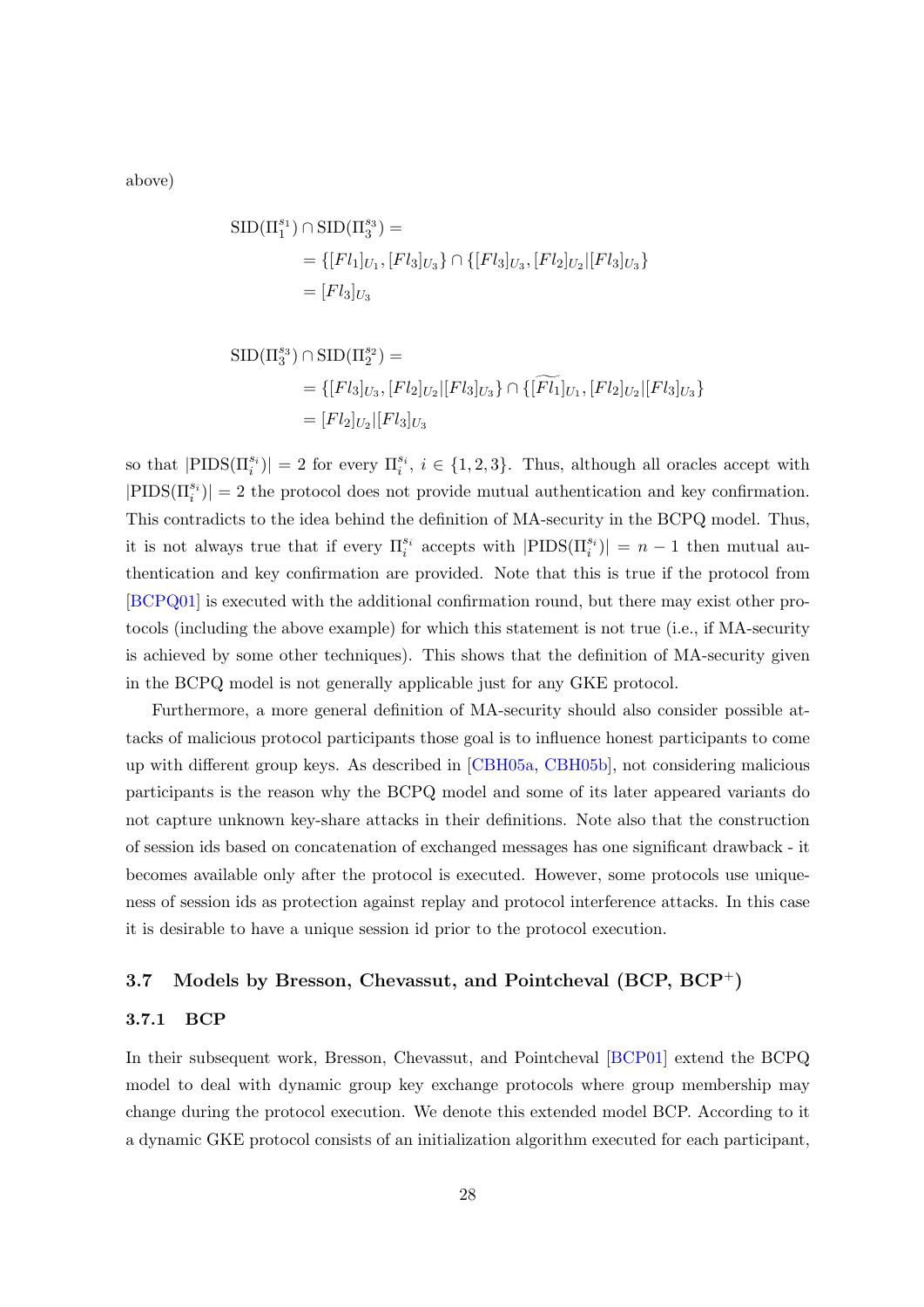above)

$$
\begin{aligned}
\mathrm{SID}(\Pi_1^{s_1}) \cap \mathrm{SID}(\Pi_3^{s_3}) &= \\
&= \{[Fl_1]_{U_1}, [Fl_3]_{U_3}\} \cap \{[Fl_3]_{U_3}, [Fl_2]_{U_2}|[Fl_3]_{U_3}\} \\
&= [Fl_3]_{U_3}
\end{aligned}
$$

$$
\begin{aligned}
\mathrm{SID}(\Pi_3^{s_3}) \cap \mathrm{SID}(\Pi_2^{s_2}) &= \\
&= \{[Fl_3]_{U_3}, [Fl_2]_{U_2}|[Fl_3]_{U_3}\} \cap \{\widetilde{[Fl_1]}_{U_1}, [Fl_2]_{U_2}|[Fl_3]_{U_3}\} \\
&= [Fl_2]_{U_2}|[Fl_3]_{U_3}
\end{aligned}
$$

so that $|\mathrm{PIDS}(\Pi_i^{s_i})| = 2$ for every $\Pi_i^{s_i}$, $i \in \{1, 2, 3\}$. Thus, although all oracles accept with $|\mathrm{PIDS}(\Pi_i^{s_i})| = 2$ the protocol does not provide mutual authentication and key confirmation. This contradicts to the idea behind the definition of MA-security in the BCPQ model. Thus, it is not always true that if every $\Pi_i^{s_i}$ accepts with $|\mathrm{PIDS}(\Pi_i^{s_i})| = n - 1$ then mutual authentication and key confirmation are provided. Note that this is true if the protocol from [BCPQ01] is executed with the additional confirmation round, but there may exist other protocols (including the above example) for which this statement is not true (i.e., if MA-security is achieved by some other techniques). This shows that the definition of MA-security given in the BCPQ model is not generally applicable just for any GKE protocol.

Furthermore, a more general definition of MA-security should also consider possible attacks of malicious protocol participants those goal is to influence honest participants to come up with different group keys. As described in [CBH05a, CBH05b], not considering malicious participants is the reason why the BCPQ model and some of its later appeared variants do not capture unknown key-share attacks in their definitions. Note also that the construction of session ids based on concatenation of exchanged messages has one significant drawback - it becomes available only after the protocol is executed. However, some protocols use uniqueness of session ids as protection against replay and protocol interference attacks. In this case it is desirable to have a unique session id prior to the protocol execution.

## 3.7 Models by Bresson, Chevassut, and Pointcheval (BCP, BCP$^+$)

### 3.7.1 BCP

In their subsequent work, Bresson, Chevassut, and Pointcheval [BCP01] extend the BCPQ model to deal with dynamic group key exchange protocols where group membership may change during the protocol execution. We denote this extended model BCP. According to it a dynamic GKE protocol consists of an initialization algorithm executed for each participant,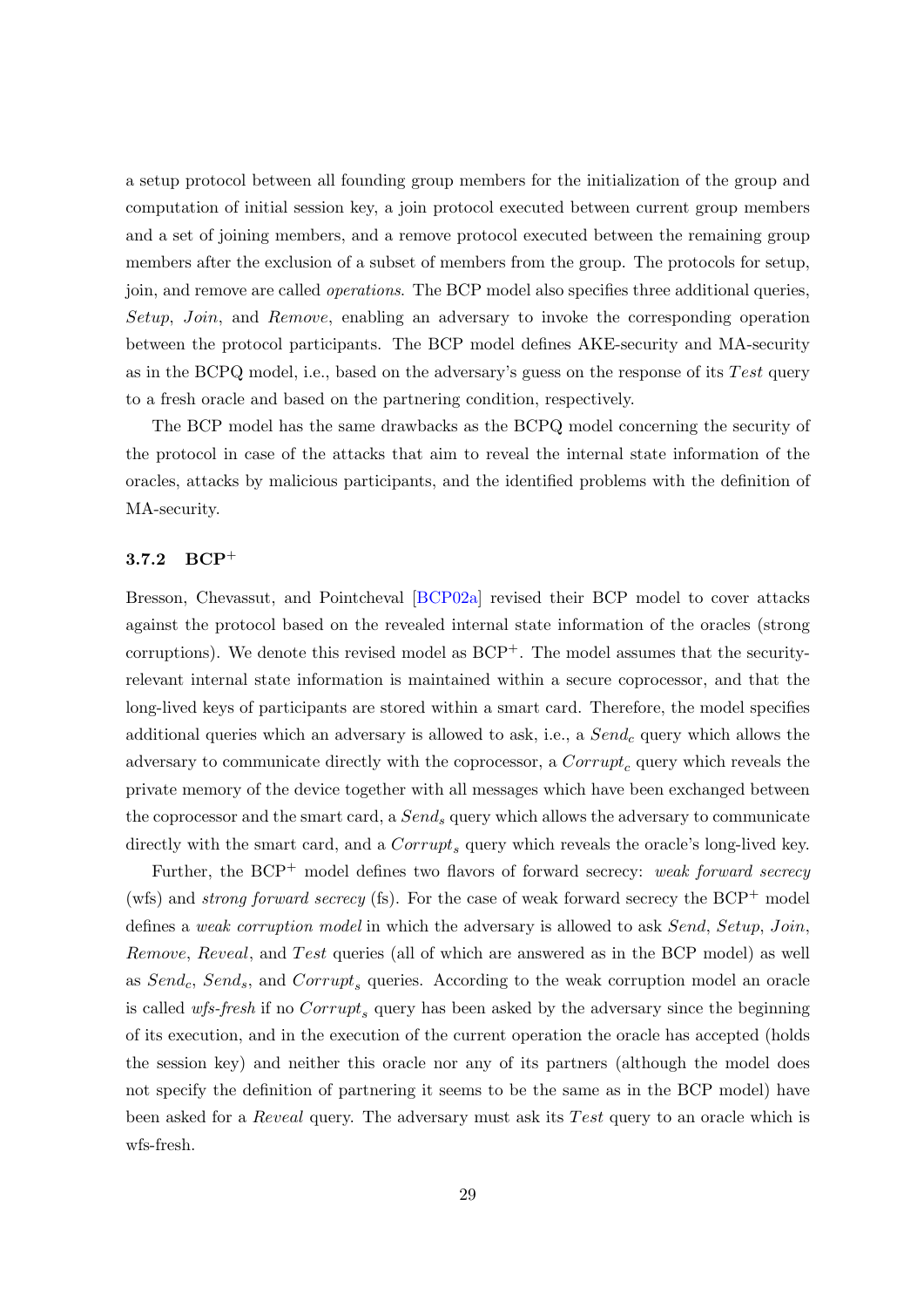a setup protocol between all founding group members for the initialization of the group and computation of initial session key, a join protocol executed between current group members and a set of joining members, and a remove protocol executed between the remaining group members after the exclusion of a subset of members from the group. The protocols for setup, join, and remove are called *operations*. The BCP model also specifies three additional queries, *Setup*, *Join*, and *Remove*, enabling an adversary to invoke the corresponding operation between the protocol participants. The BCP model defines AKE-security and MA-security as in the BCPQ model, i.e., based on the adversary's guess on the response of its $Test$ query to a fresh oracle and based on the partnering condition, respectively.

The BCP model has the same drawbacks as the BCPQ model concerning the security of the protocol in case of the attacks that aim to reveal the internal state information of the oracles, attacks by malicious participants, and the identified problems with the definition of MA-security.

### 3.7.2 BCP$^+$

Bresson, Chevassut, and Pointcheval [BCP02a] revised their BCP model to cover attacks against the protocol based on the revealed internal state information of the oracles (strong corruptions). We denote this revised model as BCP$^+$. The model assumes that the security-relevant internal state information is maintained within a secure coprocessor, and that the long-lived keys of participants are stored within a smart card. Therefore, the model specifies additional queries which an adversary is allowed to ask, i.e., a $Send_c$ query which allows the adversary to communicate directly with the coprocessor, a $Corrupt_c$ query which reveals the private memory of the device together with all messages which have been exchanged between the coprocessor and the smart card, a $Send_s$ query which allows the adversary to communicate directly with the smart card, and a $Corrupt_s$ query which reveals the oracle's long-lived key.

Further, the BCP$^+$ model defines two flavors of forward secrecy: *weak forward secrecy* (wfs) and *strong forward secrecy* (fs). For the case of weak forward secrecy the BCP$^+$ model defines a *weak corruption model* in which the adversary is allowed to ask *Send*, *Setup*, *Join*, *Remove*, *Reveal*, and $Test$ queries (all of which are answered as in the BCP model) as well as $Send_c$, $Send_s$, and $Corrupt_s$ queries. According to the weak corruption model an oracle is called *wfs-fresh* if no $Corrupt_s$ query has been asked by the adversary since the beginning of its execution, and in the execution of the current operation the oracle has accepted (holds the session key) and neither this oracle nor any of its partners (although the model does not specify the definition of partnering it seems to be the same as in the BCP model) have been asked for a *Reveal* query. The adversary must ask its $Test$ query to an oracle which is wfs-fresh.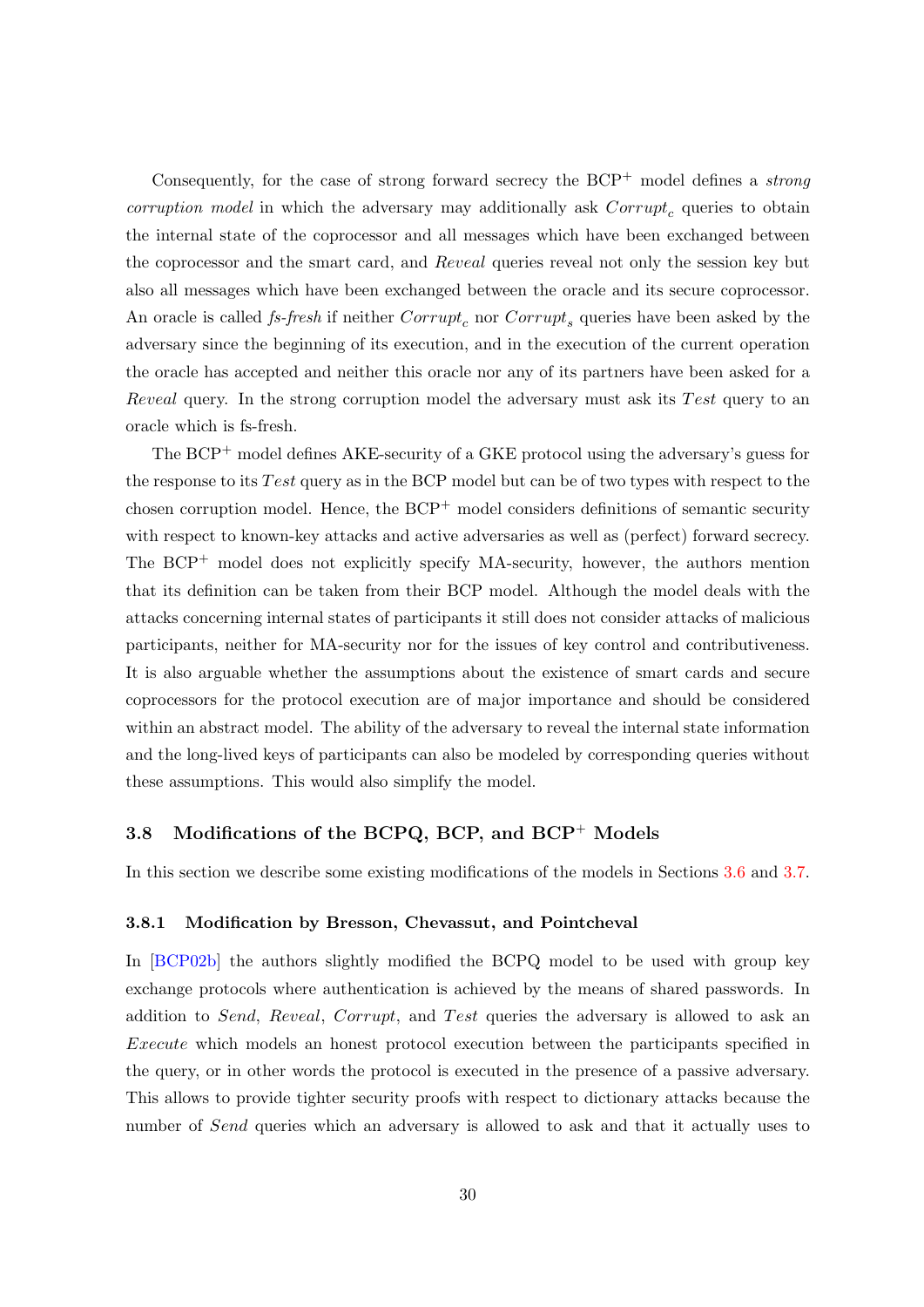Consequently, for the case of strong forward secrecy the BCP$^+$ model defines a *strong corruption model* in which the adversary may additionally ask $Corrupt_c$ queries to obtain the internal state of the coprocessor and all messages which have been exchanged between the coprocessor and the smart card, and *Reveal* queries reveal not only the session key but also all messages which have been exchanged between the oracle and its secure coprocessor. An oracle is called *fs-fresh* if neither $Corrupt_c$ nor $Corrupt_s$ queries have been asked by the adversary since the beginning of its execution, and in the execution of the current operation the oracle has accepted and neither this oracle nor any of its partners have been asked for a *Reveal* query. In the strong corruption model the adversary must ask its $Test$ query to an oracle which is fs-fresh.

The BCP$^+$ model defines AKE-security of a GKE protocol using the adversary's guess for the response to its $Test$ query as in the BCP model but can be of two types with respect to the chosen corruption model. Hence, the BCP$^+$ model considers definitions of semantic security with respect to known-key attacks and active adversaries as well as (perfect) forward secrecy. The BCP$^+$ model does not explicitly specify MA-security, however, the authors mention that its definition can be taken from their BCP model. Although the model deals with the attacks concerning internal states of participants it still does not consider attacks of malicious participants, neither for MA-security nor for the issues of key control and contributiveness. It is also arguable whether the assumptions about the existence of smart cards and secure coprocessors for the protocol execution are of major importance and should be considered within an abstract model. The ability of the adversary to reveal the internal state information and the long-lived keys of participants can also be modeled by corresponding queries without these assumptions. This would also simplify the model.

## 3.8 Modifications of the BCPQ, BCP, and BCP$^+$ Models

In this section we describe some existing modifications of the models in Sections 3.6 and 3.7.

### 3.8.1 Modification by Bresson, Chevassut, and Pointcheval

In [BCP02b] the authors slightly modified the BCPQ model to be used with group key exchange protocols where authentication is achieved by the means of shared passwords. In addition to *Send*, *Reveal*, *Corrupt*, and $Test$ queries the adversary is allowed to ask an $Execute$ which models an honest protocol execution between the participants specified in the query, or in other words the protocol is executed in the presence of a passive adversary. This allows to provide tighter security proofs with respect to dictionary attacks because the number of *Send* queries which an adversary is allowed to ask and that it actually uses to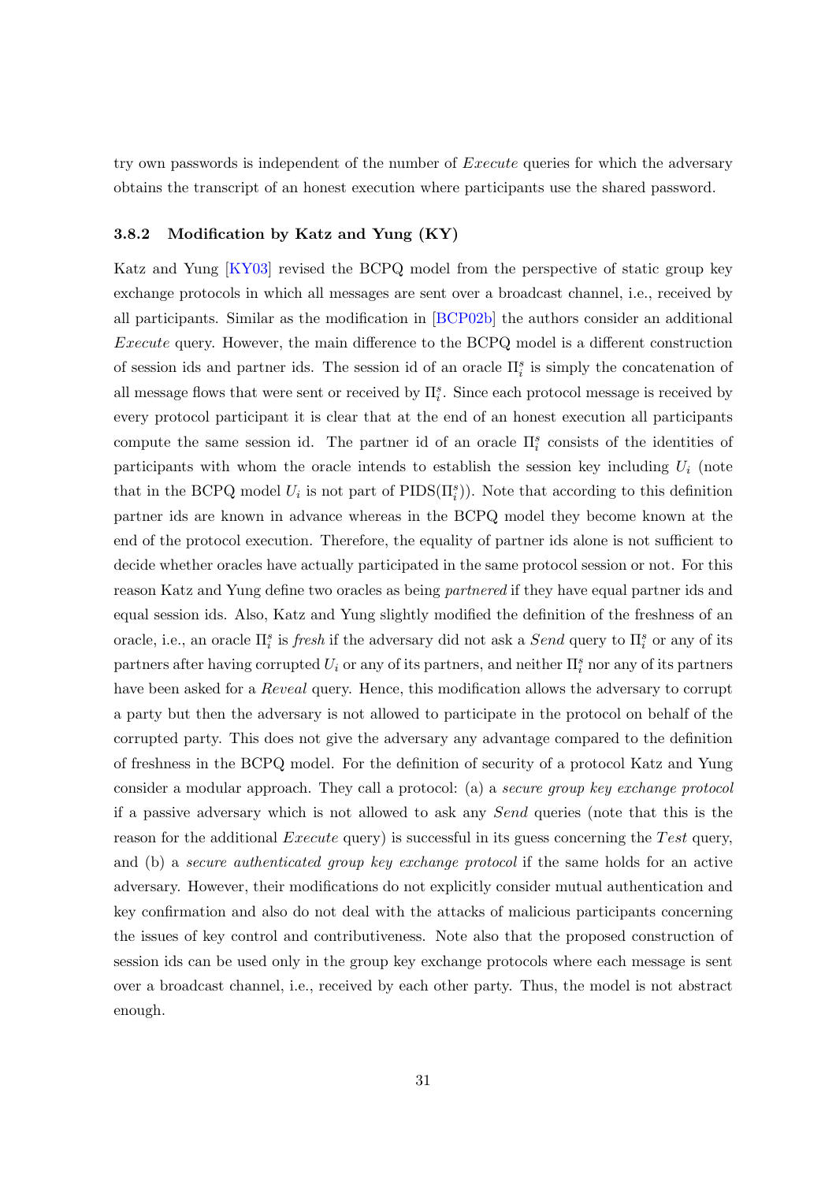try own passwords is independent of the number of *Execute* queries for which the adversary obtains the transcript of an honest execution where participants use the shared password.

### 3.8.2 Modification by Katz and Yung (KY)

Katz and Yung [KY03] revised the BCPQ model from the perspective of static group key exchange protocols in which all messages are sent over a broadcast channel, i.e., received by all participants. Similar as the modification in [BCP02b] the authors consider an additional *Execute* query. However, the main difference to the BCPQ model is a different construction of session ids and partner ids. The session id of an oracle $\Pi_i^s$ is simply the concatenation of all message flows that were sent or received by $\Pi_i^s$. Since each protocol message is received by every protocol participant it is clear that at the end of an honest execution all participants compute the same session id. The partner id of an oracle $\Pi_i^s$ consists of the identities of participants with whom the oracle intends to establish the session key including $U_i$ (note that in the BCPQ model $U_i$ is not part of $\mathrm{PIDS}(\Pi_i^s)$). Note that according to this definition partner ids are known in advance whereas in the BCPQ model they become known at the end of the protocol execution. Therefore, the equality of partner ids alone is not sufficient to decide whether oracles have actually participated in the same protocol session or not. For this reason Katz and Yung define two oracles as being *partnered* if they have equal partner ids and equal session ids. Also, Katz and Yung slightly modified the definition of the freshness of an oracle, i.e., an oracle $\Pi_i^s$ is *fresh* if the adversary did not ask a *Send* query to $\Pi_i^s$ or any of its partners after having corrupted $U_i$ or any of its partners, and neither $\Pi_i^s$ nor any of its partners have been asked for a *Reveal* query. Hence, this modification allows the adversary to corrupt a party but then the adversary is not allowed to participate in the protocol on behalf of the corrupted party. This does not give the adversary any advantage compared to the definition of freshness in the BCPQ model. For the definition of security of a protocol Katz and Yung consider a modular approach. They call a protocol: (a) a *secure group key exchange protocol* if a passive adversary which is not allowed to ask any *Send* queries (note that this is the reason for the additional *Execute* query) is successful in its guess concerning the *Test* query, and (b) a *secure authenticated group key exchange protocol* if the same holds for an active adversary. However, their modifications do not explicitly consider mutual authentication and key confirmation and also do not deal with the attacks of malicious participants concerning the issues of key control and contributiveness. Note also that the proposed construction of session ids can be used only in the group key exchange protocols where each message is sent over a broadcast channel, i.e., received by each other party. Thus, the model is not abstract enough.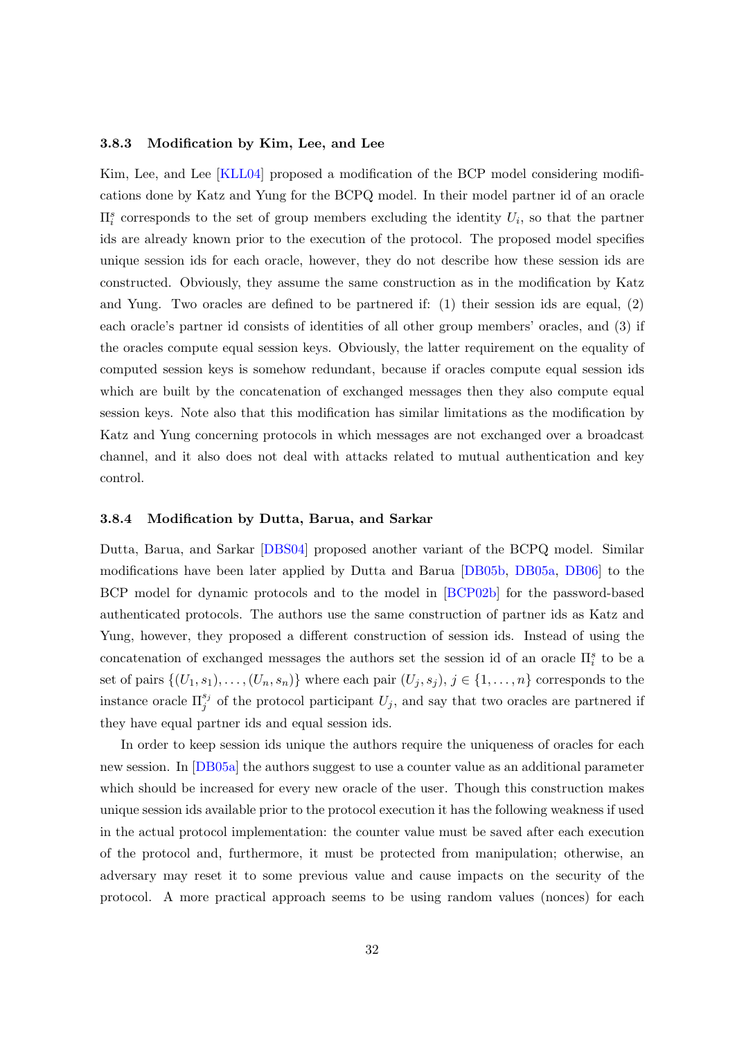### 3.8.3 Modification by Kim, Lee, and Lee

Kim, Lee, and Lee [KLL04] proposed a modification of the BCP model considering modifications done by Katz and Yung for the BCPQ model. In their model partner id of an oracle $\Pi_i^s$ corresponds to the set of group members excluding the identity $U_i$, so that the partner ids are already known prior to the execution of the protocol. The proposed model specifies unique session ids for each oracle, however, they do not describe how these session ids are constructed. Obviously, they assume the same construction as in the modification by Katz and Yung. Two oracles are defined to be partnered if: (1) their session ids are equal, (2) each oracle's partner id consists of identities of all other group members' oracles, and (3) if the oracles compute equal session keys. Obviously, the latter requirement on the equality of computed session keys is somehow redundant, because if oracles compute equal session ids which are built by the concatenation of exchanged messages then they also compute equal session keys. Note also that this modification has similar limitations as the modification by Katz and Yung concerning protocols in which messages are not exchanged over a broadcast channel, and it also does not deal with attacks related to mutual authentication and key control.

### 3.8.4 Modification by Dutta, Barua, and Sarkar

Dutta, Barua, and Sarkar [DBS04] proposed another variant of the BCPQ model. Similar modifications have been later applied by Dutta and Barua [DB05b, DB05a, DB06] to the BCP model for dynamic protocols and to the model in [BCP02b] for the password-based authenticated protocols. The authors use the same construction of partner ids as Katz and Yung, however, they proposed a different construction of session ids. Instead of using the concatenation of exchanged messages the authors set the session id of an oracle $\Pi_i^s$ to be a set of pairs $\{(U_1, s_1), \ldots, (U_n, s_n)\}$ where each pair $(U_j, s_j)$, $j \in \{1, \ldots, n\}$ corresponds to the instance oracle $\Pi_j^{s_j}$ of the protocol participant $U_j$, and say that two oracles are partnered if they have equal partner ids and equal session ids.

In order to keep session ids unique the authors require the uniqueness of oracles for each new session. In [DB05a] the authors suggest to use a counter value as an additional parameter which should be increased for every new oracle of the user. Though this construction makes unique session ids available prior to the protocol execution it has the following weakness if used in the actual protocol implementation: the counter value must be saved after each execution of the protocol and, furthermore, it must be protected from manipulation; otherwise, an adversary may reset it to some previous value and cause impacts on the security of the protocol. A more practical approach seems to be using random values (nonces) for each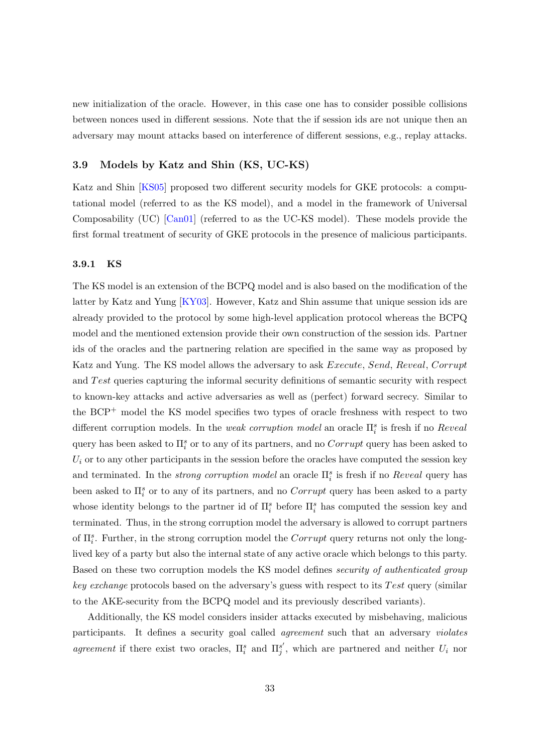new initialization of the oracle. However, in this case one has to consider possible collisions between nonces used in different sessions. Note that the if session ids are not unique then an adversary may mount attacks based on interference of different sessions, e.g., replay attacks.

### 3.9 Models by Katz and Shin (KS, UC-KS)

Katz and Shin [KS05] proposed two different security models for GKE protocols: a computational model (referred to as the KS model), and a model in the framework of Universal Composability (UC) [Can01] (referred to as the UC-KS model). These models provide the first formal treatment of security of GKE protocols in the presence of malicious participants.

#### 3.9.1 KS

The KS model is an extension of the BCPQ model and is also based on the modification of the latter by Katz and Yung [KY03]. However, Katz and Shin assume that unique session ids are already provided to the protocol by some high-level application protocol whereas the BCPQ model and the mentioned extension provide their own construction of the session ids. Partner ids of the oracles and the partnering relation are specified in the same way as proposed by Katz and Yung. The KS model allows the adversary to ask *Execute*, *Send*, *Reveal*, *Corrupt* and *Test* queries capturing the informal security definitions of semantic security with respect to known-key attacks and active adversaries as well as (perfect) forward secrecy. Similar to the BCP$^+$ model the KS model specifies two types of oracle freshness with respect to two different corruption models. In the *weak corruption model* an oracle $\Pi_i^s$ is fresh if no *Reveal* query has been asked to $\Pi_i^s$ or to any of its partners, and no *Corrupt* query has been asked to $U_i$ or to any other participants in the session before the oracles have computed the session key and terminated. In the *strong corruption model* an oracle $\Pi_i^s$ is fresh if no *Reveal* query has been asked to $\Pi_i^s$ or to any of its partners, and no *Corrupt* query has been asked to a party whose identity belongs to the partner id of $\Pi_i^s$ before $\Pi_i^s$ has computed the session key and terminated. Thus, in the strong corruption model the adversary is allowed to corrupt partners of $\Pi_i^s$. Further, in the strong corruption model the *Corrupt* query returns not only the long-lived key of a party but also the internal state of any active oracle which belongs to this party. Based on these two corruption models the KS model defines *security of authenticated group key exchange* protocols based on the adversary's guess with respect to its *Test* query (similar to the AKE-security from the BCPQ model and its previously described variants).

Additionally, the KS model considers insider attacks executed by misbehaving, malicious participants. It defines a security goal called *agreement* such that an adversary *violates agreement* if there exist two oracles, $\Pi_i^s$ and $\Pi_j^{s'}$, which are partnered and neither $U_i$ nor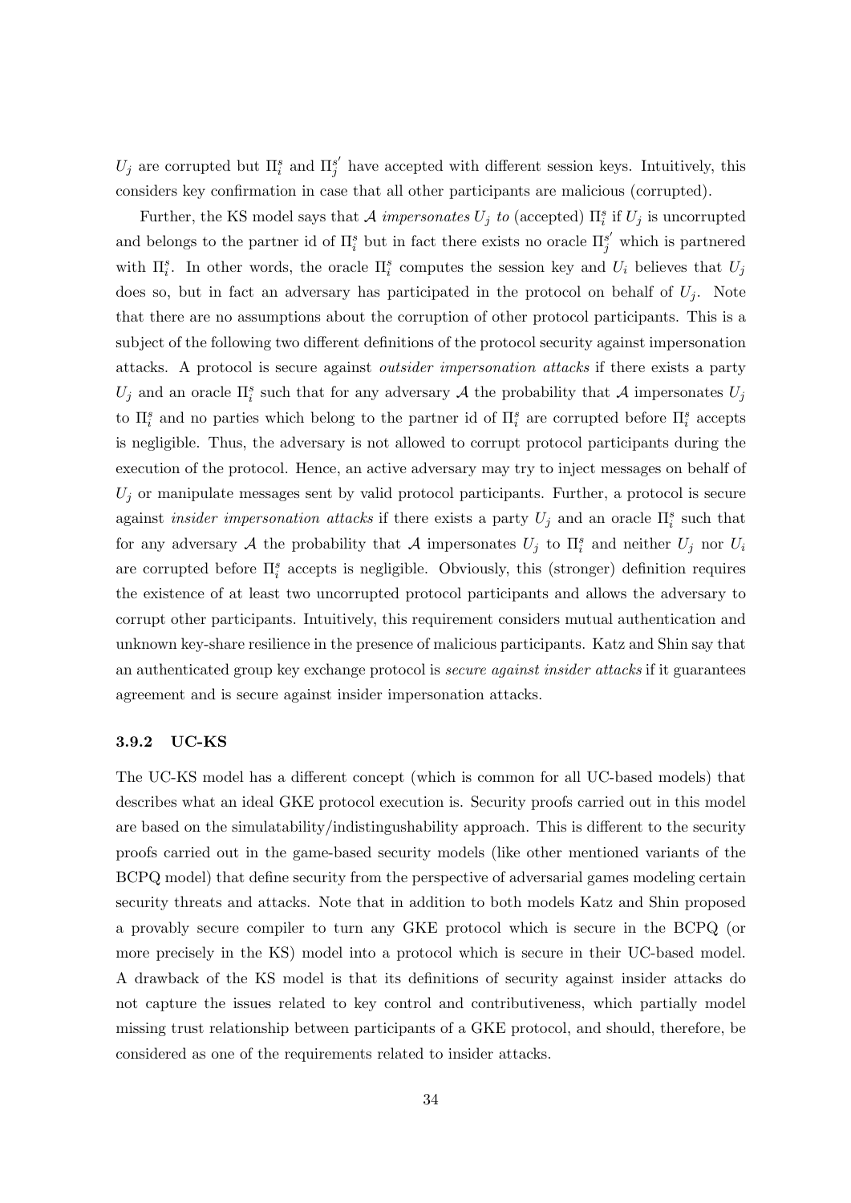$U_j$ are corrupted but $\Pi_i^s$ and $\Pi_j^{s'}$ have accepted with different session keys. Intuitively, this considers key confirmation in case that all other participants are malicious (corrupted).

Further, the KS model says that $\mathcal{A}$ *impersonates* $U_j$ *to* (accepted) $\Pi_i^s$ if $U_j$ is uncorrupted and belongs to the partner id of $\Pi_i^s$ but in fact there exists no oracle $\Pi_j^{s'}$ which is partnered with $\Pi_i^s$. In other words, the oracle $\Pi_i^s$ computes the session key and $U_i$ believes that $U_j$ does so, but in fact an adversary has participated in the protocol on behalf of $U_j$. Note that there are no assumptions about the corruption of other protocol participants. This is a subject of the following two different definitions of the protocol security against impersonation attacks. A protocol is secure against *outsider impersonation attacks* if there exists a party $U_j$ and an oracle $\Pi_i^s$ such that for any adversary $\mathcal{A}$ the probability that $\mathcal{A}$ impersonates $U_j$ to $\Pi_i^s$ and no parties which belong to the partner id of $\Pi_i^s$ are corrupted before $\Pi_i^s$ accepts is negligible. Thus, the adversary is not allowed to corrupt protocol participants during the execution of the protocol. Hence, an active adversary may try to inject messages on behalf of $U_j$ or manipulate messages sent by valid protocol participants. Further, a protocol is secure against *insider impersonation attacks* if there exists a party $U_j$ and an oracle $\Pi_i^s$ such that for any adversary $\mathcal{A}$ the probability that $\mathcal{A}$ impersonates $U_j$ to $\Pi_i^s$ and neither $U_j$ nor $U_i$ are corrupted before $\Pi_i^s$ accepts is negligible. Obviously, this (stronger) definition requires the existence of at least two uncorrupted protocol participants and allows the adversary to corrupt other participants. Intuitively, this requirement considers mutual authentication and unknown key-share resilience in the presence of malicious participants. Katz and Shin say that an authenticated group key exchange protocol is *secure against insider attacks* if it guarantees agreement and is secure against insider impersonation attacks.

### 3.9.2 UC-KS

The UC-KS model has a different concept (which is common for all UC-based models) that describes what an ideal GKE protocol execution is. Security proofs carried out in this model are based on the simulatability/indistingushability approach. This is different to the security proofs carried out in the game-based security models (like other mentioned variants of the BCPQ model) that define security from the perspective of adversarial games modeling certain security threats and attacks. Note that in addition to both models Katz and Shin proposed a provably secure compiler to turn any GKE protocol which is secure in the BCPQ (or more precisely in the KS) model into a protocol which is secure in their UC-based model. A drawback of the KS model is that its definitions of security against insider attacks do not capture the issues related to key control and contributiveness, which partially model missing trust relationship between participants of a GKE protocol, and should, therefore, be considered as one of the requirements related to insider attacks.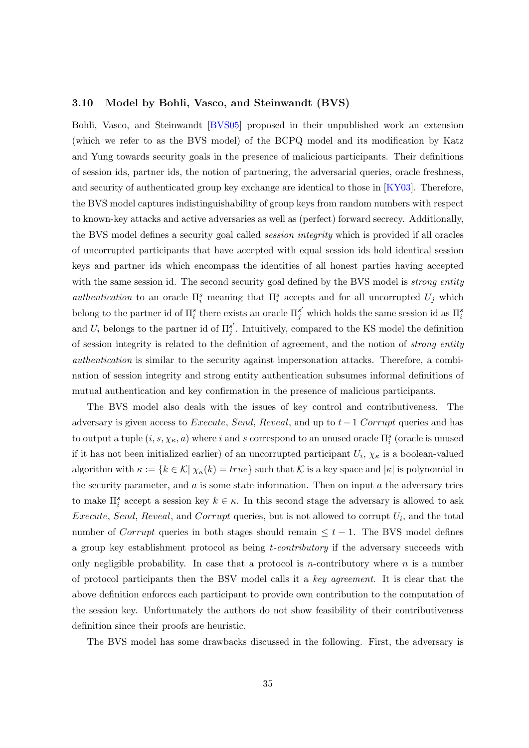### 3.10 Model by Bohli, Vasco, and Steinwandt (BVS)

Bohli, Vasco, and Steinwandt [BVS05] proposed in their unpublished work an extension (which we refer to as the BVS model) of the BCPQ model and its modification by Katz and Yung towards security goals in the presence of malicious participants. Their definitions of session ids, partner ids, the notion of partnering, the adversarial queries, oracle freshness, and security of authenticated group key exchange are identical to those in [KY03]. Therefore, the BVS model captures indistinguishability of group keys from random numbers with respect to known-key attacks and active adversaries as well as (perfect) forward secrecy. Additionally, the BVS model defines a security goal called *session integrity* which is provided if all oracles of uncorrupted participants that have accepted with equal session ids hold identical session keys and partner ids which encompass the identities of all honest parties having accepted with the same session id. The second security goal defined by the BVS model is *strong entity authentication* to an oracle $\Pi_i^s$ meaning that $\Pi_i^s$ accepts and for all uncorrupted $U_j$ which belong to the partner id of $\Pi_i^s$ there exists an oracle $\Pi_j^{s'}$ which holds the same session id as $\Pi_i^s$ and $U_i$ belongs to the partner id of $\Pi_j^{s'}$. Intuitively, compared to the KS model the definition of session integrity is related to the definition of agreement, and the notion of *strong entity authentication* is similar to the security against impersonation attacks. Therefore, a combination of session integrity and strong entity authentication subsumes informal definitions of mutual authentication and key confirmation in the presence of malicious participants.

The BVS model also deals with the issues of key control and contributiveness. The adversary is given access to *Execute*, *Send*, *Reveal*, and up to $t-1$ *Corrupt* queries and has to output a tuple $(i, s, \chi_\kappa, a)$ where $i$ and $s$ correspond to an unused oracle $\Pi_i^s$ (oracle is unused if it has not been initialized earlier) of an uncorrupted participant $U_i$, $\chi_\kappa$ is a boolean-valued algorithm with $\kappa := \{k \in \mathcal{K} |\ \chi_\kappa(k) = true\}$ such that $\mathcal{K}$ is a key space and $|\kappa|$ is polynomial in the security parameter, and $a$ is some state information. Then on input $a$ the adversary tries to make $\Pi_i^s$ accept a session key $k \in \kappa$. In this second stage the adversary is allowed to ask *Execute*, *Send*, *Reveal*, and *Corrupt* queries, but is not allowed to corrupt $U_i$, and the total number of *Corrupt* queries in both stages should remain $\leq t-1$. The BVS model defines a group key establishment protocol as being *t-contributory* if the adversary succeeds with only negligible probability. In case that a protocol is $n$-contributory where $n$ is a number of protocol participants then the BSV model calls it a *key agreement*. It is clear that the above definition enforces each participant to provide own contribution to the computation of the session key. Unfortunately the authors do not show feasibility of their contributiveness definition since their proofs are heuristic.

The BVS model has some drawbacks discussed in the following. First, the adversary is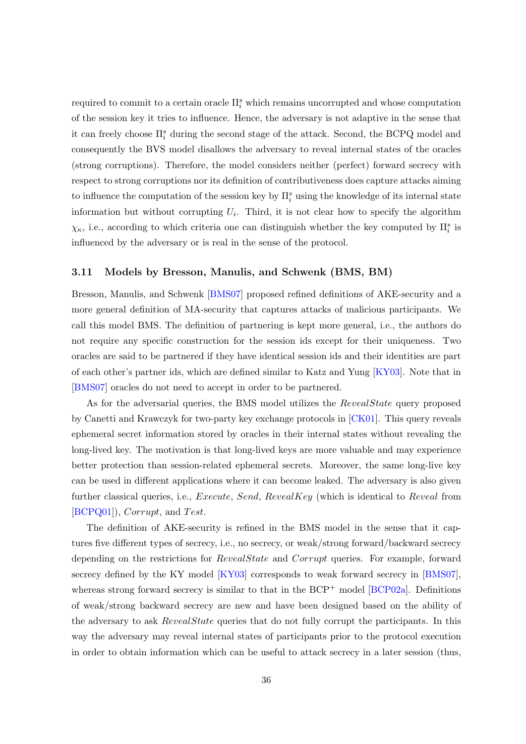required to commit to a certain oracle $\Pi_i^s$ which remains uncorrupted and whose computation of the session key it tries to influence. Hence, the adversary is not adaptive in the sense that it can freely choose $\Pi_i^s$ during the second stage of the attack. Second, the BCPQ model and consequently the BVS model disallows the adversary to reveal internal states of the oracles (strong corruptions). Therefore, the model considers neither (perfect) forward secrecy with respect to strong corruptions nor its definition of contributiveness does capture attacks aiming to influence the computation of the session key by $\Pi_i^s$ using the knowledge of its internal state information but without corrupting $U_i$. Third, it is not clear how to specify the algorithm $\chi_\kappa$, i.e., according to which criteria one can distinguish whether the key computed by $\Pi_i^s$ is influenced by the adversary or is real in the sense of the protocol.

### 3.11 Models by Bresson, Manulis, and Schwenk (BMS, BM)

Bresson, Manulis, and Schwenk [BMS07] proposed refined definitions of AKE-security and a more general definition of MA-security that captures attacks of malicious participants. We call this model BMS. The definition of partnering is kept more general, i.e., the authors do not require any specific construction for the session ids except for their uniqueness. Two oracles are said to be partnered if they have identical session ids and their identities are part of each other's partner ids, which are defined similar to Katz and Yung [KY03]. Note that in [BMS07] oracles do not need to accept in order to be partnered.

As for the adversarial queries, the BMS model utilizes the *RevealState* query proposed by Canetti and Krawczyk for two-party key exchange protocols in [CK01]. This query reveals ephemeral secret information stored by oracles in their internal states without revealing the long-lived key. The motivation is that long-lived keys are more valuable and may experience better protection than session-related ephemeral secrets. Moreover, the same long-live key can be used in different applications where it can become leaked. The adversary is also given further classical queries, i.e., *Execute*, *Send*, *RevealKey* (which is identical to *Reveal* from [BCPQ01]), *Corrupt*, and *Test*.

The definition of AKE-security is refined in the BMS model in the sense that it captures five different types of secrecy, i.e., no secrecy, or weak/strong forward/backward secrecy depending on the restrictions for *RevealState* and *Corrupt* queries. For example, forward secrecy defined by the KY model [KY03] corresponds to weak forward secrecy in [BMS07], whereas strong forward secrecy is similar to that in the BCP$^+$ model [BCP02a]. Definitions of weak/strong backward secrecy are new and have been designed based on the ability of the adversary to ask *RevealState* queries that do not fully corrupt the participants. In this way the adversary may reveal internal states of participants prior to the protocol execution in order to obtain information which can be useful to attack secrecy in a later session (thus,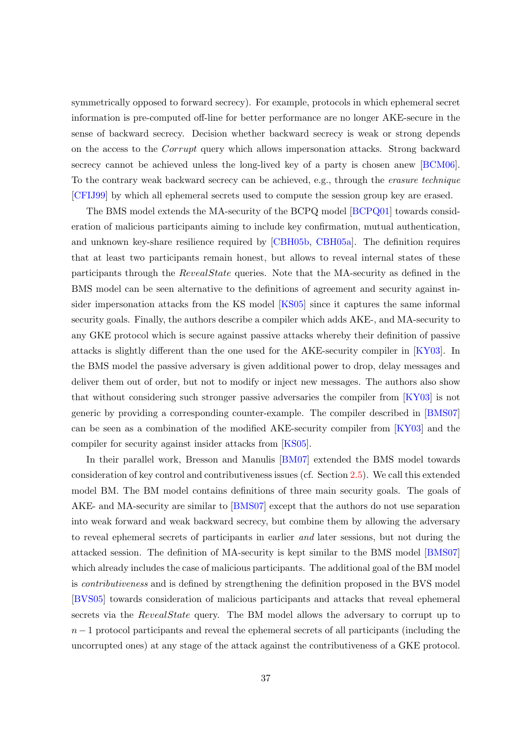symmetrically opposed to forward secrecy). For example, protocols in which ephemeral secret information is pre-computed off-line for better performance are no longer AKE-secure in the sense of backward secrecy. Decision whether backward secrecy is weak or strong depends on the access to the *Corrupt* query which allows impersonation attacks. Strong backward secrecy cannot be achieved unless the long-lived key of a party is chosen anew [BCM06]. To the contrary weak backward secrecy can be achieved, e.g., through the *erasure technique* [CFIJ99] by which all ephemeral secrets used to compute the session group key are erased.

The BMS model extends the MA-security of the BCPQ model [BCPQ01] towards consideration of malicious participants aiming to include key confirmation, mutual authentication, and unknown key-share resilience required by [CBH05b, CBH05a]. The definition requires that at least two participants remain honest, but allows to reveal internal states of these participants through the *RevealState* queries. Note that the MA-security as defined in the BMS model can be seen alternative to the definitions of agreement and security against insider impersonation attacks from the KS model [KS05] since it captures the same informal security goals. Finally, the authors describe a compiler which adds AKE-, and MA-security to any GKE protocol which is secure against passive attacks whereby their definition of passive attacks is slightly different than the one used for the AKE-security compiler in [KY03]. In the BMS model the passive adversary is given additional power to drop, delay messages and deliver them out of order, but not to modify or inject new messages. The authors also show that without considering such stronger passive adversaries the compiler from [KY03] is not generic by providing a corresponding counter-example. The compiler described in [BMS07] can be seen as a combination of the modified AKE-security compiler from [KY03] and the compiler for security against insider attacks from [KS05].

In their parallel work, Bresson and Manulis [BM07] extended the BMS model towards consideration of key control and contributiveness issues (cf. Section 2.5). We call this extended model BM. The BM model contains definitions of three main security goals. The goals of AKE- and MA-security are similar to [BMS07] except that the authors do not use separation into weak forward and weak backward secrecy, but combine them by allowing the adversary to reveal ephemeral secrets of participants in earlier *and* later sessions, but not during the attacked session. The definition of MA-security is kept similar to the BMS model [BMS07] which already includes the case of malicious participants. The additional goal of the BM model is *contributiveness* and is defined by strengthening the definition proposed in the BVS model [BVS05] towards consideration of malicious participants and attacks that reveal ephemeral secrets via the *RevealState* query. The BM model allows the adversary to corrupt up to $n-1$ protocol participants and reveal the ephemeral secrets of all participants (including the uncorrupted ones) at any stage of the attack against the contributiveness of a GKE protocol.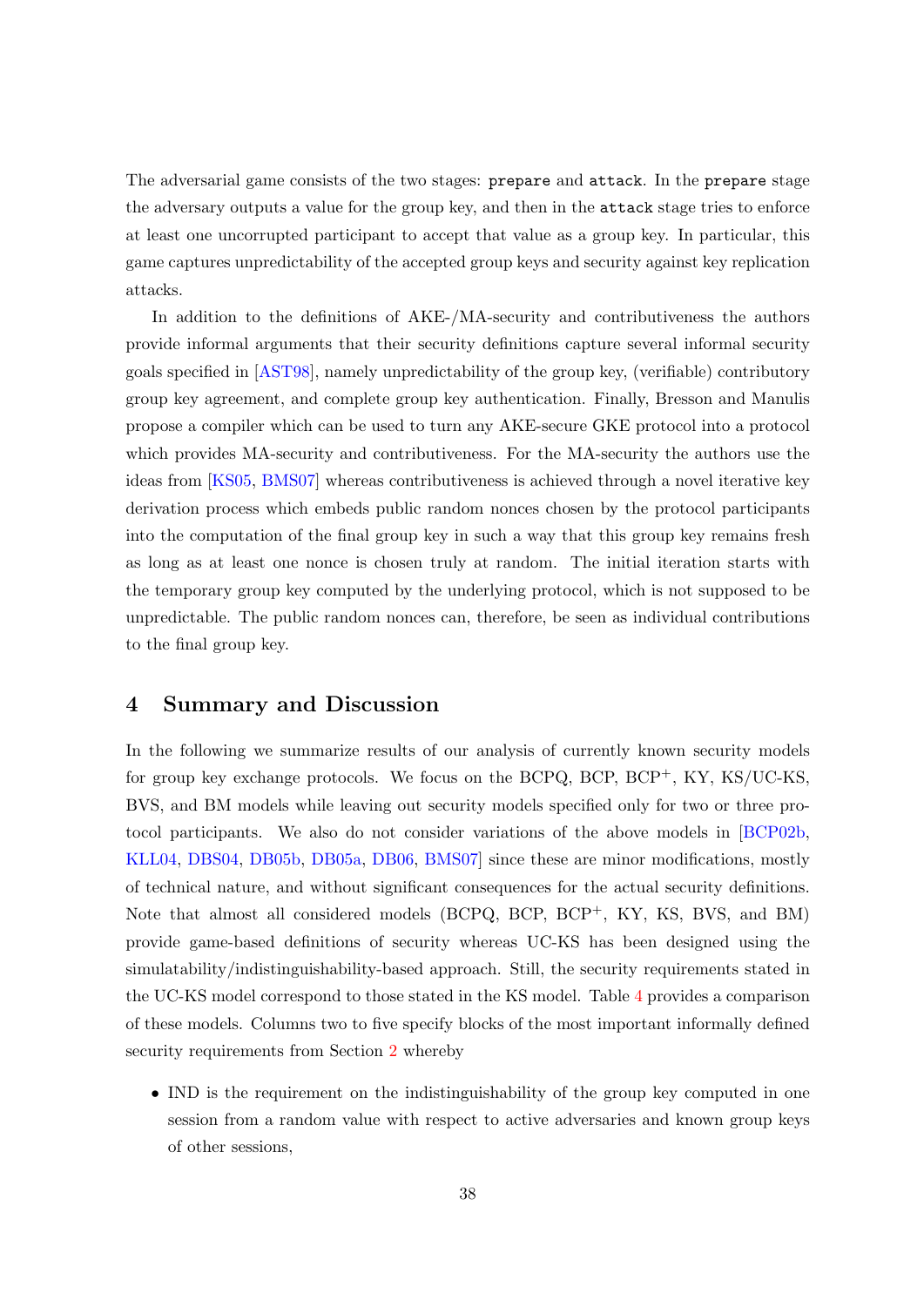The adversarial game consists of the two stages: `prepare` and `attack`. In the `prepare` stage the adversary outputs a value for the group key, and then in the `attack` stage tries to enforce at least one uncorrupted participant to accept that value as a group key. In particular, this game captures unpredictability of the accepted group keys and security against key replication attacks.

In addition to the definitions of AKE-/MA-security and contributiveness the authors provide informal arguments that their security definitions capture several informal security goals specified in [AST98], namely unpredictability of the group key, (verifiable) contributory group key agreement, and complete group key authentication. Finally, Bresson and Manulis propose a compiler which can be used to turn any AKE-secure GKE protocol into a protocol which provides MA-security and contributiveness. For the MA-security the authors use the ideas from [KS05, BMS07] whereas contributiveness is achieved through a novel iterative key derivation process which embeds public random nonces chosen by the protocol participants into the computation of the final group key in such a way that this group key remains fresh as long as at least one nonce is chosen truly at random. The initial iteration starts with the temporary group key computed by the underlying protocol, which is not supposed to be unpredictable. The public random nonces can, therefore, be seen as individual contributions to the final group key.

## 4 Summary and Discussion

In the following we summarize results of our analysis of currently known security models for group key exchange protocols. We focus on the BCPQ, BCP, BCP$^+$, KY, KS/UC-KS, BVS, and BM models while leaving out security models specified only for two or three protocol participants. We also do not consider variations of the above models in [BCP02b, KLL04, DBS04, DB05b, DB05a, DB06, BMS07] since these are minor modifications, mostly of technical nature, and without significant consequences for the actual security definitions. Note that almost all considered models (BCPQ, BCP, BCP$^+$, KY, KS, BVS, and BM) provide game-based definitions of security whereas UC-KS has been designed using the simulatability/indistinguishability-based approach. Still, the security requirements stated in the UC-KS model correspond to those stated in the KS model. Table 4 provides a comparison of these models. Columns two to five specify blocks of the most important informally defined security requirements from Section 2 whereby

- IND is the requirement on the indistinguishability of the group key computed in one session from a random value with respect to active adversaries and known group keys of other sessions,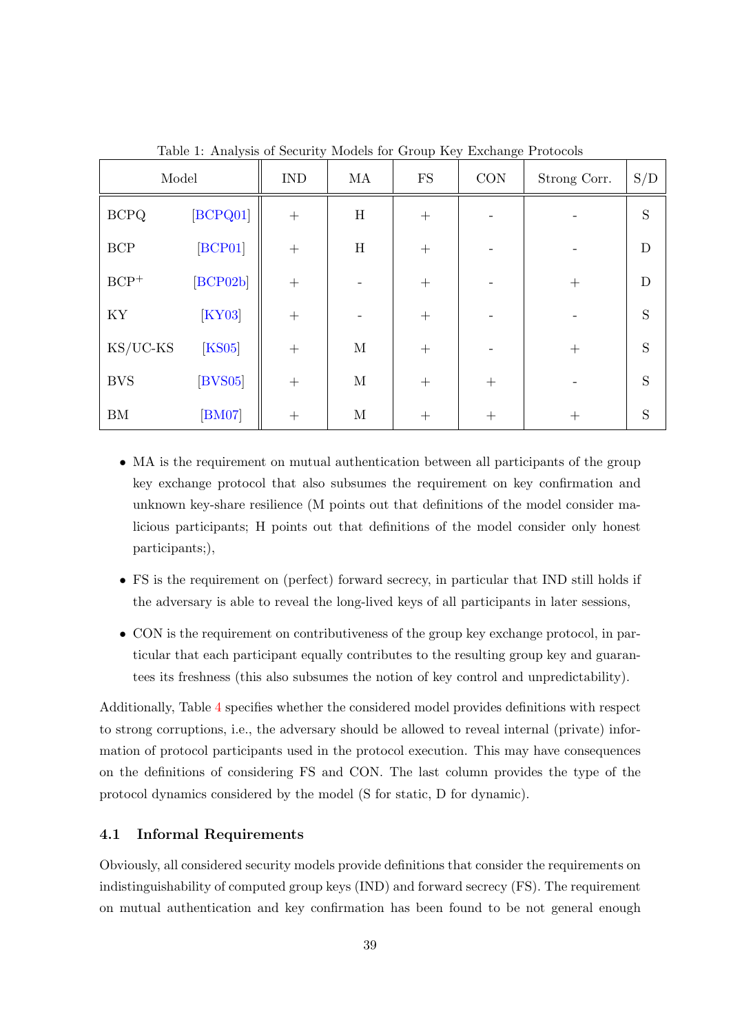Table 1: Analysis of Security Models for Group Key Exchange Protocols

| Model | | IND | MA | FS | CON | Strong Corr. | S/D |
|---|---|---|---|---|---|---|---|
| BCPQ | [BCPQ01] | + | H | + | - | - | S |
| BCP | [BCP01] | + | H | + | - | - | D |
| BCP$^+$ | [BCP02b] | + | - | + | - | + | D |
| KY | [KY03] | + | - | + | - | - | S |
| KS/UC-KS | [KS05] | + | M | + | - | + | S |
| BVS | [BVS05] | + | M | + | + | - | S |
| BM | [BM07] | + | M | + | + | + | S |

- MA is the requirement on mutual authentication between all participants of the group key exchange protocol that also subsumes the requirement on key confirmation and unknown key-share resilience (M points out that definitions of the model consider malicious participants; H points out that definitions of the model consider only honest participants;),
- FS is the requirement on (perfect) forward secrecy, in particular that IND still holds if the adversary is able to reveal the long-lived keys of all participants in later sessions,
- CON is the requirement on contributiveness of the group key exchange protocol, in particular that each participant equally contributes to the resulting group key and guarantees its freshness (this also subsumes the notion of key control and unpredictability).

Additionally, Table 4 specifies whether the considered model provides definitions with respect to strong corruptions, i.e., the adversary should be allowed to reveal internal (private) information of protocol participants used in the protocol execution. This may have consequences on the definitions of considering FS and CON. The last column provides the type of the protocol dynamics considered by the model (S for static, D for dynamic).

### 4.1 Informal Requirements

Obviously, all considered security models provide definitions that consider the requirements on indistinguishability of computed group keys (IND) and forward secrecy (FS). The requirement on mutual authentication and key confirmation has been found to be not general enough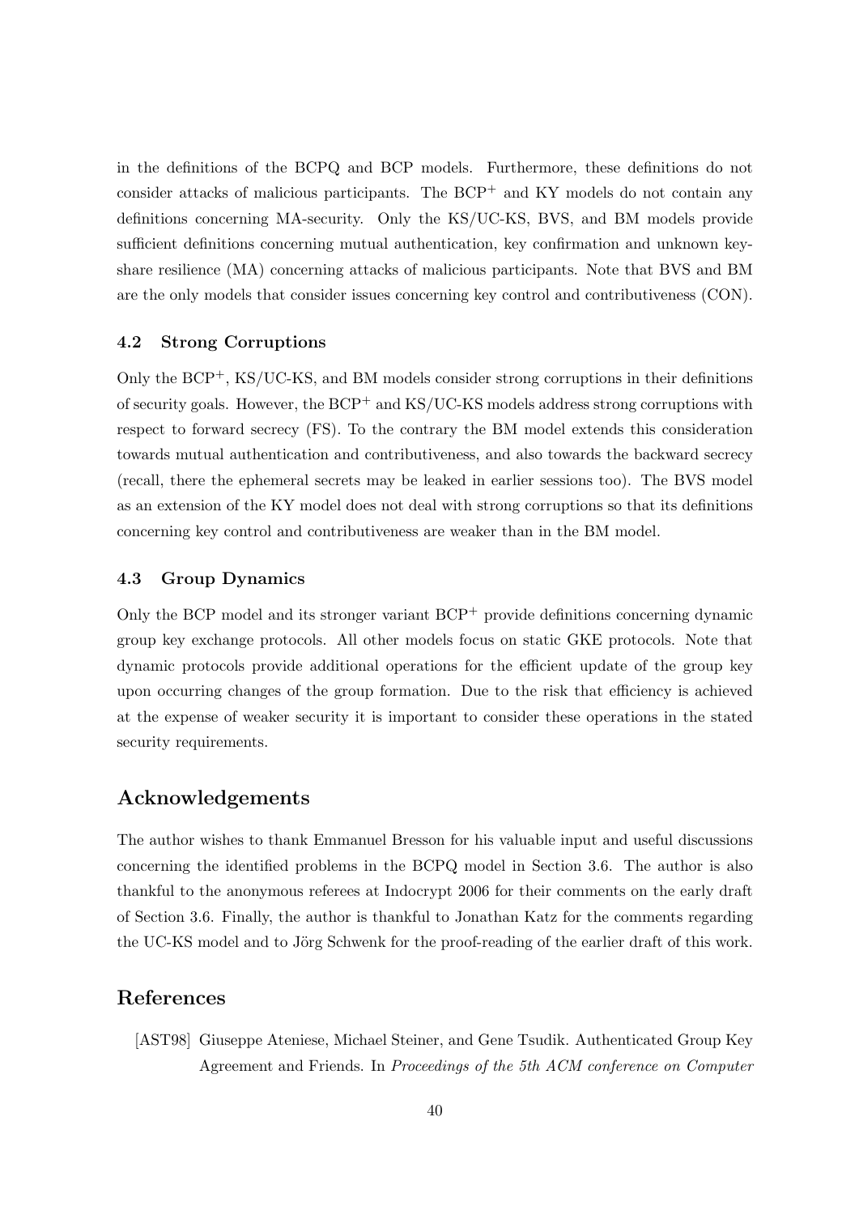in the definitions of the BCPQ and BCP models. Furthermore, these definitions do not consider attacks of malicious participants. The BCP$^+$ and KY models do not contain any definitions concerning MA-security. Only the KS/UC-KS, BVS, and BM models provide sufficient definitions concerning mutual authentication, key confirmation and unknown key-share resilience (MA) concerning attacks of malicious participants. Note that BVS and BM are the only models that consider issues concerning key control and contributiveness (CON).

### 4.2 Strong Corruptions

Only the BCP$^+$, KS/UC-KS, and BM models consider strong corruptions in their definitions of security goals. However, the BCP$^+$ and KS/UC-KS models address strong corruptions with respect to forward secrecy (FS). To the contrary the BM model extends this consideration towards mutual authentication and contributiveness, and also towards the backward secrecy (recall, there the ephemeral secrets may be leaked in earlier sessions too). The BVS model as an extension of the KY model does not deal with strong corruptions so that its definitions concerning key control and contributiveness are weaker than in the BM model.

### 4.3 Group Dynamics

Only the BCP model and its stronger variant BCP$^+$ provide definitions concerning dynamic group key exchange protocols. All other models focus on static GKE protocols. Note that dynamic protocols provide additional operations for the efficient update of the group key upon occurring changes of the group formation. Due to the risk that efficiency is achieved at the expense of weaker security it is important to consider these operations in the stated security requirements.

## Acknowledgements

The author wishes to thank Emmanuel Bresson for his valuable input and useful discussions concerning the identified problems in the BCPQ model in Section 3.6. The author is also thankful to the anonymous referees at Indocrypt 2006 for their comments on the early draft of Section 3.6. Finally, the author is thankful to Jonathan Katz for the comments regarding the UC-KS model and to Jörg Schwenk for the proof-reading of the earlier draft of this work.

## References

[AST98] Giuseppe Ateniese, Michael Steiner, and Gene Tsudik. Authenticated Group Key Agreement and Friends. In *Proceedings of the 5th ACM conference on Computer*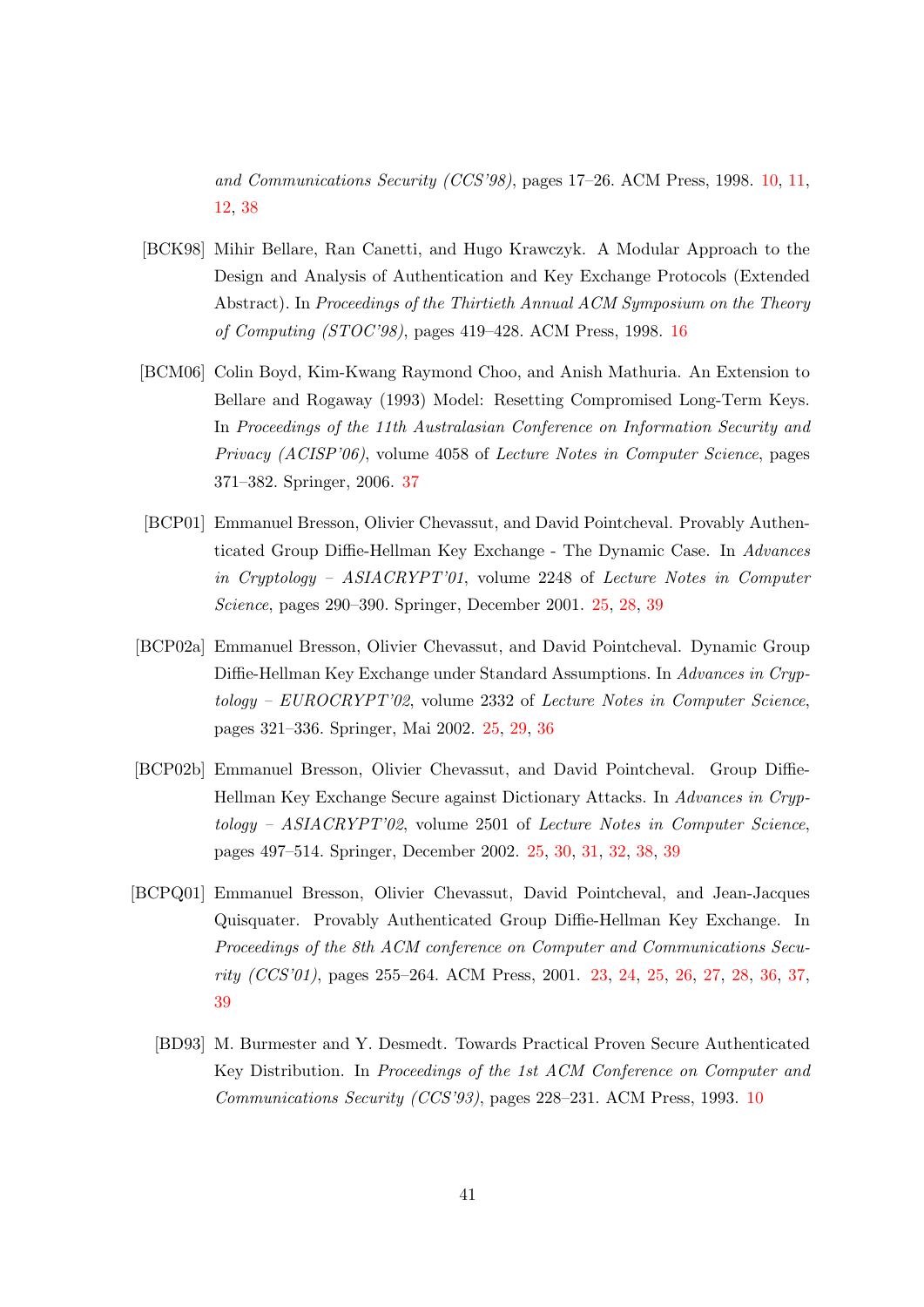*and Communications Security (CCS'98)*, pages 17–26. ACM Press, 1998. 10, 11, 12, 38

[BCK98] Mihir Bellare, Ran Canetti, and Hugo Krawczyk. A Modular Approach to the Design and Analysis of Authentication and Key Exchange Protocols (Extended Abstract). In *Proceedings of the Thirtieth Annual ACM Symposium on the Theory of Computing (STOC'98)*, pages 419–428. ACM Press, 1998. 16

[BCM06] Colin Boyd, Kim-Kwang Raymond Choo, and Anish Mathuria. An Extension to Bellare and Rogaway (1993) Model: Resetting Compromised Long-Term Keys. In *Proceedings of the 11th Australasian Conference on Information Security and Privacy (ACISP'06)*, volume 4058 of *Lecture Notes in Computer Science*, pages 371–382. Springer, 2006. 37

[BCP01] Emmanuel Bresson, Olivier Chevassut, and David Pointcheval. Provably Authenticated Group Diffie-Hellman Key Exchange - The Dynamic Case. In *Advances in Cryptology – ASIACRYPT'01*, volume 2248 of *Lecture Notes in Computer Science*, pages 290–390. Springer, December 2001. 25, 28, 39

[BCP02a] Emmanuel Bresson, Olivier Chevassut, and David Pointcheval. Dynamic Group Diffie-Hellman Key Exchange under Standard Assumptions. In *Advances in Cryptology – EUROCRYPT'02*, volume 2332 of *Lecture Notes in Computer Science*, pages 321–336. Springer, Mai 2002. 25, 29, 36

[BCP02b] Emmanuel Bresson, Olivier Chevassut, and David Pointcheval. Group Diffie-Hellman Key Exchange Secure against Dictionary Attacks. In *Advances in Cryptology – ASIACRYPT'02*, volume 2501 of *Lecture Notes in Computer Science*, pages 497–514. Springer, December 2002. 25, 30, 31, 32, 38, 39

[BCPQ01] Emmanuel Bresson, Olivier Chevassut, David Pointcheval, and Jean-Jacques Quisquater. Provably Authenticated Group Diffie-Hellman Key Exchange. In *Proceedings of the 8th ACM conference on Computer and Communications Security (CCS'01)*, pages 255–264. ACM Press, 2001. 23, 24, 25, 26, 27, 28, 36, 37, 39

[BD93] M. Burmester and Y. Desmedt. Towards Practical Proven Secure Authenticated Key Distribution. In *Proceedings of the 1st ACM Conference on Computer and Communications Security (CCS'93)*, pages 228–231. ACM Press, 1993. 10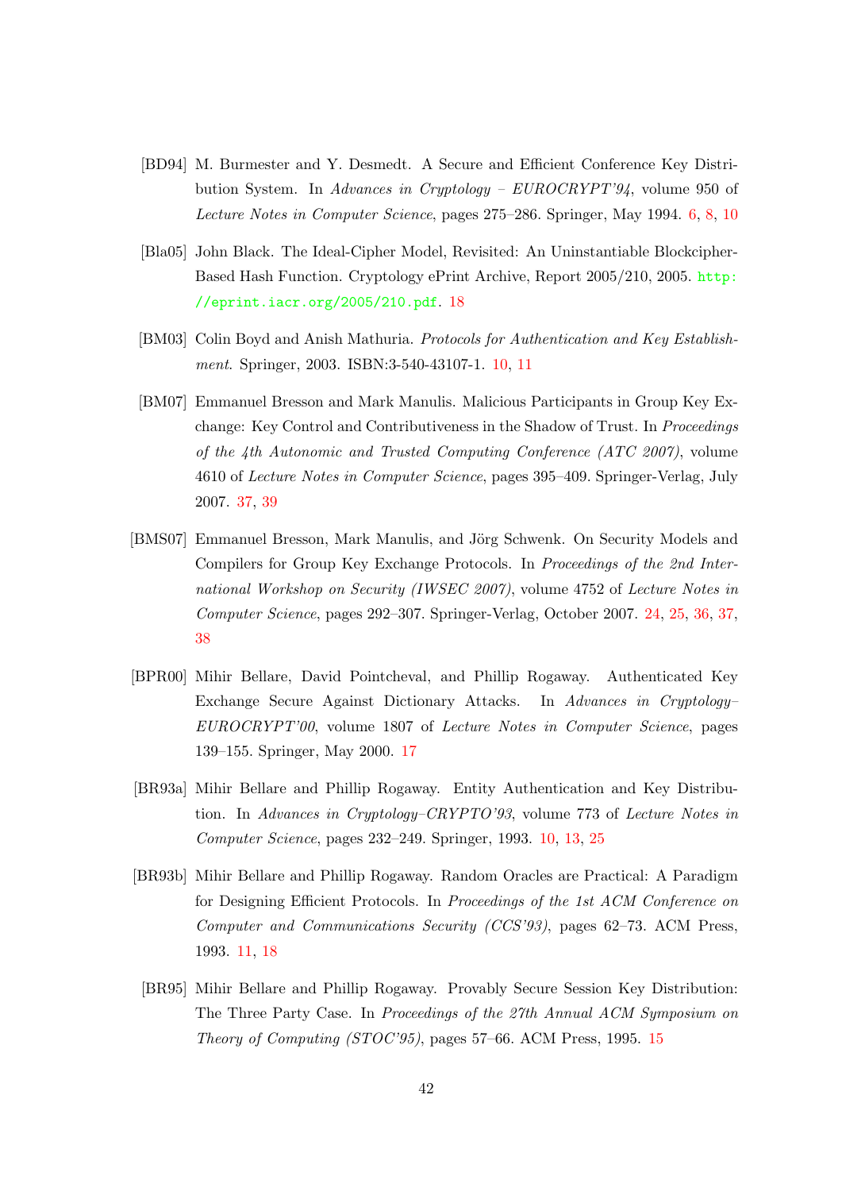[BD94] M. Burmester and Y. Desmedt. A Secure and Efficient Conference Key Distribution System. In *Advances in Cryptology – EUROCRYPT'94*, volume 950 of *Lecture Notes in Computer Science*, pages 275–286. Springer, May 1994. 6, 8, 10

[Bla05] John Black. The Ideal-Cipher Model, Revisited: An Uninstantiable Blockcipher-Based Hash Function. Cryptology ePrint Archive, Report 2005/210, 2005. http://eprint.iacr.org/2005/210.pdf. 18

[BM03] Colin Boyd and Anish Mathuria. *Protocols for Authentication and Key Establishment*. Springer, 2003. ISBN:3-540-43107-1. 10, 11

[BM07] Emmanuel Bresson and Mark Manulis. Malicious Participants in Group Key Exchange: Key Control and Contributiveness in the Shadow of Trust. In *Proceedings of the 4th Autonomic and Trusted Computing Conference (ATC 2007)*, volume 4610 of *Lecture Notes in Computer Science*, pages 395–409. Springer-Verlag, July 2007. 37, 39

[BMS07] Emmanuel Bresson, Mark Manulis, and Jörg Schwenk. On Security Models and Compilers for Group Key Exchange Protocols. In *Proceedings of the 2nd International Workshop on Security (IWSEC 2007)*, volume 4752 of *Lecture Notes in Computer Science*, pages 292–307. Springer-Verlag, October 2007. 24, 25, 36, 37, 38

[BPR00] Mihir Bellare, David Pointcheval, and Phillip Rogaway. Authenticated Key Exchange Secure Against Dictionary Attacks. In *Advances in Cryptology–EUROCRYPT'00*, volume 1807 of *Lecture Notes in Computer Science*, pages 139–155. Springer, May 2000. 17

[BR93a] Mihir Bellare and Phillip Rogaway. Entity Authentication and Key Distribution. In *Advances in Cryptology–CRYPTO'93*, volume 773 of *Lecture Notes in Computer Science*, pages 232–249. Springer, 1993. 10, 13, 25

[BR93b] Mihir Bellare and Phillip Rogaway. Random Oracles are Practical: A Paradigm for Designing Efficient Protocols. In *Proceedings of the 1st ACM Conference on Computer and Communications Security (CCS'93)*, pages 62–73. ACM Press, 1993. 11, 18

[BR95] Mihir Bellare and Phillip Rogaway. Provably Secure Session Key Distribution: The Three Party Case. In *Proceedings of the 27th Annual ACM Symposium on Theory of Computing (STOC'95)*, pages 57–66. ACM Press, 1995. 15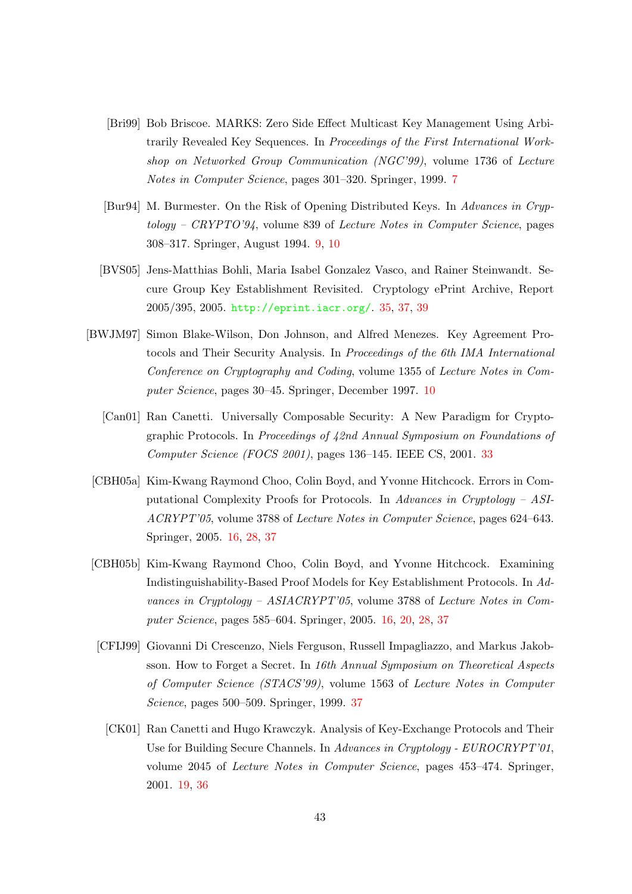[Bri99] Bob Briscoe. MARKS: Zero Side Effect Multicast Key Management Using Arbitrarily Revealed Key Sequences. In *Proceedings of the First International Workshop on Networked Group Communication (NGC'99)*, volume 1736 of *Lecture Notes in Computer Science*, pages 301–320. Springer, 1999. 7

[Bur94] M. Burmester. On the Risk of Opening Distributed Keys. In *Advances in Cryptology – CRYPTO'94*, volume 839 of *Lecture Notes in Computer Science*, pages 308–317. Springer, August 1994. 9, 10

[BVS05] Jens-Matthias Bohli, Maria Isabel Gonzalez Vasco, and Rainer Steinwandt. Secure Group Key Establishment Revisited. Cryptology ePrint Archive, Report 2005/395, 2005. http://eprint.iacr.org/. 35, 37, 39

[BWJM97] Simon Blake-Wilson, Don Johnson, and Alfred Menezes. Key Agreement Protocols and Their Security Analysis. In *Proceedings of the 6th IMA International Conference on Cryptography and Coding*, volume 1355 of *Lecture Notes in Computer Science*, pages 30–45. Springer, December 1997. 10

[Can01] Ran Canetti. Universally Composable Security: A New Paradigm for Cryptographic Protocols. In *Proceedings of 42nd Annual Symposium on Foundations of Computer Science (FOCS 2001)*, pages 136–145. IEEE CS, 2001. 33

[CBH05a] Kim-Kwang Raymond Choo, Colin Boyd, and Yvonne Hitchcock. Errors in Computational Complexity Proofs for Protocols. In *Advances in Cryptology – ASIACRYPT'05*, volume 3788 of *Lecture Notes in Computer Science*, pages 624–643. Springer, 2005. 16, 28, 37

[CBH05b] Kim-Kwang Raymond Choo, Colin Boyd, and Yvonne Hitchcock. Examining Indistinguishability-Based Proof Models for Key Establishment Protocols. In *Advances in Cryptology – ASIACRYPT'05*, volume 3788 of *Lecture Notes in Computer Science*, pages 585–604. Springer, 2005. 16, 20, 28, 37

[CFIJ99] Giovanni Di Crescenzo, Niels Ferguson, Russell Impagliazzo, and Markus Jakobsson. How to Forget a Secret. In *16th Annual Symposium on Theoretical Aspects of Computer Science (STACS'99)*, volume 1563 of *Lecture Notes in Computer Science*, pages 500–509. Springer, 1999. 37

[CK01] Ran Canetti and Hugo Krawczyk. Analysis of Key-Exchange Protocols and Their Use for Building Secure Channels. In *Advances in Cryptology - EUROCRYPT'01*, volume 2045 of *Lecture Notes in Computer Science*, pages 453–474. Springer, 2001. 19, 36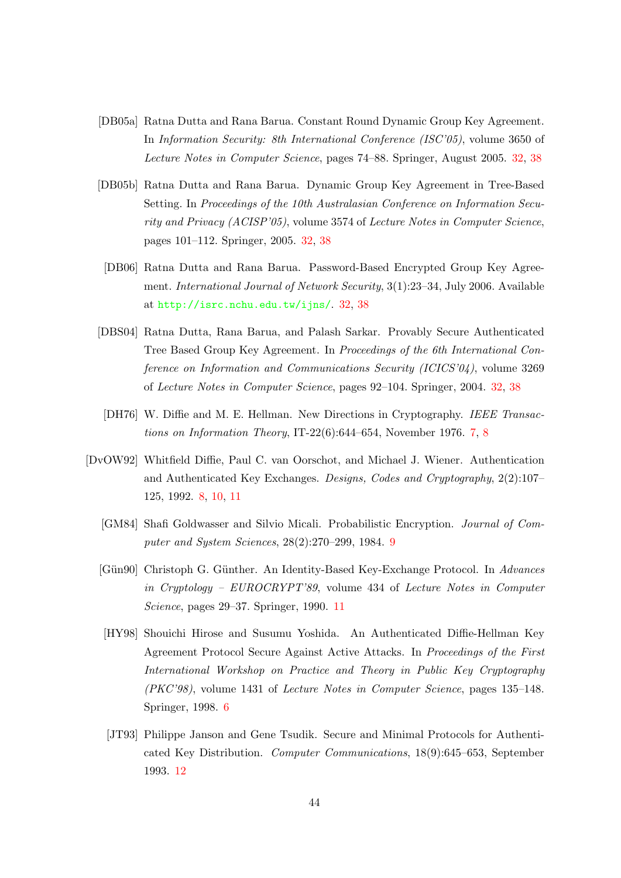[DB05a] Ratna Dutta and Rana Barua. Constant Round Dynamic Group Key Agreement. In *Information Security: 8th International Conference (ISC'05)*, volume 3650 of *Lecture Notes in Computer Science*, pages 74–88. Springer, August 2005. 32, 38

[DB05b] Ratna Dutta and Rana Barua. Dynamic Group Key Agreement in Tree-Based Setting. In *Proceedings of the 10th Australasian Conference on Information Security and Privacy (ACISP'05)*, volume 3574 of *Lecture Notes in Computer Science*, pages 101–112. Springer, 2005. 32, 38

[DB06] Ratna Dutta and Rana Barua. Password-Based Encrypted Group Key Agreement. *International Journal of Network Security*, 3(1):23–34, July 2006. Available at http://isrc.nchu.edu.tw/ijns/. 32, 38

[DBS04] Ratna Dutta, Rana Barua, and Palash Sarkar. Provably Secure Authenticated Tree Based Group Key Agreement. In *Proceedings of the 6th International Conference on Information and Communications Security (ICICS'04)*, volume 3269 of *Lecture Notes in Computer Science*, pages 92–104. Springer, 2004. 32, 38

[DH76] W. Diffie and M. E. Hellman. New Directions in Cryptography. *IEEE Transactions on Information Theory*, IT-22(6):644–654, November 1976. 7, 8

[DvOW92] Whitfield Diffie, Paul C. van Oorschot, and Michael J. Wiener. Authentication and Authenticated Key Exchanges. *Designs, Codes and Cryptography*, 2(2):107–125, 1992. 8, 10, 11

[GM84] Shafi Goldwasser and Silvio Micali. Probabilistic Encryption. *Journal of Computer and System Sciences*, 28(2):270–299, 1984. 9

[Gün90] Christoph G. Günther. An Identity-Based Key-Exchange Protocol. In *Advances in Cryptology – EUROCRYPT'89*, volume 434 of *Lecture Notes in Computer Science*, pages 29–37. Springer, 1990. 11

[HY98] Shouichi Hirose and Susumu Yoshida. An Authenticated Diffie-Hellman Key Agreement Protocol Secure Against Active Attacks. In *Proceedings of the First International Workshop on Practice and Theory in Public Key Cryptography (PKC'98)*, volume 1431 of *Lecture Notes in Computer Science*, pages 135–148. Springer, 1998. 6

[JT93] Philippe Janson and Gene Tsudik. Secure and Minimal Protocols for Authenticated Key Distribution. *Computer Communications*, 18(9):645–653, September 1993. 12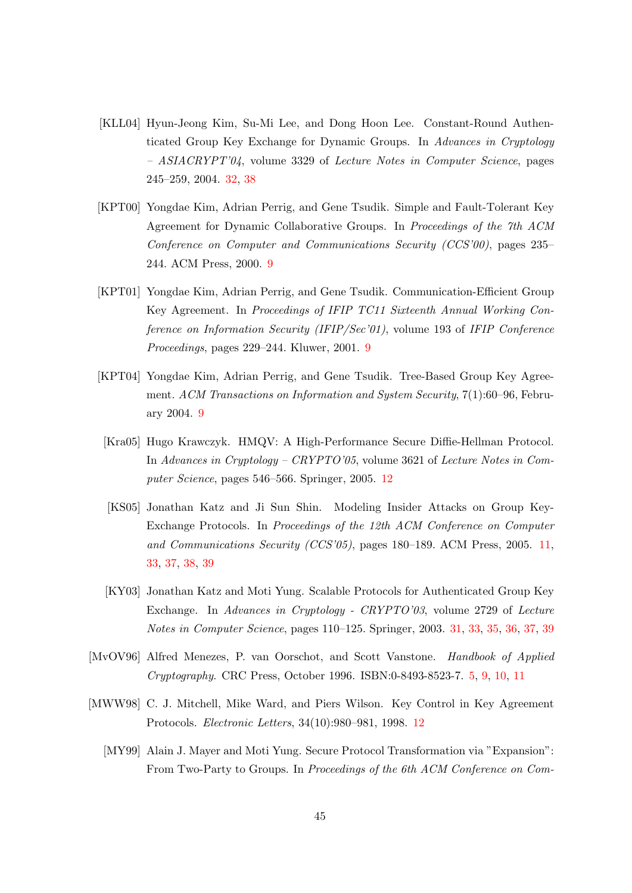[KLL04] Hyun-Jeong Kim, Su-Mi Lee, and Dong Hoon Lee. Constant-Round Authenticated Group Key Exchange for Dynamic Groups. In *Advances in Cryptology – ASIACRYPT'04*, volume 3329 of *Lecture Notes in Computer Science*, pages 245–259, 2004. 32, 38

[KPT00] Yongdae Kim, Adrian Perrig, and Gene Tsudik. Simple and Fault-Tolerant Key Agreement for Dynamic Collaborative Groups. In *Proceedings of the 7th ACM Conference on Computer and Communications Security (CCS'00)*, pages 235–244. ACM Press, 2000. 9

[KPT01] Yongdae Kim, Adrian Perrig, and Gene Tsudik. Communication-Efficient Group Key Agreement. In *Proceedings of IFIP TC11 Sixteenth Annual Working Conference on Information Security (IFIP/Sec'01)*, volume 193 of *IFIP Conference Proceedings*, pages 229–244. Kluwer, 2001. 9

[KPT04] Yongdae Kim, Adrian Perrig, and Gene Tsudik. Tree-Based Group Key Agreement. *ACM Transactions on Information and System Security*, 7(1):60–96, February 2004. 9

[Kra05] Hugo Krawczyk. HMQV: A High-Performance Secure Diffie-Hellman Protocol. In *Advances in Cryptology – CRYPTO'05*, volume 3621 of *Lecture Notes in Computer Science*, pages 546–566. Springer, 2005. 12

[KS05] Jonathan Katz and Ji Sun Shin. Modeling Insider Attacks on Group Key-Exchange Protocols. In *Proceedings of the 12th ACM Conference on Computer and Communications Security (CCS'05)*, pages 180–189. ACM Press, 2005. 11, 33, 37, 38, 39

[KY03] Jonathan Katz and Moti Yung. Scalable Protocols for Authenticated Group Key Exchange. In *Advances in Cryptology - CRYPTO'03*, volume 2729 of *Lecture Notes in Computer Science*, pages 110–125. Springer, 2003. 31, 33, 35, 36, 37, 39

[MvOV96] Alfred Menezes, P. van Oorschot, and Scott Vanstone. *Handbook of Applied Cryptography*. CRC Press, October 1996. ISBN:0-8493-8523-7. 5, 9, 10, 11

[MWW98] C. J. Mitchell, Mike Ward, and Piers Wilson. Key Control in Key Agreement Protocols. *Electronic Letters*, 34(10):980–981, 1998. 12

[MY99] Alain J. Mayer and Moti Yung. Secure Protocol Transformation via "Expansion": From Two-Party to Groups. In *Proceedings of the 6th ACM Conference on Com-*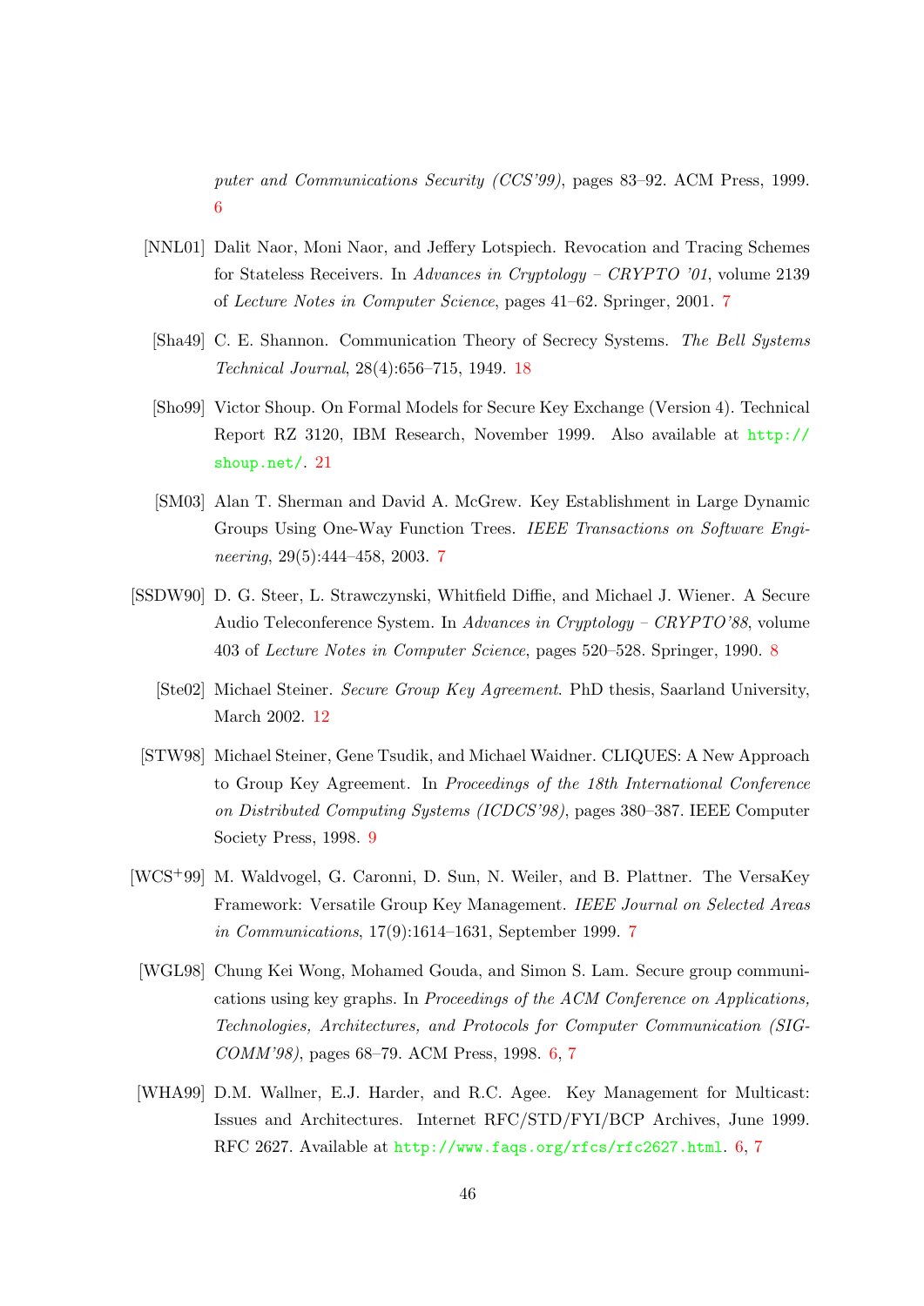*puter and Communications Security (CCS'99)*, pages 83–92. ACM Press, 1999. 6

[NNL01] Dalit Naor, Moni Naor, and Jeffery Lotspiech. Revocation and Tracing Schemes for Stateless Receivers. In *Advances in Cryptology – CRYPTO '01*, volume 2139 of *Lecture Notes in Computer Science*, pages 41–62. Springer, 2001. 7

[Sha49] C. E. Shannon. Communication Theory of Secrecy Systems. *The Bell Systems Technical Journal*, 28(4):656–715, 1949. 18

[Sho99] Victor Shoup. On Formal Models for Secure Key Exchange (Version 4). Technical Report RZ 3120, IBM Research, November 1999. Also available at http://shoup.net/. 21

[SM03] Alan T. Sherman and David A. McGrew. Key Establishment in Large Dynamic Groups Using One-Way Function Trees. *IEEE Transactions on Software Engineering*, 29(5):444–458, 2003. 7

[SSDW90] D. G. Steer, L. Strawczynski, Whitfield Diffie, and Michael J. Wiener. A Secure Audio Teleconference System. In *Advances in Cryptology – CRYPTO'88*, volume 403 of *Lecture Notes in Computer Science*, pages 520–528. Springer, 1990. 8

[Ste02] Michael Steiner. *Secure Group Key Agreement*. PhD thesis, Saarland University, March 2002. 12

[STW98] Michael Steiner, Gene Tsudik, and Michael Waidner. CLIQUES: A New Approach to Group Key Agreement. In *Proceedings of the 18th International Conference on Distributed Computing Systems (ICDCS'98)*, pages 380–387. IEEE Computer Society Press, 1998. 9

[WCS+99] M. Waldvogel, G. Caronni, D. Sun, N. Weiler, and B. Plattner. The VersaKey Framework: Versatile Group Key Management. *IEEE Journal on Selected Areas in Communications*, 17(9):1614–1631, September 1999. 7

[WGL98] Chung Kei Wong, Mohamed Gouda, and Simon S. Lam. Secure group communications using key graphs. In *Proceedings of the ACM Conference on Applications, Technologies, Architectures, and Protocols for Computer Communication (SIGCOMM'98)*, pages 68–79. ACM Press, 1998. 6, 7

[WHA99] D.M. Wallner, E.J. Harder, and R.C. Agee. Key Management for Multicast: Issues and Architectures. Internet RFC/STD/FYI/BCP Archives, June 1999. RFC 2627. Available at http://www.faqs.org/rfcs/rfc2627.html. 6, 7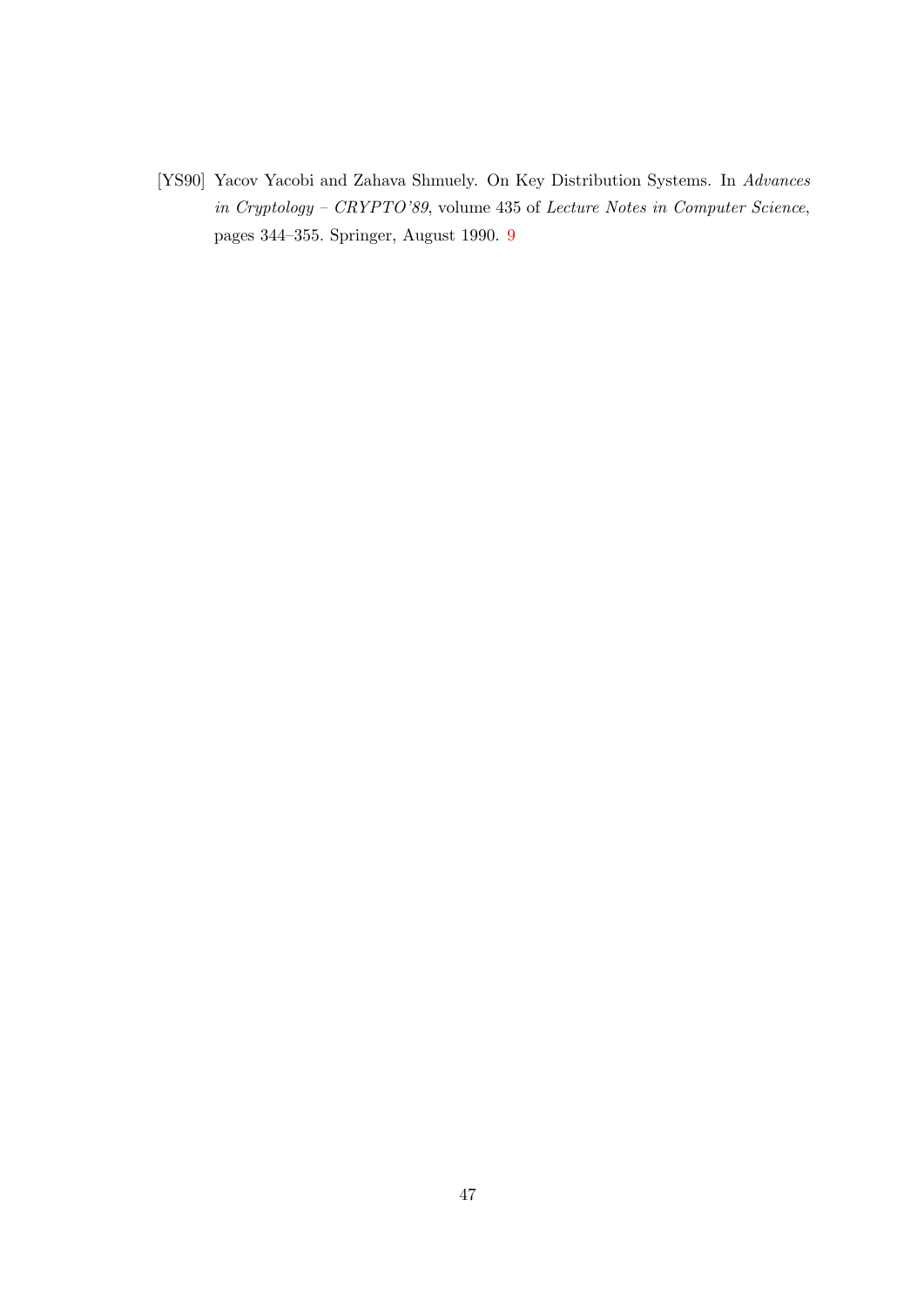[YS90] Yacov Yacobi and Zahava Shmuely. On Key Distribution Systems. In *Advances in Cryptology – CRYPTO'89*, volume 435 of *Lecture Notes in Computer Science*, pages 344–355. Springer, August 1990. 9